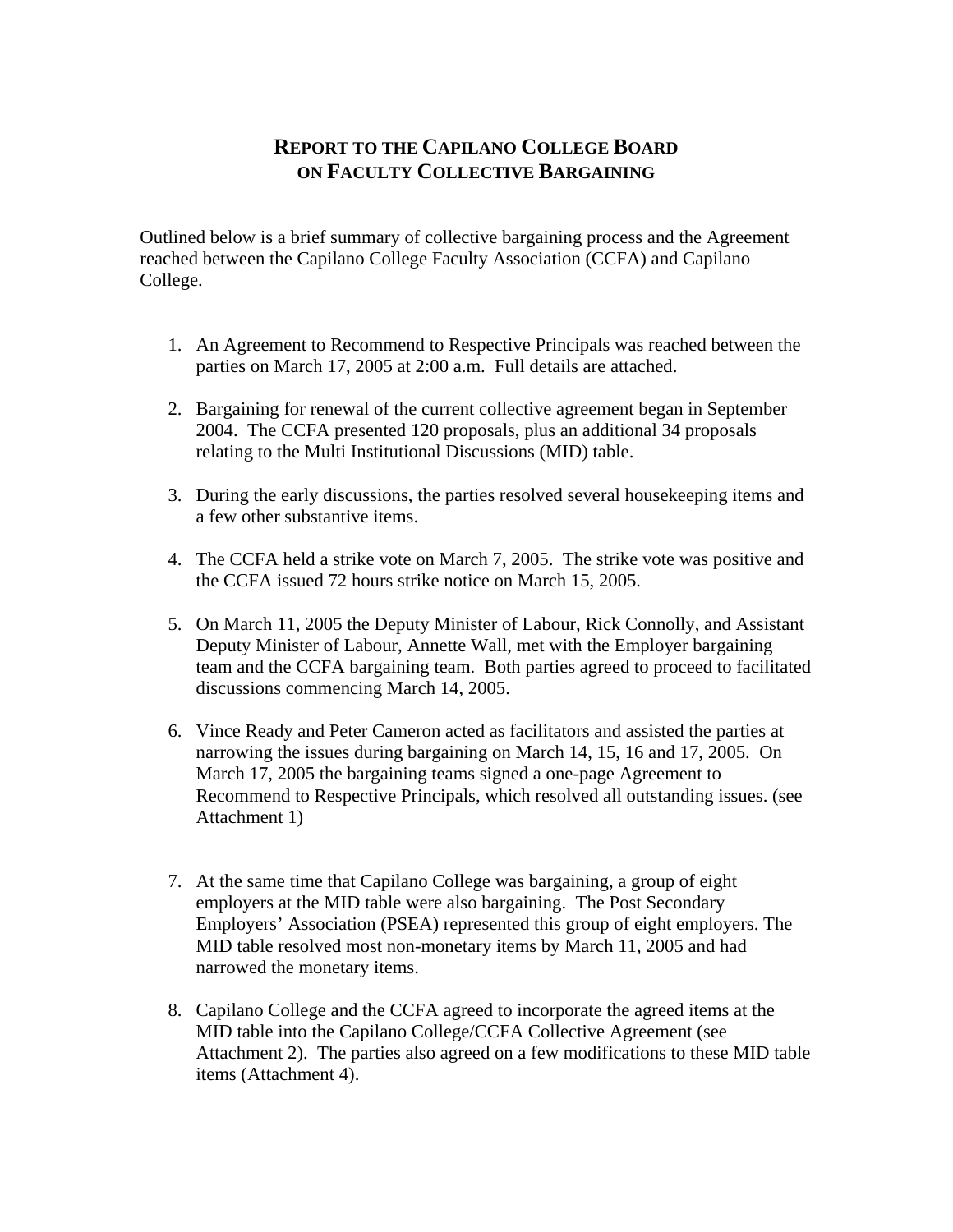# REPORT TO THE CAPILANO COLLEGE BOARD ON FACULTY COLLECTIVE BARGAINING

Outlined below is a brief summary of collective bargaining process and the Agreement reached between the Capilano College Faculty Association (CCFA) and Capilano College.

1. An Agreement to Recommend to Respective Principals was reached between the parties on March 17, 2005 at 2:00 a.m. Full details are attached.

2. Bargaining for renewal of the current collective agreement began in September 2004. The CCFA presented 120 proposals, plus an additional 34 proposals relating to the Multi Institutional Discussions (MID) table.

3. During the early discussions, the parties resolved several housekeeping items and a few other substantive items.

4. The CCFA held a strike vote on March 7, 2005. The strike vote was positive and the CCFA issued 72 hours strike notice on March 15, 2005.

5. On March 11, 2005 the Deputy Minister of Labour, Rick Connolly, and Assistant Deputy Minister of Labour, Annette Wall, met with the Employer bargaining team and the CCFA bargaining team. Both parties agreed to proceed to facilitated discussions commencing March 14, 2005.

6. Vince Ready and Peter Cameron acted as facilitators and assisted the parties at narrowing the issues during bargaining on March 14, 15, 16 and 17, 2005. On March 17, 2005 the bargaining teams signed a one-page Agreement to Recommend to Respective Principals, which resolved all outstanding issues. (see Attachment 1)

7. At the same time that Capilano College was bargaining, a group of eight employers at the MID table were also bargaining. The Post Secondary Employers' Association (PSEA) represented this group of eight employers. The MID table resolved most non-monetary items by March 11, 2005 and had narrowed the monetary items.

8. Capilano College and the CCFA agreed to incorporate the agreed items at the MID table into the Capilano College/CCFA Collective Agreement (see Attachment 2). The parties also agreed on a few modifications to these MID table items (Attachment 4).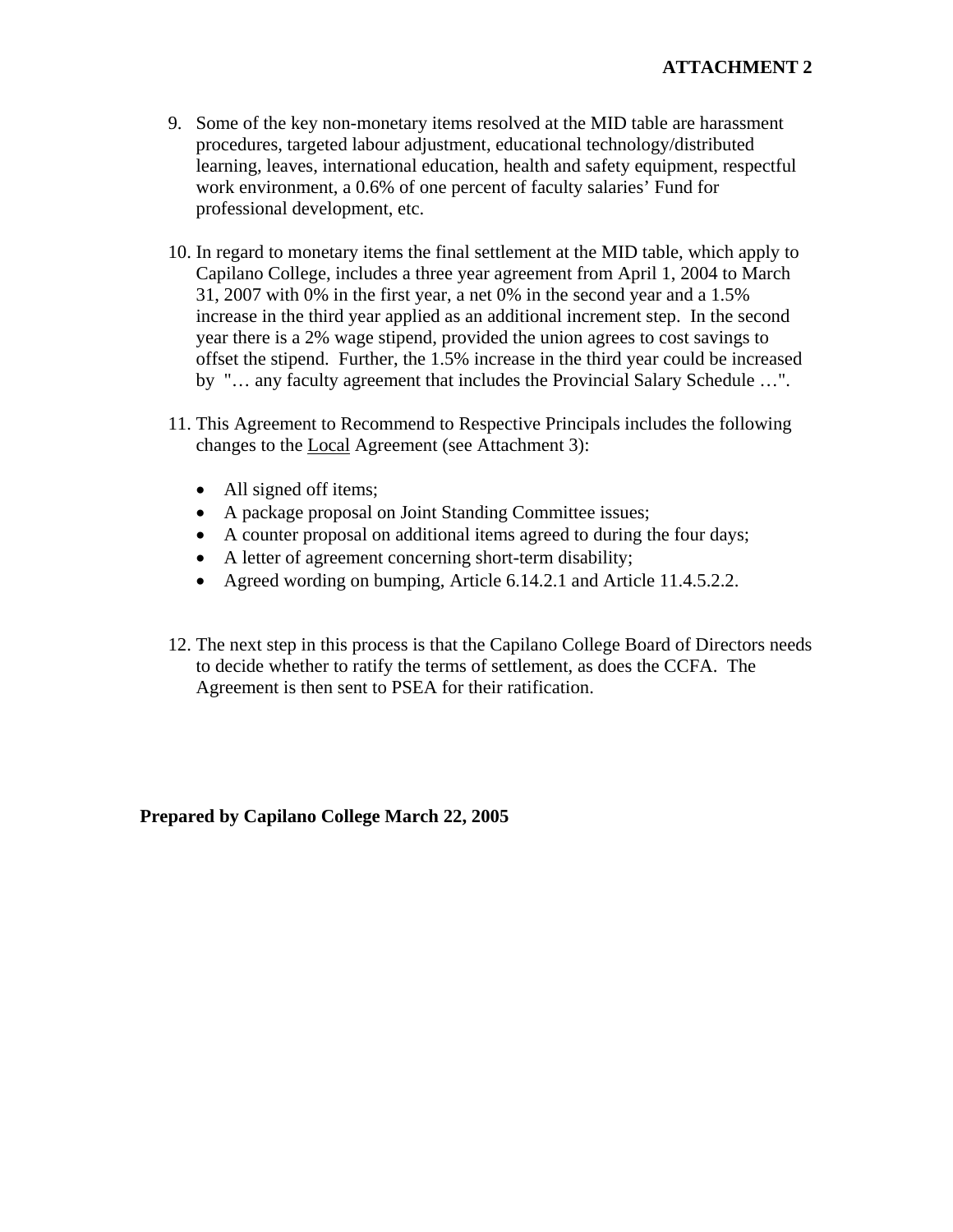**ATTACHMENT 2**

9. Some of the key non-monetary items resolved at the MID table are harassment procedures, targeted labour adjustment, educational technology/distributed learning, leaves, international education, health and safety equipment, respectful work environment, a 0.6% of one percent of faculty salaries' Fund for professional development, etc.

10. In regard to monetary items the final settlement at the MID table, which apply to Capilano College, includes a three year agreement from April 1, 2004 to March 31, 2007 with 0% in the first year, a net 0% in the second year and a 1.5% increase in the third year applied as an additional increment step. In the second year there is a 2% wage stipend, provided the union agrees to cost savings to offset the stipend. Further, the 1.5% increase in the third year could be increased by "… any faculty agreement that includes the Provincial Salary Schedule …".

11. This Agreement to Recommend to Respective Principals includes the following changes to the Local Agreement (see Attachment 3):

    - All signed off items;
    - A package proposal on Joint Standing Committee issues;
    - A counter proposal on additional items agreed to during the four days;
    - A letter of agreement concerning short-term disability;
    - Agreed wording on bumping, Article 6.14.2.1 and Article 11.4.5.2.2.

12. The next step in this process is that the Capilano College Board of Directors needs to decide whether to ratify the terms of settlement, as does the CCFA. The Agreement is then sent to PSEA for their ratification.

**Prepared by Capilano College March 22, 2005**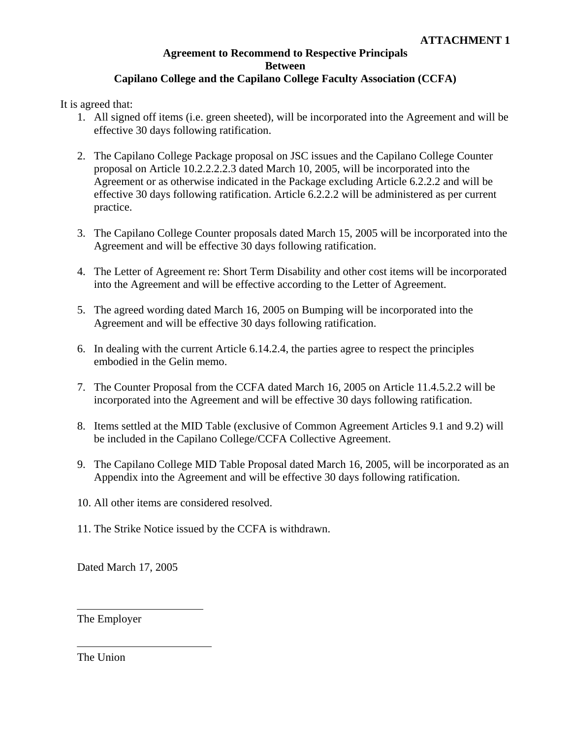**ATTACHMENT 1**

**Agreement to Recommend to Respective Principals**
**Between**
**Capilano College and the Capilano College Faculty Association (CCFA)**

It is agreed that:

1. All signed off items (i.e. green sheeted), will be incorporated into the Agreement and will be effective 30 days following ratification.

2. The Capilano College Package proposal on JSC issues and the Capilano College Counter proposal on Article 10.2.2.2.2.3 dated March 10, 2005, will be incorporated into the Agreement or as otherwise indicated in the Package excluding Article 6.2.2.2 and will be effective 30 days following ratification. Article 6.2.2.2 will be administered as per current practice.

3. The Capilano College Counter proposals dated March 15, 2005 will be incorporated into the Agreement and will be effective 30 days following ratification.

4. The Letter of Agreement re: Short Term Disability and other cost items will be incorporated into the Agreement and will be effective according to the Letter of Agreement.

5. The agreed wording dated March 16, 2005 on Bumping will be incorporated into the Agreement and will be effective 30 days following ratification.

6. In dealing with the current Article 6.14.2.4, the parties agree to respect the principles embodied in the Gelin memo.

7. The Counter Proposal from the CCFA dated March 16, 2005 on Article 11.4.5.2.2 will be incorporated into the Agreement and will be effective 30 days following ratification.

8. Items settled at the MID Table (exclusive of Common Agreement Articles 9.1 and 9.2) will be included in the Capilano College/CCFA Collective Agreement.

9. The Capilano College MID Table Proposal dated March 16, 2005, will be incorporated as an Appendix into the Agreement and will be effective 30 days following ratification.

10. All other items are considered resolved.

11. The Strike Notice issued by the CCFA is withdrawn.

Dated March 17, 2005

\_\_\_\_\_\_\_\_\_\_\_\_\_\_\_\_\_\_\_\_\_\_\_\_

The Employer

\_\_\_\_\_\_\_\_\_\_\_\_\_\_\_\_\_\_\_\_\_\_\_\_

The Union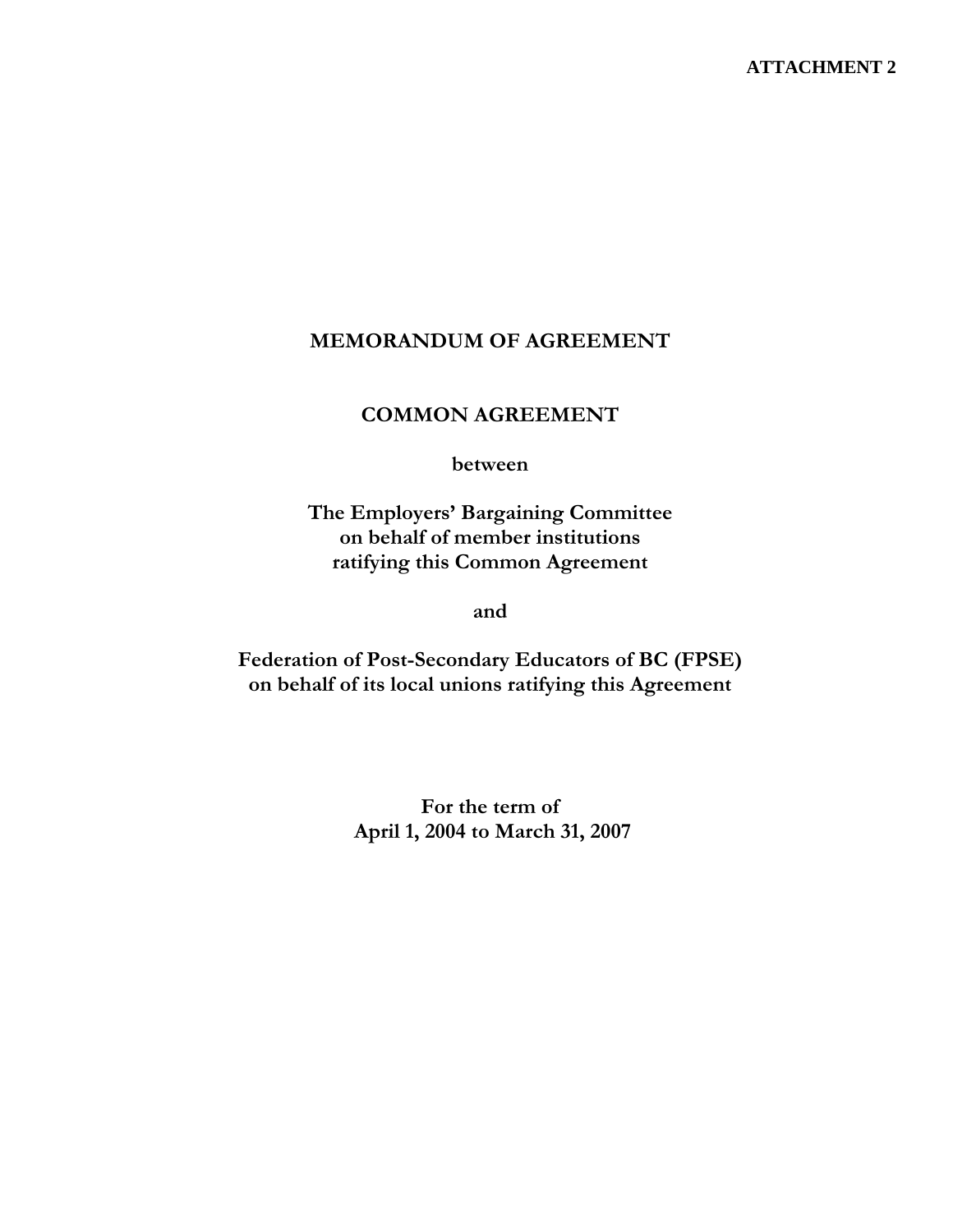**ATTACHMENT 2**

# MEMORANDUM OF AGREEMENT

## COMMON AGREEMENT

**between**

**The Employers' Bargaining Committee on behalf of member institutions ratifying this Common Agreement**

**and**

**Federation of Post-Secondary Educators of BC (FPSE) on behalf of its local unions ratifying this Agreement**

**For the term of April 1, 2004 to March 31, 2007**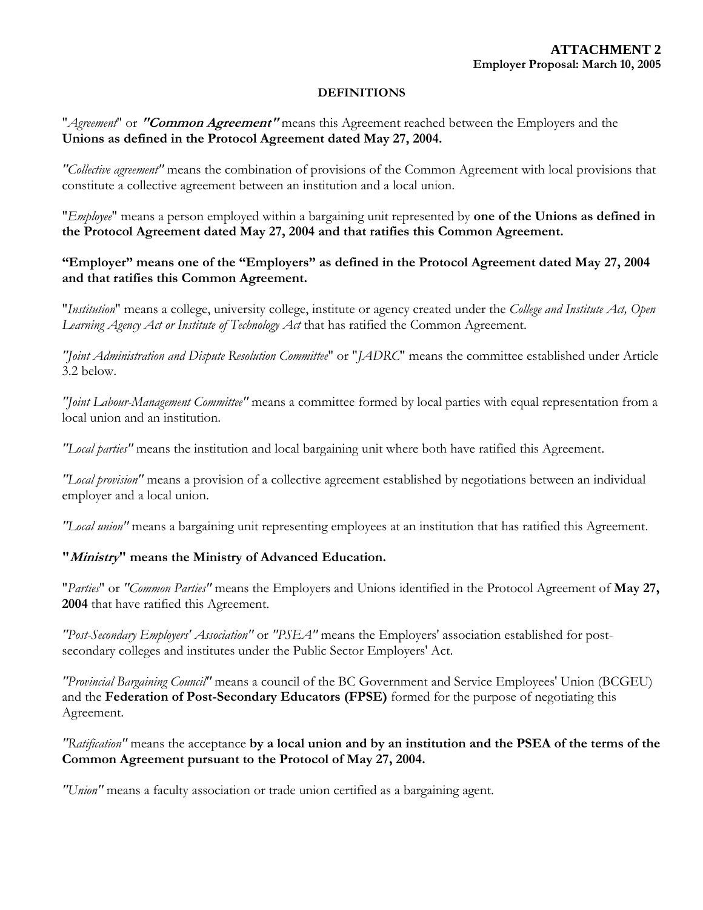**ATTACHMENT 2**
**Employer Proposal: March 10, 2005**

## DEFINITIONS

"*Agreement*" or ***"Common Agreement"*** means this Agreement reached between the Employers and the **Unions as defined in the Protocol Agreement dated May 27, 2004.**

*"Collective agreement"* means the combination of provisions of the Common Agreement with local provisions that constitute a collective agreement between an institution and a local union.

"*Employee*" means a person employed within a bargaining unit represented by **one of the Unions as defined in the Protocol Agreement dated May 27, 2004 and that ratifies this Common Agreement.**

**"Employer" means one of the "Employers" as defined in the Protocol Agreement dated May 27, 2004 and that ratifies this Common Agreement.**

"*Institution*" means a college, university college, institute or agency created under the *College and Institute Act, Open Learning Agency Act or Institute of Technology Act* that has ratified the Common Agreement.

*"Joint Administration and Dispute Resolution Committee*" or "*JADRC*" means the committee established under Article 3.2 below.

*"Joint Labour-Management Committee"* means a committee formed by local parties with equal representation from a local union and an institution.

*"Local parties"* means the institution and local bargaining unit where both have ratified this Agreement.

*"Local provision"* means a provision of a collective agreement established by negotiations between an individual employer and a local union.

*"Local union"* means a bargaining unit representing employees at an institution that has ratified this Agreement.

**"*Ministry*" means the Ministry of Advanced Education.**

"*Parties*" or *"Common Parties"* means the Employers and Unions identified in the Protocol Agreement of **May 27, 2004** that have ratified this Agreement.

*"Post-Secondary Employers' Association"* or *"PSEA"* means the Employers' association established for post-secondary colleges and institutes under the Public Sector Employers' Act.

*"Provincial Bargaining Council"* means a council of the BC Government and Service Employees' Union (BCGEU) and the **Federation of Post-Secondary Educators (FPSE)** formed for the purpose of negotiating this Agreement.

*"Ratification"* means the acceptance **by a local union and by an institution and the PSEA of the terms of the Common Agreement pursuant to the Protocol of May 27, 2004.**

*"Union"* means a faculty association or trade union certified as a bargaining agent.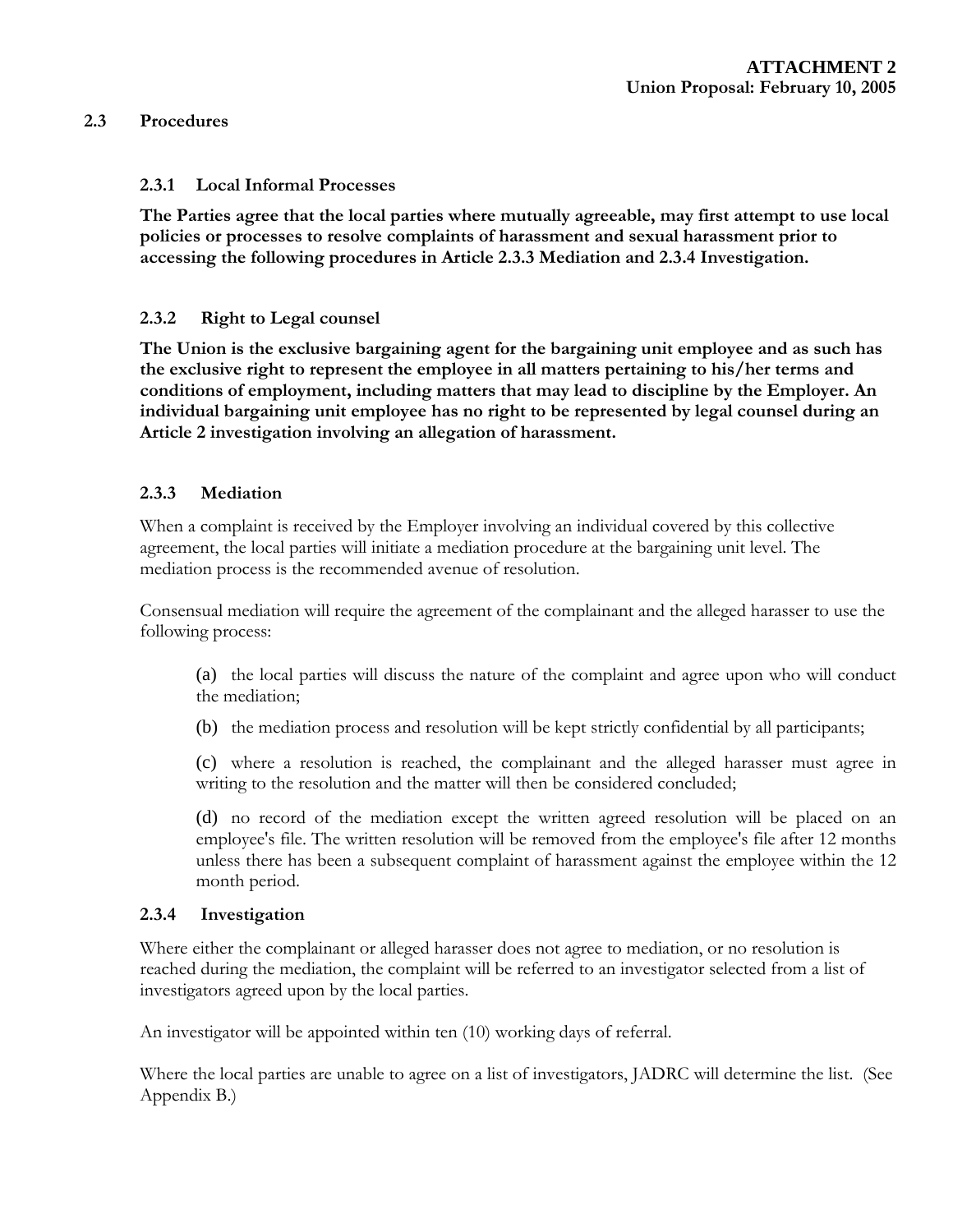**ATTACHMENT 2**
**Union Proposal: February 10, 2005**

## 2.3 Procedures

### 2.3.1 Local Informal Processes

**The Parties agree that the local parties where mutually agreeable, may first attempt to use local policies or processes to resolve complaints of harassment and sexual harassment prior to accessing the following procedures in Article 2.3.3 Mediation and 2.3.4 Investigation.**

### 2.3.2 Right to Legal counsel

**The Union is the exclusive bargaining agent for the bargaining unit employee and as such has the exclusive right to represent the employee in all matters pertaining to his/her terms and conditions of employment, including matters that may lead to discipline by the Employer. An individual bargaining unit employee has no right to be represented by legal counsel during an Article 2 investigation involving an allegation of harassment.**

### 2.3.3 Mediation

When a complaint is received by the Employer involving an individual covered by this collective agreement, the local parties will initiate a mediation procedure at the bargaining unit level. The mediation process is the recommended avenue of resolution.

Consensual mediation will require the agreement of the complainant and the alleged harasser to use the following process:

(a) the local parties will discuss the nature of the complaint and agree upon who will conduct the mediation;

(b) the mediation process and resolution will be kept strictly confidential by all participants;

(c) where a resolution is reached, the complainant and the alleged harasser must agree in writing to the resolution and the matter will then be considered concluded;

(d) no record of the mediation except the written agreed resolution will be placed on an employee's file. The written resolution will be removed from the employee's file after 12 months unless there has been a subsequent complaint of harassment against the employee within the 12 month period.

### 2.3.4 Investigation

Where either the complainant or alleged harasser does not agree to mediation, or no resolution is reached during the mediation, the complaint will be referred to an investigator selected from a list of investigators agreed upon by the local parties.

An investigator will be appointed within ten (10) working days of referral.

Where the local parties are unable to agree on a list of investigators, JADRC will determine the list. (See Appendix B.)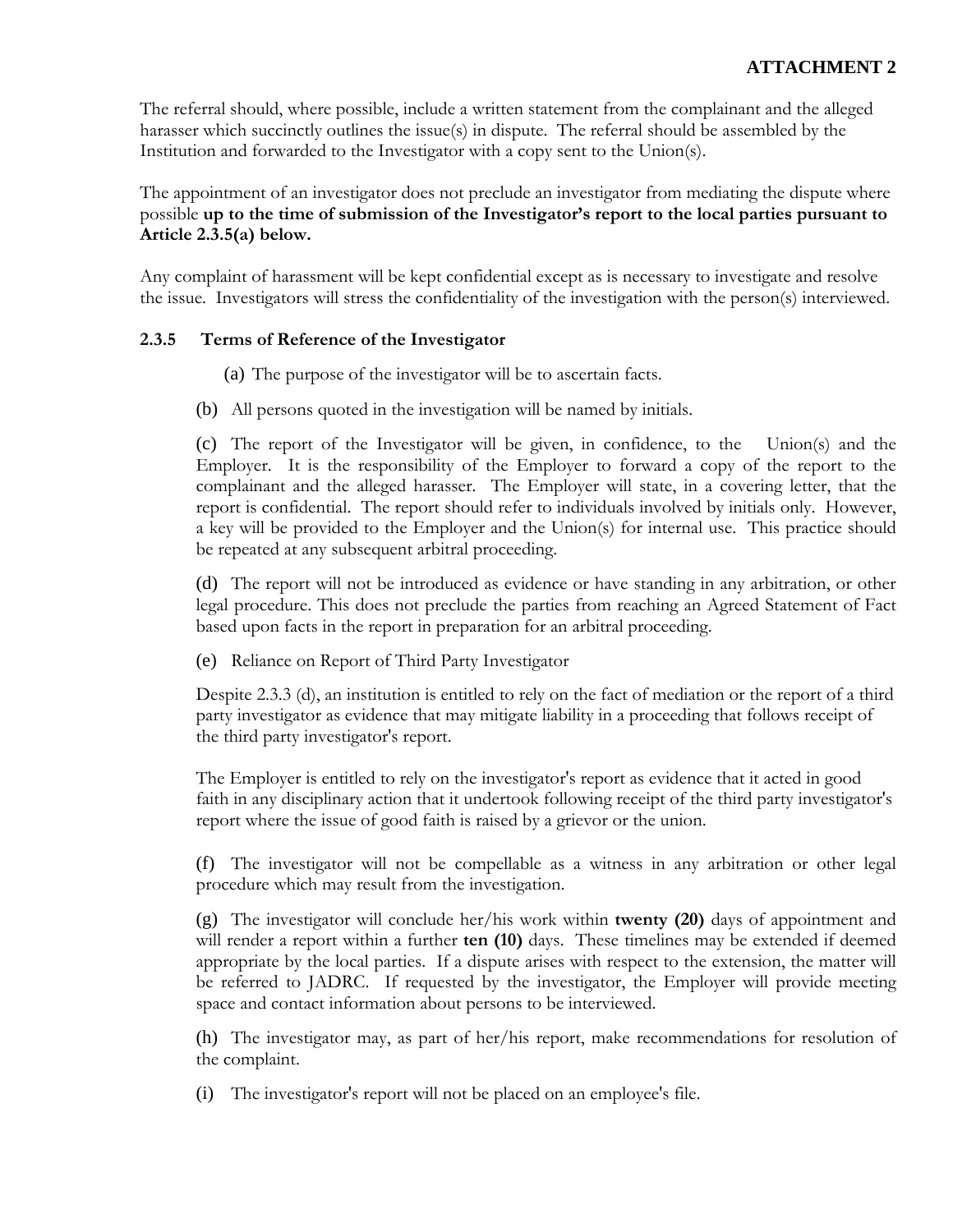**ATTACHMENT 2**

The referral should, where possible, include a written statement from the complainant and the alleged harasser which succinctly outlines the issue(s) in dispute. The referral should be assembled by the Institution and forwarded to the Investigator with a copy sent to the Union(s).

The appointment of an investigator does not preclude an investigator from mediating the dispute where possible **up to the time of submission of the Investigator's report to the local parties pursuant to Article 2.3.5(a) below.**

Any complaint of harassment will be kept confidential except as is necessary to investigate and resolve the issue. Investigators will stress the confidentiality of the investigation with the person(s) interviewed.

### 2.3.5 Terms of Reference of the Investigator

(a) The purpose of the investigator will be to ascertain facts.

(b) All persons quoted in the investigation will be named by initials.

(c) The report of the Investigator will be given, in confidence, to the Union(s) and the Employer. It is the responsibility of the Employer to forward a copy of the report to the complainant and the alleged harasser. The Employer will state, in a covering letter, that the report is confidential. The report should refer to individuals involved by initials only. However, a key will be provided to the Employer and the Union(s) for internal use. This practice should be repeated at any subsequent arbitral proceeding.

(d) The report will not be introduced as evidence or have standing in any arbitration, or other legal procedure. This does not preclude the parties from reaching an Agreed Statement of Fact based upon facts in the report in preparation for an arbitral proceeding.

(e) Reliance on Report of Third Party Investigator

Despite 2.3.3 (d), an institution is entitled to rely on the fact of mediation or the report of a third party investigator as evidence that may mitigate liability in a proceeding that follows receipt of the third party investigator's report.

The Employer is entitled to rely on the investigator's report as evidence that it acted in good faith in any disciplinary action that it undertook following receipt of the third party investigator's report where the issue of good faith is raised by a grievor or the union.

(f) The investigator will not be compellable as a witness in any arbitration or other legal procedure which may result from the investigation.

(g) The investigator will conclude her/his work within **twenty (20)** days of appointment and will render a report within a further **ten (10)** days. These timelines may be extended if deemed appropriate by the local parties. If a dispute arises with respect to the extension, the matter will be referred to JADRC. If requested by the investigator, the Employer will provide meeting space and contact information about persons to be interviewed.

(h) The investigator may, as part of her/his report, make recommendations for resolution of the complaint.

(i) The investigator's report will not be placed on an employee's file.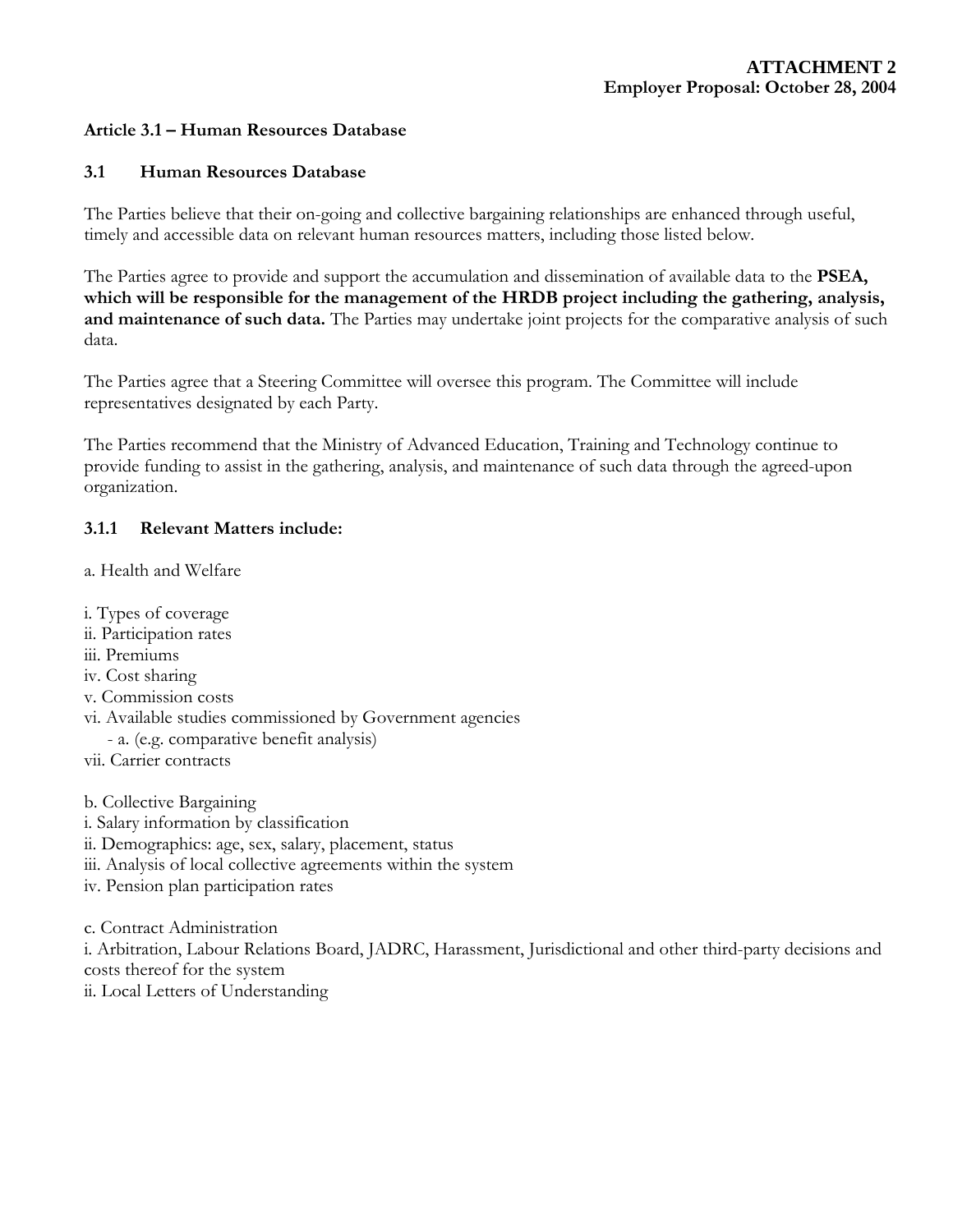**ATTACHMENT 2**
**Employer Proposal: October 28, 2004**

**Article 3.1 – Human Resources Database**

**3.1 Human Resources Database**

The Parties believe that their on-going and collective bargaining relationships are enhanced through useful, timely and accessible data on relevant human resources matters, including those listed below.

The Parties agree to provide and support the accumulation and dissemination of available data to the **PSEA, which will be responsible for the management of the HRDB project including the gathering, analysis, and maintenance of such data.** The Parties may undertake joint projects for the comparative analysis of such data.

The Parties agree that a Steering Committee will oversee this program. The Committee will include representatives designated by each Party.

The Parties recommend that the Ministry of Advanced Education, Training and Technology continue to provide funding to assist in the gathering, analysis, and maintenance of such data through the agreed-upon organization.

**3.1.1 Relevant Matters include:**

a. Health and Welfare

i. Types of coverage
ii. Participation rates
iii. Premiums
iv. Cost sharing
v. Commission costs
vi. Available studies commissioned by Government agencies
  - a. (e.g. comparative benefit analysis)
vii. Carrier contracts

b. Collective Bargaining
i. Salary information by classification
ii. Demographics: age, sex, salary, placement, status
iii. Analysis of local collective agreements within the system
iv. Pension plan participation rates

c. Contract Administration
i. Arbitration, Labour Relations Board, JADRC, Harassment, Jurisdictional and other third-party decisions and costs thereof for the system
ii. Local Letters of Understanding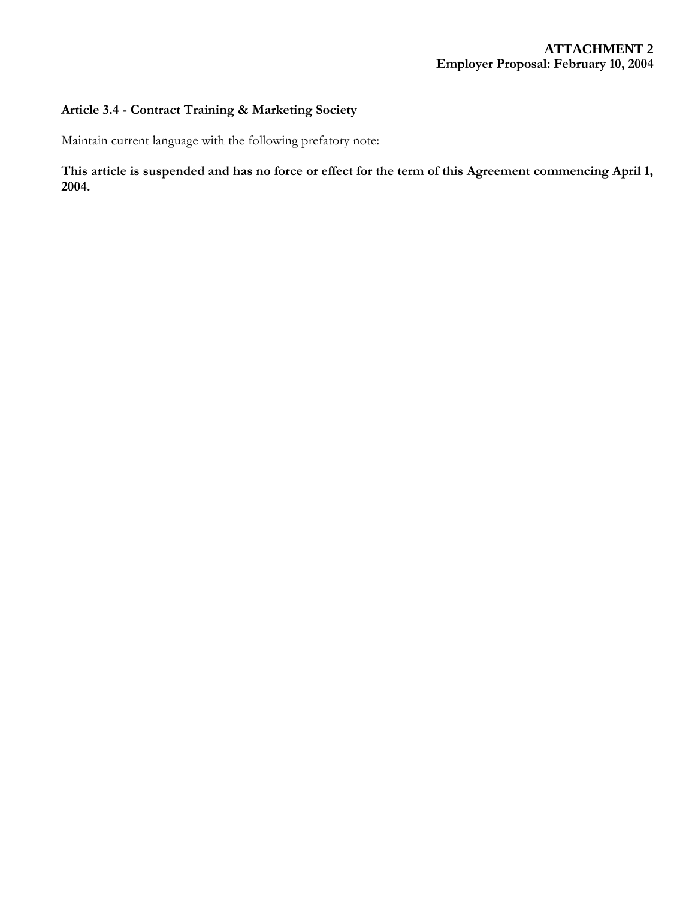**ATTACHMENT 2**
**Employer Proposal: February 10, 2004**

### Article 3.4 - Contract Training & Marketing Society

Maintain current language with the following prefatory note:

**This article is suspended and has no force or effect for the term of this Agreement commencing April 1, 2004.**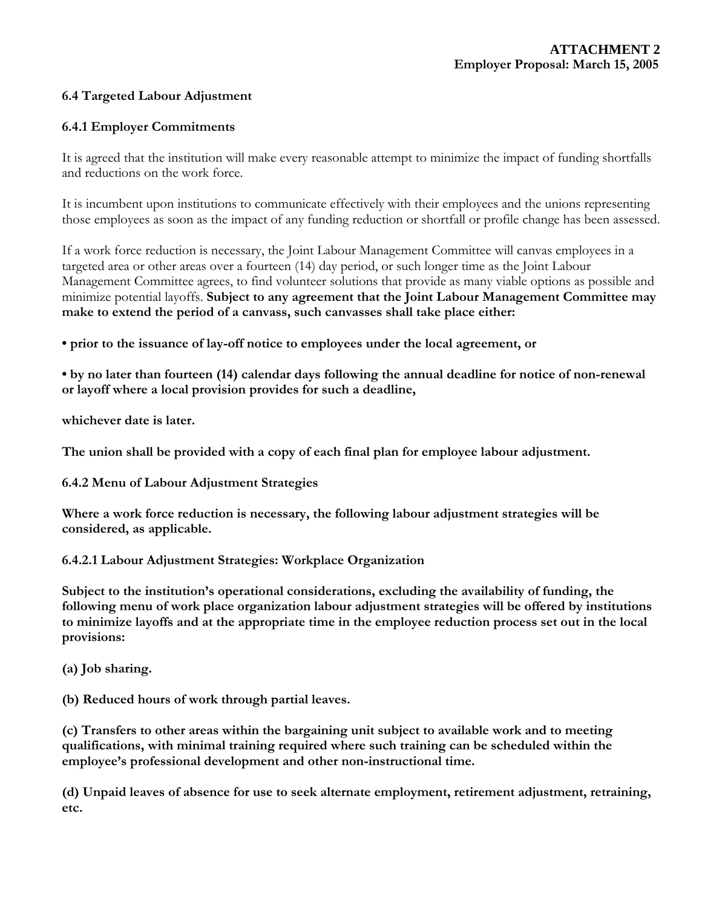**ATTACHMENT 2**
**Employer Proposal: March 15, 2005**

### 6.4 Targeted Labour Adjustment

#### 6.4.1 Employer Commitments

It is agreed that the institution will make every reasonable attempt to minimize the impact of funding shortfalls and reductions on the work force.

It is incumbent upon institutions to communicate effectively with their employees and the unions representing those employees as soon as the impact of any funding reduction or shortfall or profile change has been assessed.

If a work force reduction is necessary, the Joint Labour Management Committee will canvas employees in a targeted area or other areas over a fourteen (14) day period, or such longer time as the Joint Labour Management Committee agrees, to find volunteer solutions that provide as many viable options as possible and minimize potential layoffs. **Subject to any agreement that the Joint Labour Management Committee may make to extend the period of a canvass, such canvasses shall take place either:**

- **prior to the issuance of lay-off notice to employees under the local agreement, or**

- **by no later than fourteen (14) calendar days following the annual deadline for notice of non-renewal or layoff where a local provision provides for such a deadline,**

**whichever date is later.**

**The union shall be provided with a copy of each final plan for employee labour adjustment.**

#### 6.4.2 Menu of Labour Adjustment Strategies

**Where a work force reduction is necessary, the following labour adjustment strategies will be considered, as applicable.**

##### 6.4.2.1 Labour Adjustment Strategies: Workplace Organization

**Subject to the institution's operational considerations, excluding the availability of funding, the following menu of work place organization labour adjustment strategies will be offered by institutions to minimize layoffs and at the appropriate time in the employee reduction process set out in the local provisions:**

**(a) Job sharing.**

**(b) Reduced hours of work through partial leaves.**

**(c) Transfers to other areas within the bargaining unit subject to available work and to meeting qualifications, with minimal training required where such training can be scheduled within the employee's professional development and other non-instructional time.**

**(d) Unpaid leaves of absence for use to seek alternate employment, retirement adjustment, retraining, etc.**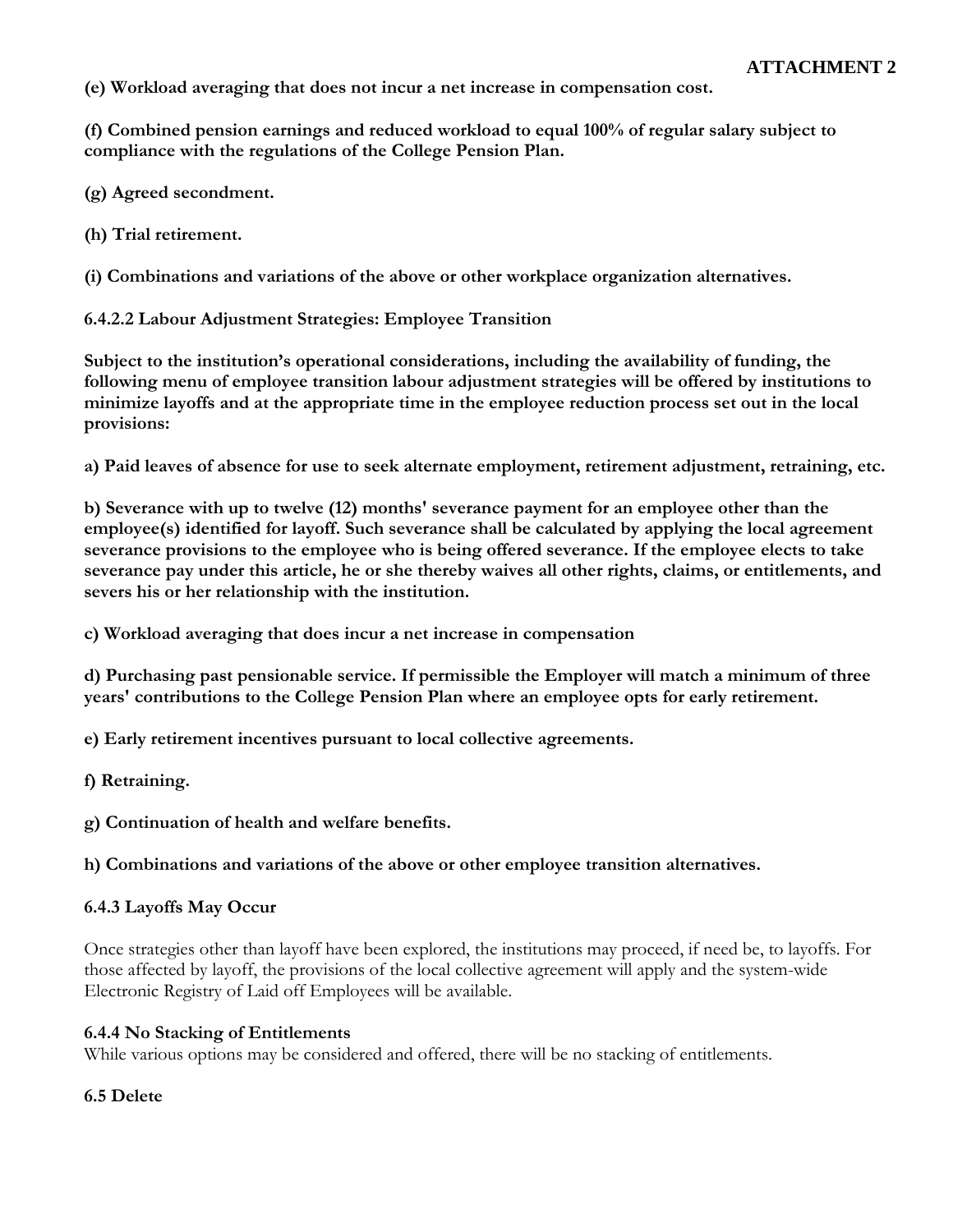**(e) Workload averaging that does not incur a net increase in compensation cost.**

**(f) Combined pension earnings and reduced workload to equal 100% of regular salary subject to compliance with the regulations of the College Pension Plan.**

**(g) Agreed secondment.**

**(h) Trial retirement.**

**(i) Combinations and variations of the above or other workplace organization alternatives.**

**6.4.2.2 Labour Adjustment Strategies: Employee Transition**

**Subject to the institution's operational considerations, including the availability of funding, the following menu of employee transition labour adjustment strategies will be offered by institutions to minimize layoffs and at the appropriate time in the employee reduction process set out in the local provisions:**

**a) Paid leaves of absence for use to seek alternate employment, retirement adjustment, retraining, etc.**

**b) Severance with up to twelve (12) months' severance payment for an employee other than the employee(s) identified for layoff. Such severance shall be calculated by applying the local agreement severance provisions to the employee who is being offered severance. If the employee elects to take severance pay under this article, he or she thereby waives all other rights, claims, or entitlements, and severs his or her relationship with the institution.**

**c) Workload averaging that does incur a net increase in compensation**

**d) Purchasing past pensionable service. If permissible the Employer will match a minimum of three years' contributions to the College Pension Plan where an employee opts for early retirement.**

**e) Early retirement incentives pursuant to local collective agreements.**

**f) Retraining.**

**g) Continuation of health and welfare benefits.**

**h) Combinations and variations of the above or other employee transition alternatives.**

**6.4.3 Layoffs May Occur**

Once strategies other than layoff have been explored, the institutions may proceed, if need be, to layoffs. For those affected by layoff, the provisions of the local collective agreement will apply and the system-wide Electronic Registry of Laid off Employees will be available.

**6.4.4 No Stacking of Entitlements**

While various options may be considered and offered, there will be no stacking of entitlements.

**6.5 Delete**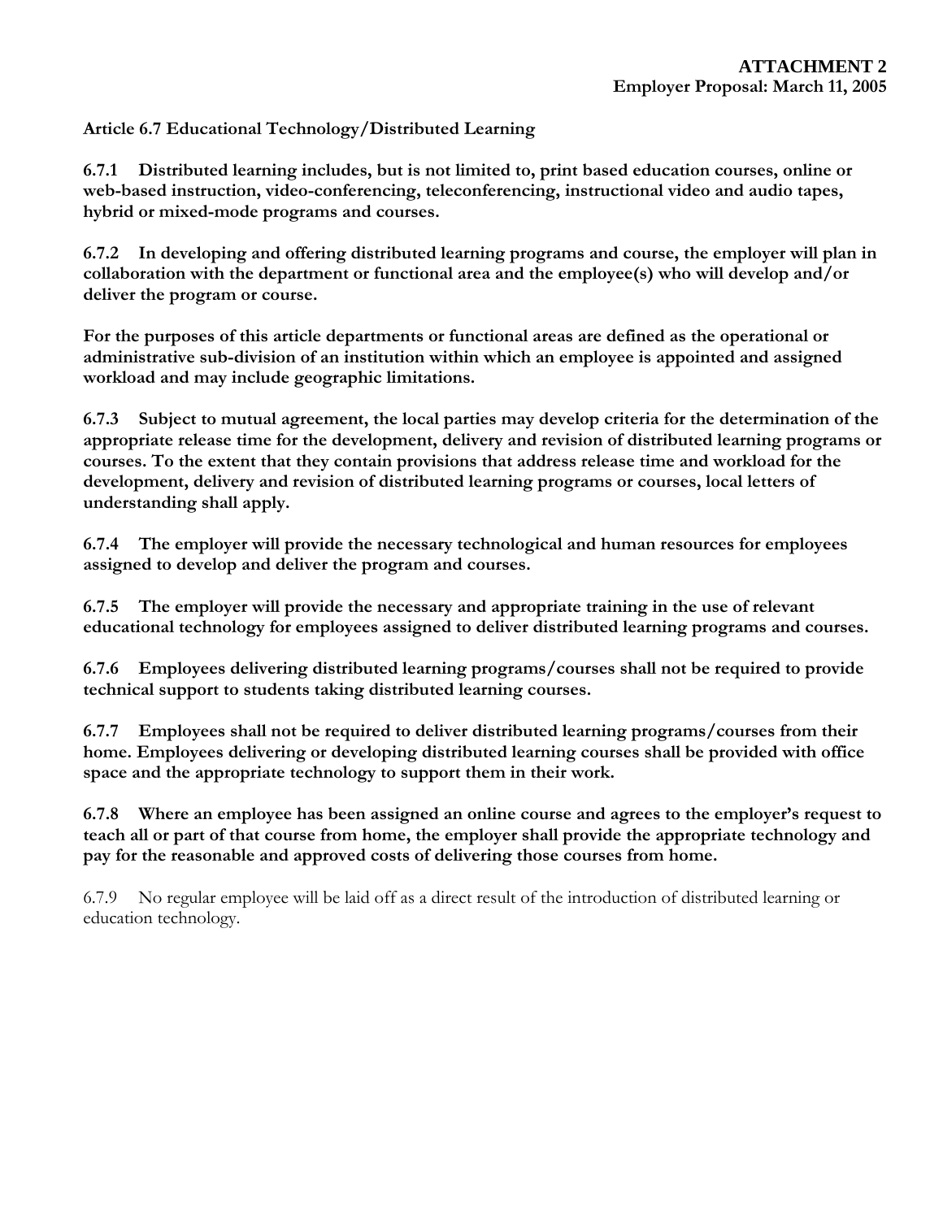**ATTACHMENT 2**
**Employer Proposal: March 11, 2005**

**Article 6.7 Educational Technology/Distributed Learning**

**6.7.1 Distributed learning includes, but is not limited to, print based education courses, online or web-based instruction, video-conferencing, teleconferencing, instructional video and audio tapes, hybrid or mixed-mode programs and courses.**

**6.7.2 In developing and offering distributed learning programs and course, the employer will plan in collaboration with the department or functional area and the employee(s) who will develop and/or deliver the program or course.**

**For the purposes of this article departments or functional areas are defined as the operational or administrative sub-division of an institution within which an employee is appointed and assigned workload and may include geographic limitations.**

**6.7.3 Subject to mutual agreement, the local parties may develop criteria for the determination of the appropriate release time for the development, delivery and revision of distributed learning programs or courses. To the extent that they contain provisions that address release time and workload for the development, delivery and revision of distributed learning programs or courses, local letters of understanding shall apply.**

**6.7.4 The employer will provide the necessary technological and human resources for employees assigned to develop and deliver the program and courses.**

**6.7.5 The employer will provide the necessary and appropriate training in the use of relevant educational technology for employees assigned to deliver distributed learning programs and courses.**

**6.7.6 Employees delivering distributed learning programs/courses shall not be required to provide technical support to students taking distributed learning courses.**

**6.7.7 Employees shall not be required to deliver distributed learning programs/courses from their home. Employees delivering or developing distributed learning courses shall be provided with office space and the appropriate technology to support them in their work.**

**6.7.8 Where an employee has been assigned an online course and agrees to the employer's request to teach all or part of that course from home, the employer shall provide the appropriate technology and pay for the reasonable and approved costs of delivering those courses from home.**

6.7.9 No regular employee will be laid off as a direct result of the introduction of distributed learning or education technology.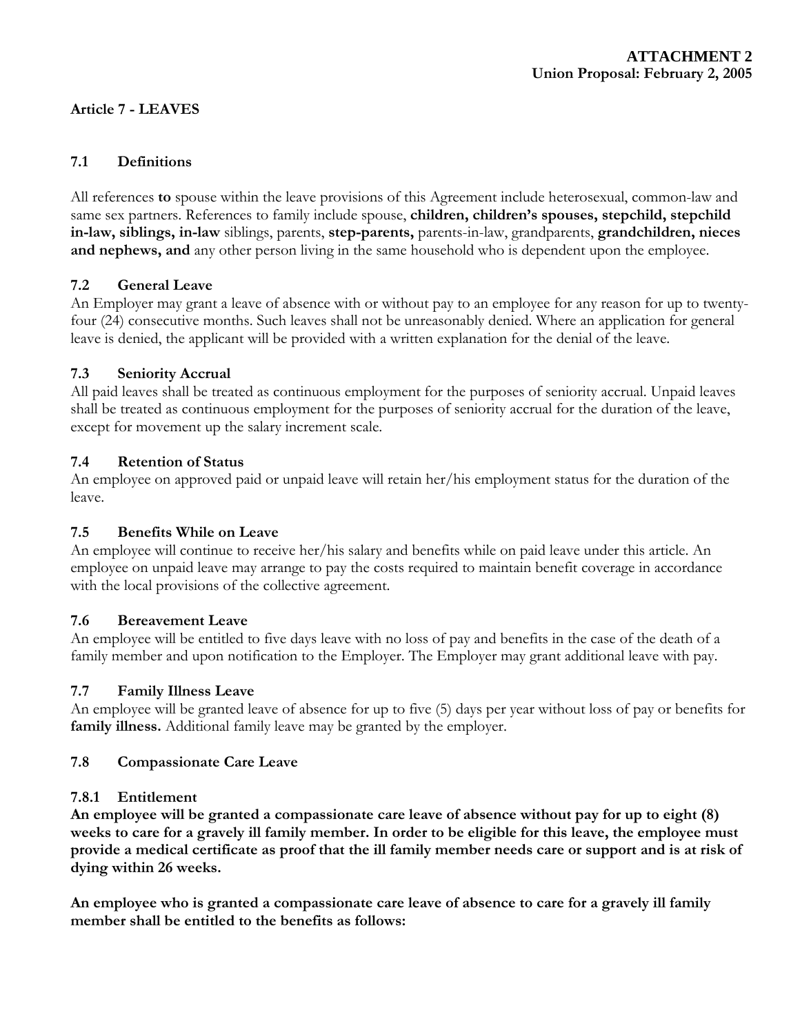**ATTACHMENT 2**
**Union Proposal: February 2, 2005**

## Article 7 - LEAVES

### 7.1 Definitions

All references **to** spouse within the leave provisions of this Agreement include heterosexual, common-law and same sex partners. References to family include spouse, **children, children's spouses, stepchild, stepchild in-law, siblings, in-law** siblings, parents, **step-parents,** parents-in-law, grandparents, **grandchildren, nieces and nephews, and** any other person living in the same household who is dependent upon the employee.

### 7.2 General Leave

An Employer may grant a leave of absence with or without pay to an employee for any reason for up to twenty-four (24) consecutive months. Such leaves shall not be unreasonably denied. Where an application for general leave is denied, the applicant will be provided with a written explanation for the denial of the leave.

### 7.3 Seniority Accrual

All paid leaves shall be treated as continuous employment for the purposes of seniority accrual. Unpaid leaves shall be treated as continuous employment for the purposes of seniority accrual for the duration of the leave, except for movement up the salary increment scale.

### 7.4 Retention of Status

An employee on approved paid or unpaid leave will retain her/his employment status for the duration of the leave.

### 7.5 Benefits While on Leave

An employee will continue to receive her/his salary and benefits while on paid leave under this article. An employee on unpaid leave may arrange to pay the costs required to maintain benefit coverage in accordance with the local provisions of the collective agreement.

### 7.6 Bereavement Leave

An employee will be entitled to five days leave with no loss of pay and benefits in the case of the death of a family member and upon notification to the Employer. The Employer may grant additional leave with pay.

### 7.7 Family Illness Leave

An employee will be granted leave of absence for up to five (5) days per year without loss of pay or benefits for **family illness.** Additional family leave may be granted by the employer.

### 7.8 Compassionate Care Leave

#### 7.8.1 Entitlement

**An employee will be granted a compassionate care leave of absence without pay for up to eight (8) weeks to care for a gravely ill family member. In order to be eligible for this leave, the employee must provide a medical certificate as proof that the ill family member needs care or support and is at risk of dying within 26 weeks.**

**An employee who is granted a compassionate care leave of absence to care for a gravely ill family member shall be entitled to the benefits as follows:**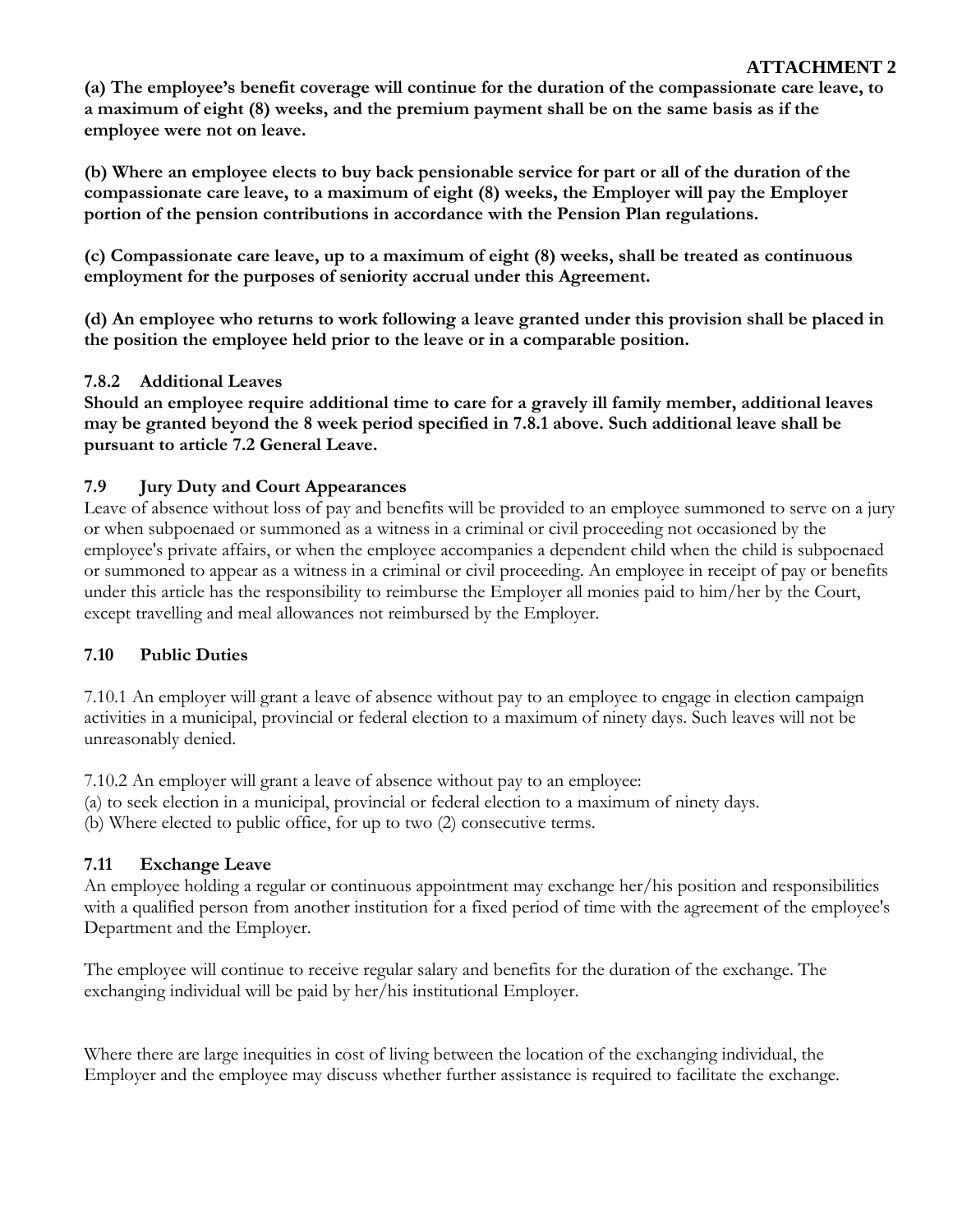**ATTACHMENT 2**

**(a) The employee's benefit coverage will continue for the duration of the compassionate care leave, to a maximum of eight (8) weeks, and the premium payment shall be on the same basis as if the employee were not on leave.**

**(b) Where an employee elects to buy back pensionable service for part or all of the duration of the compassionate care leave, to a maximum of eight (8) weeks, the Employer will pay the Employer portion of the pension contributions in accordance with the Pension Plan regulations.**

**(c) Compassionate care leave, up to a maximum of eight (8) weeks, shall be treated as continuous employment for the purposes of seniority accrual under this Agreement.**

**(d) An employee who returns to work following a leave granted under this provision shall be placed in the position the employee held prior to the leave or in a comparable position.**

### 7.8.2 Additional Leaves

**Should an employee require additional time to care for a gravely ill family member, additional leaves may be granted beyond the 8 week period specified in 7.8.1 above. Such additional leave shall be pursuant to article 7.2 General Leave.**

### 7.9 Jury Duty and Court Appearances

Leave of absence without loss of pay and benefits will be provided to an employee summoned to serve on a jury or when subpoenaed or summoned as a witness in a criminal or civil proceeding not occasioned by the employee's private affairs, or when the employee accompanies a dependent child when the child is subpoenaed or summoned to appear as a witness in a criminal or civil proceeding. An employee in receipt of pay or benefits under this article has the responsibility to reimburse the Employer all monies paid to him/her by the Court, except travelling and meal allowances not reimbursed by the Employer.

### 7.10 Public Duties

7.10.1 An employer will grant a leave of absence without pay to an employee to engage in election campaign activities in a municipal, provincial or federal election to a maximum of ninety days. Such leaves will not be unreasonably denied.

7.10.2 An employer will grant a leave of absence without pay to an employee:
(a) to seek election in a municipal, provincial or federal election to a maximum of ninety days.
(b) Where elected to public office, for up to two (2) consecutive terms.

### 7.11 Exchange Leave

An employee holding a regular or continuous appointment may exchange her/his position and responsibilities with a qualified person from another institution for a fixed period of time with the agreement of the employee's Department and the Employer.

The employee will continue to receive regular salary and benefits for the duration of the exchange. The exchanging individual will be paid by her/his institutional Employer.

Where there are large inequities in cost of living between the location of the exchanging individual, the Employer and the employee may discuss whether further assistance is required to facilitate the exchange.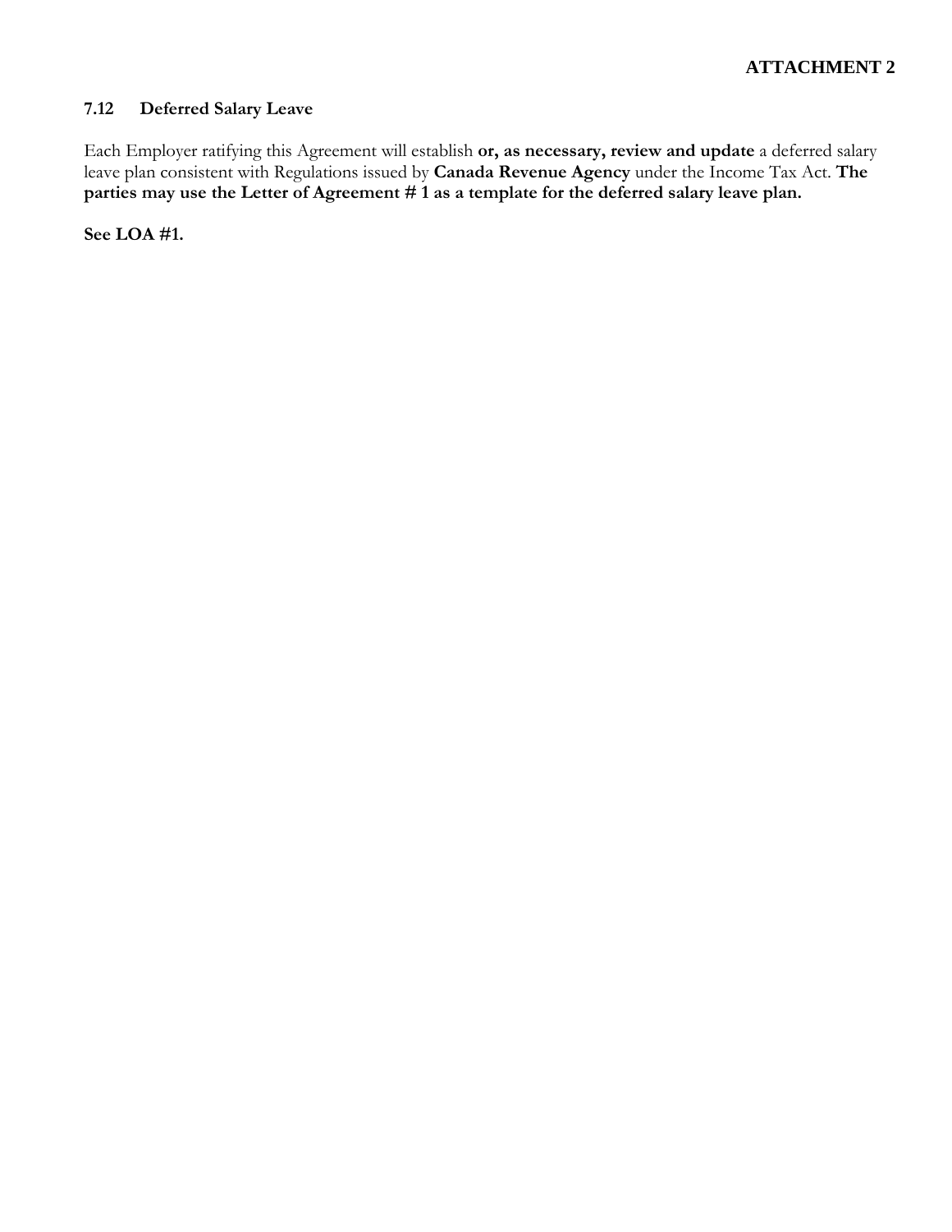**ATTACHMENT 2**

### 7.12 Deferred Salary Leave

Each Employer ratifying this Agreement will establish **or, as necessary, review and update** a deferred salary leave plan consistent with Regulations issued by **Canada Revenue Agency** under the Income Tax Act. **The parties may use the Letter of Agreement # 1 as a template for the deferred salary leave plan.**

**See LOA #1.**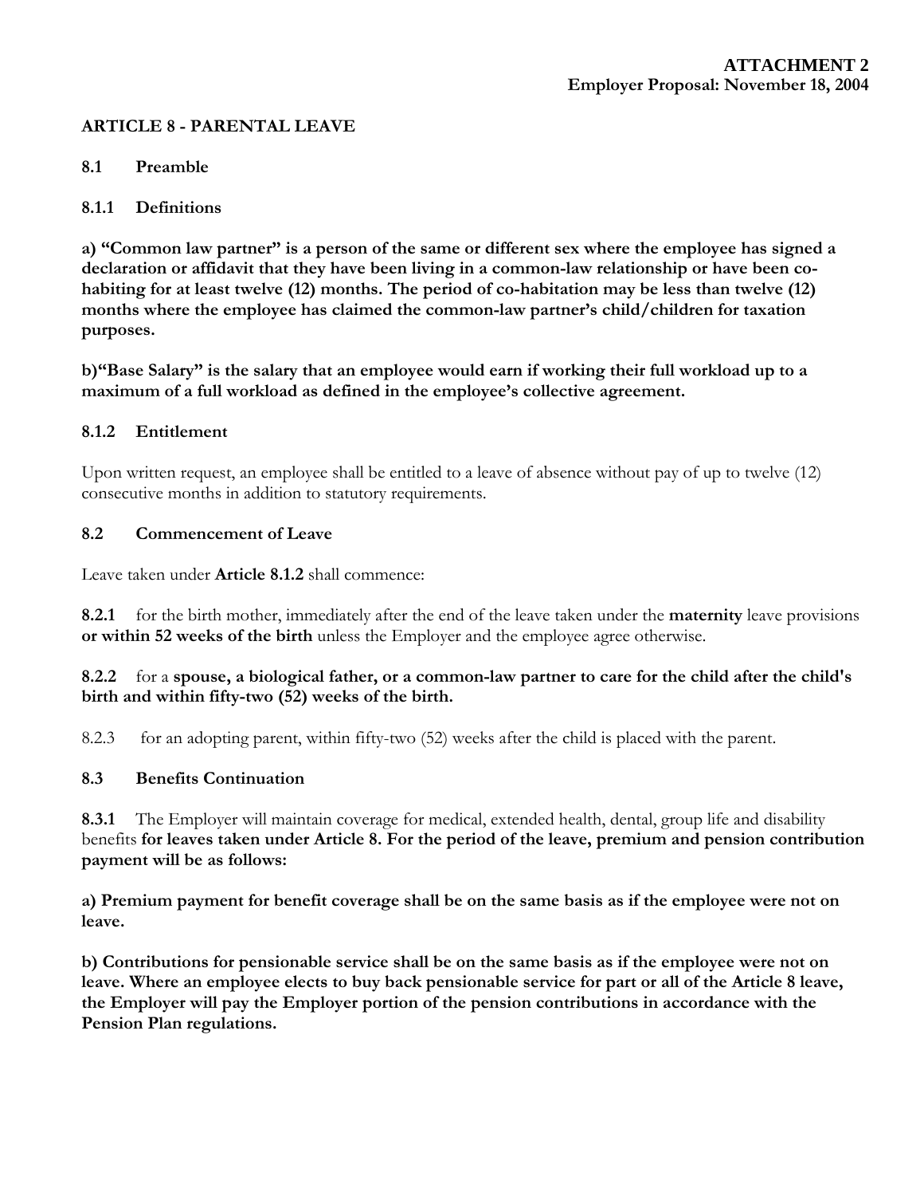**ATTACHMENT 2**
**Employer Proposal: November 18, 2004**

## ARTICLE 8 - PARENTAL LEAVE

### 8.1 Preamble

#### 8.1.1 Definitions

**a) "Common law partner" is a person of the same or different sex where the employee has signed a declaration or affidavit that they have been living in a common-law relationship or have been co-habiting for at least twelve (12) months. The period of co-habitation may be less than twelve (12) months where the employee has claimed the common-law partner's child/children for taxation purposes.**

**b)"Base Salary" is the salary that an employee would earn if working their full workload up to a maximum of a full workload as defined in the employee's collective agreement.**

#### 8.1.2 Entitlement

Upon written request, an employee shall be entitled to a leave of absence without pay of up to twelve (12) consecutive months in addition to statutory requirements.

### 8.2 Commencement of Leave

Leave taken under **Article 8.1.2** shall commence:

**8.2.1** for the birth mother, immediately after the end of the leave taken under the **maternity** leave provisions **or within 52 weeks of the birth** unless the Employer and the employee agree otherwise.

**8.2.2** for a **spouse, a biological father, or a common-law partner to care for the child after the child's birth and within fifty-two (52) weeks of the birth.**

8.2.3 for an adopting parent, within fifty-two (52) weeks after the child is placed with the parent.

### 8.3 Benefits Continuation

**8.3.1** The Employer will maintain coverage for medical, extended health, dental, group life and disability benefits **for leaves taken under Article 8. For the period of the leave, premium and pension contribution payment will be as follows:**

**a) Premium payment for benefit coverage shall be on the same basis as if the employee were not on leave.**

**b) Contributions for pensionable service shall be on the same basis as if the employee were not on leave. Where an employee elects to buy back pensionable service for part or all of the Article 8 leave, the Employer will pay the Employer portion of the pension contributions in accordance with the Pension Plan regulations.**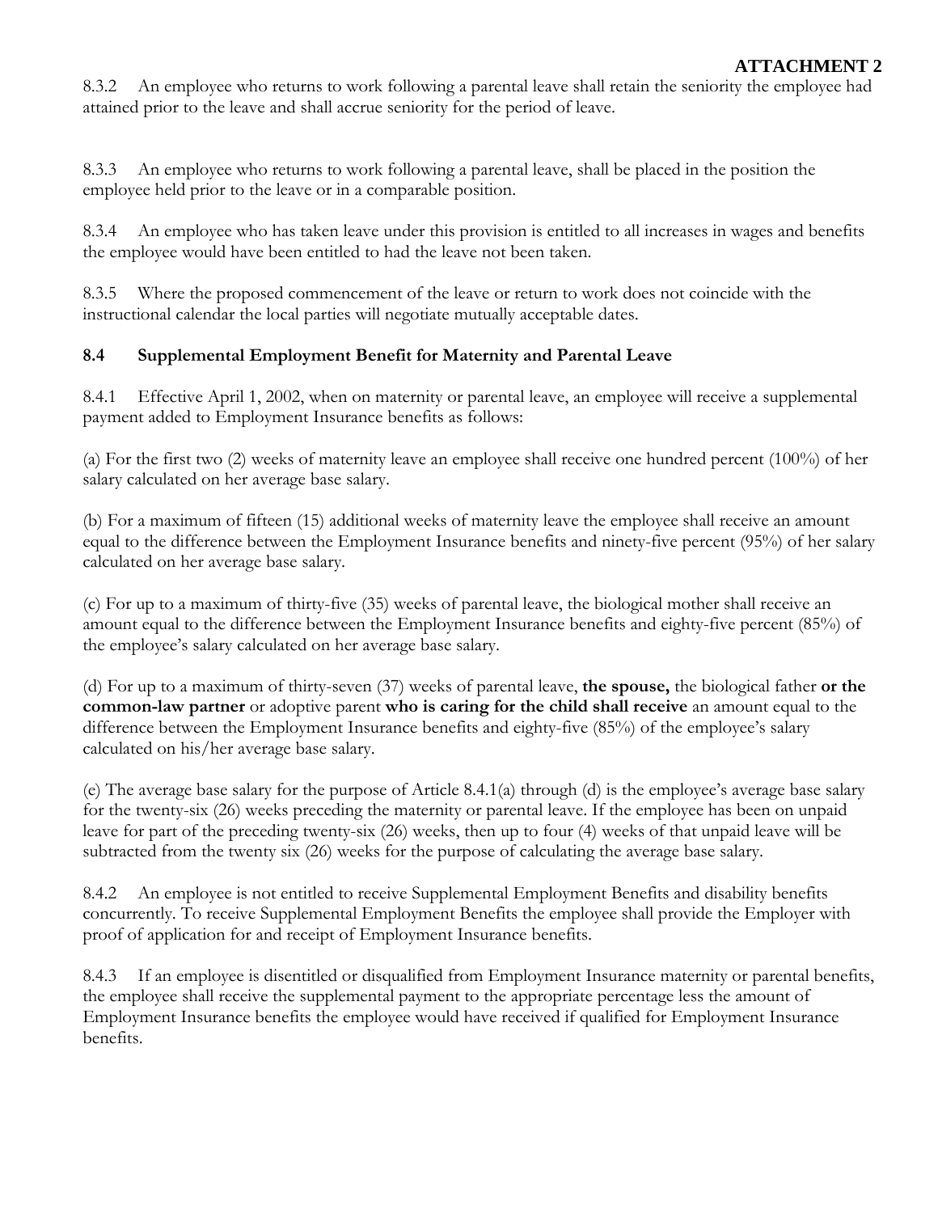**ATTACHMENT 2**

8.3.2 An employee who returns to work following a parental leave shall retain the seniority the employee had attained prior to the leave and shall accrue seniority for the period of leave.

8.3.3 An employee who returns to work following a parental leave, shall be placed in the position the employee held prior to the leave or in a comparable position.

8.3.4 An employee who has taken leave under this provision is entitled to all increases in wages and benefits the employee would have been entitled to had the leave not been taken.

8.3.5 Where the proposed commencement of the leave or return to work does not coincide with the instructional calendar the local parties will negotiate mutually acceptable dates.

### 8.4 Supplemental Employment Benefit for Maternity and Parental Leave

8.4.1 Effective April 1, 2002, when on maternity or parental leave, an employee will receive a supplemental payment added to Employment Insurance benefits as follows:

(a) For the first two (2) weeks of maternity leave an employee shall receive one hundred percent (100%) of her salary calculated on her average base salary.

(b) For a maximum of fifteen (15) additional weeks of maternity leave the employee shall receive an amount equal to the difference between the Employment Insurance benefits and ninety-five percent (95%) of her salary calculated on her average base salary.

(c) For up to a maximum of thirty-five (35) weeks of parental leave, the biological mother shall receive an amount equal to the difference between the Employment Insurance benefits and eighty-five percent (85%) of the employee's salary calculated on her average base salary.

(d) For up to a maximum of thirty-seven (37) weeks of parental leave, **the spouse,** the biological father **or the common-law partner** or adoptive parent **who is caring for the child shall receive** an amount equal to the difference between the Employment Insurance benefits and eighty-five (85%) of the employee's salary calculated on his/her average base salary.

(e) The average base salary for the purpose of Article 8.4.1(a) through (d) is the employee's average base salary for the twenty-six (26) weeks preceding the maternity or parental leave. If the employee has been on unpaid leave for part of the preceding twenty-six (26) weeks, then up to four (4) weeks of that unpaid leave will be subtracted from the twenty six (26) weeks for the purpose of calculating the average base salary.

8.4.2 An employee is not entitled to receive Supplemental Employment Benefits and disability benefits concurrently. To receive Supplemental Employment Benefits the employee shall provide the Employer with proof of application for and receipt of Employment Insurance benefits.

8.4.3 If an employee is disentitled or disqualified from Employment Insurance maternity or parental benefits, the employee shall receive the supplemental payment to the appropriate percentage less the amount of Employment Insurance benefits the employee would have received if qualified for Employment Insurance benefits.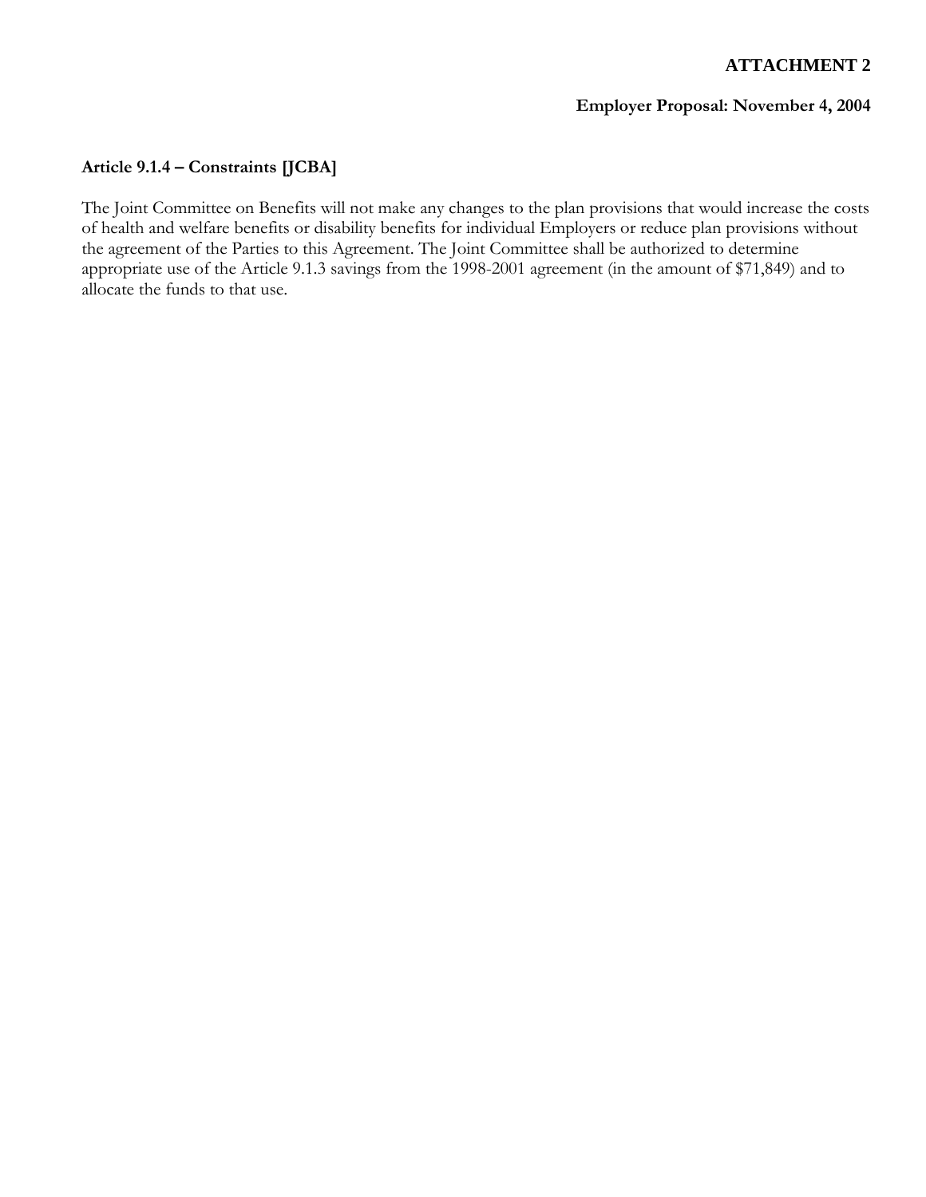**ATTACHMENT 2**

**Employer Proposal: November 4, 2004**

**Article 9.1.4 – Constraints [JCBA]**

The Joint Committee on Benefits will not make any changes to the plan provisions that would increase the costs of health and welfare benefits or disability benefits for individual Employers or reduce plan provisions without the agreement of the Parties to this Agreement. The Joint Committee shall be authorized to determine appropriate use of the Article 9.1.3 savings from the 1998-2001 agreement (in the amount of $71,849) and to allocate the funds to that use.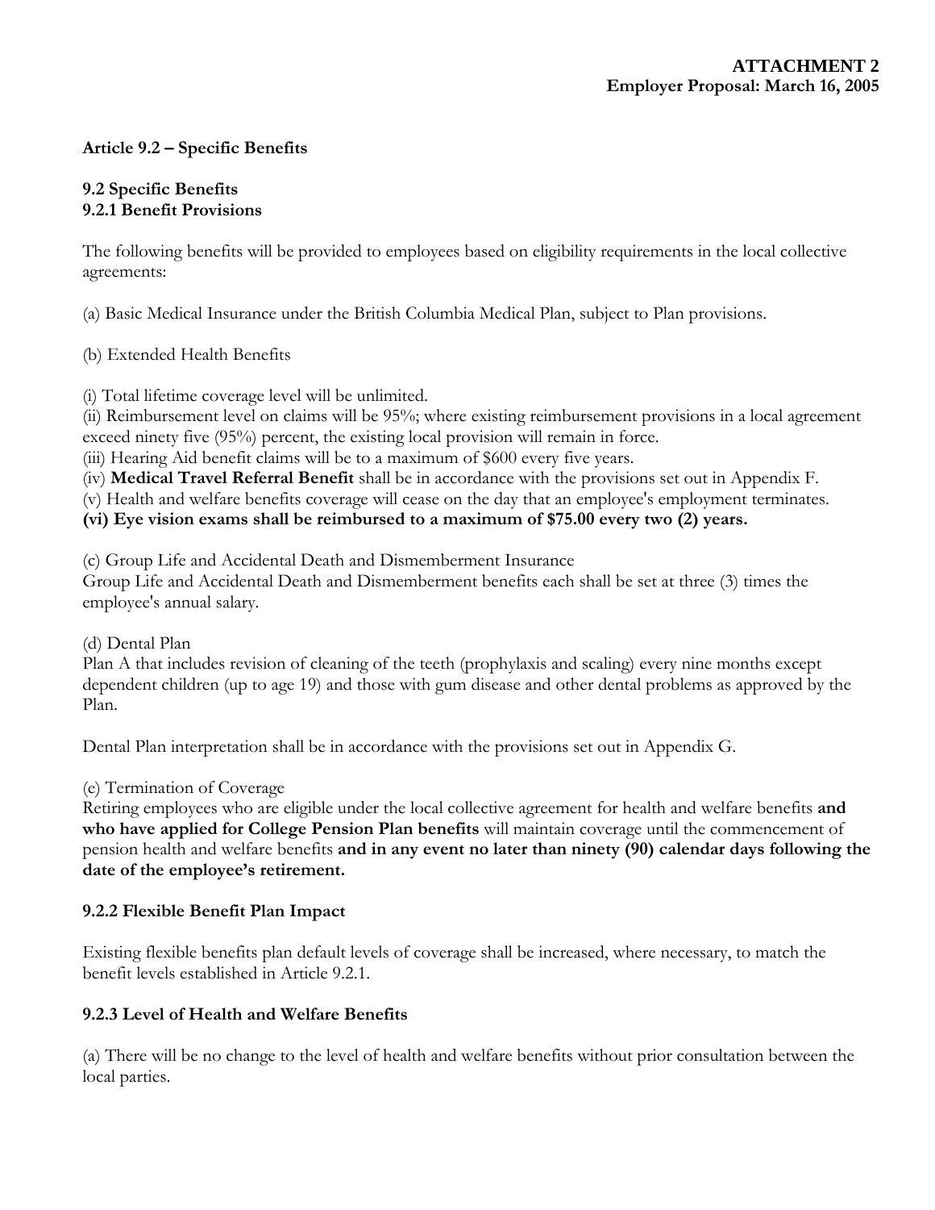**ATTACHMENT 2**
**Employer Proposal: March 16, 2005**

**Article 9.2 – Specific Benefits**

**9.2 Specific Benefits**
**9.2.1 Benefit Provisions**

The following benefits will be provided to employees based on eligibility requirements in the local collective agreements:

(a) Basic Medical Insurance under the British Columbia Medical Plan, subject to Plan provisions.

(b) Extended Health Benefits

(i) Total lifetime coverage level will be unlimited.
(ii) Reimbursement level on claims will be 95%; where existing reimbursement provisions in a local agreement exceed ninety five (95%) percent, the existing local provision will remain in force.
(iii) Hearing Aid benefit claims will be to a maximum of $600 every five years.
(iv) **Medical Travel Referral Benefit** shall be in accordance with the provisions set out in Appendix F.
(v) Health and welfare benefits coverage will cease on the day that an employee's employment terminates.
**(vi) Eye vision exams shall be reimbursed to a maximum of $75.00 every two (2) years.**

(c) Group Life and Accidental Death and Dismemberment Insurance
Group Life and Accidental Death and Dismemberment benefits each shall be set at three (3) times the employee's annual salary.

(d) Dental Plan
Plan A that includes revision of cleaning of the teeth (prophylaxis and scaling) every nine months except dependent children (up to age 19) and those with gum disease and other dental problems as approved by the Plan.

Dental Plan interpretation shall be in accordance with the provisions set out in Appendix G.

(e) Termination of Coverage
Retiring employees who are eligible under the local collective agreement for health and welfare benefits **and who have applied for College Pension Plan benefits** will maintain coverage until the commencement of pension health and welfare benefits **and in any event no later than ninety (90) calendar days following the date of the employee's retirement.**

**9.2.2 Flexible Benefit Plan Impact**

Existing flexible benefits plan default levels of coverage shall be increased, where necessary, to match the benefit levels established in Article 9.2.1.

**9.2.3 Level of Health and Welfare Benefits**

(a) There will be no change to the level of health and welfare benefits without prior consultation between the local parties.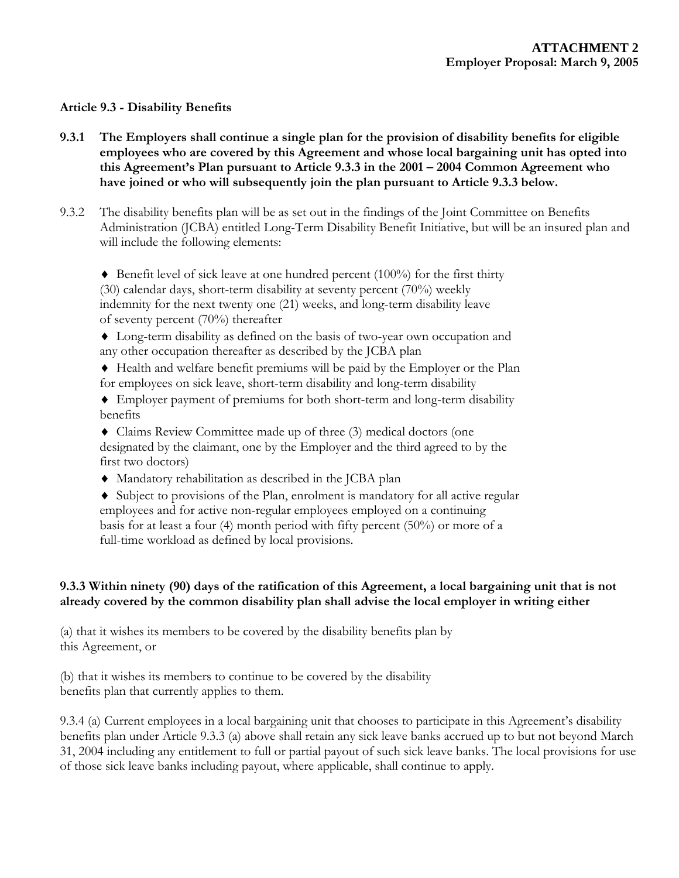**ATTACHMENT 2**
**Employer Proposal: March 9, 2005**

**Article 9.3 - Disability Benefits**

**9.3.1 The Employers shall continue a single plan for the provision of disability benefits for eligible employees who are covered by this Agreement and whose local bargaining unit has opted into this Agreement's Plan pursuant to Article 9.3.3 in the 2001 – 2004 Common Agreement who have joined or who will subsequently join the plan pursuant to Article 9.3.3 below.**

9.3.2 The disability benefits plan will be as set out in the findings of the Joint Committee on Benefits Administration (JCBA) entitled Long-Term Disability Benefit Initiative, but will be an insured plan and will include the following elements:

- ♦ Benefit level of sick leave at one hundred percent (100%) for the first thirty (30) calendar days, short-term disability at seventy percent (70%) weekly indemnity for the next twenty one (21) weeks, and long-term disability leave of seventy percent (70%) thereafter
- ♦ Long-term disability as defined on the basis of two-year own occupation and any other occupation thereafter as described by the JCBA plan
- ♦ Health and welfare benefit premiums will be paid by the Employer or the Plan for employees on sick leave, short-term disability and long-term disability
- ♦ Employer payment of premiums for both short-term and long-term disability benefits
- ♦ Claims Review Committee made up of three (3) medical doctors (one designated by the claimant, one by the Employer and the third agreed to by the first two doctors)
- ♦ Mandatory rehabilitation as described in the JCBA plan
- ♦ Subject to provisions of the Plan, enrolment is mandatory for all active regular employees and for active non-regular employees employed on a continuing basis for at least a four (4) month period with fifty percent (50%) or more of a full-time workload as defined by local provisions.

**9.3.3 Within ninety (90) days of the ratification of this Agreement, a local bargaining unit that is not already covered by the common disability plan shall advise the local employer in writing either**

(a) that it wishes its members to be covered by the disability benefits plan by this Agreement, or

(b) that it wishes its members to continue to be covered by the disability benefits plan that currently applies to them.

9.3.4 (a) Current employees in a local bargaining unit that chooses to participate in this Agreement's disability benefits plan under Article 9.3.3 (a) above shall retain any sick leave banks accrued up to but not beyond March 31, 2004 including any entitlement to full or partial payout of such sick leave banks. The local provisions for use of those sick leave banks including payout, where applicable, shall continue to apply.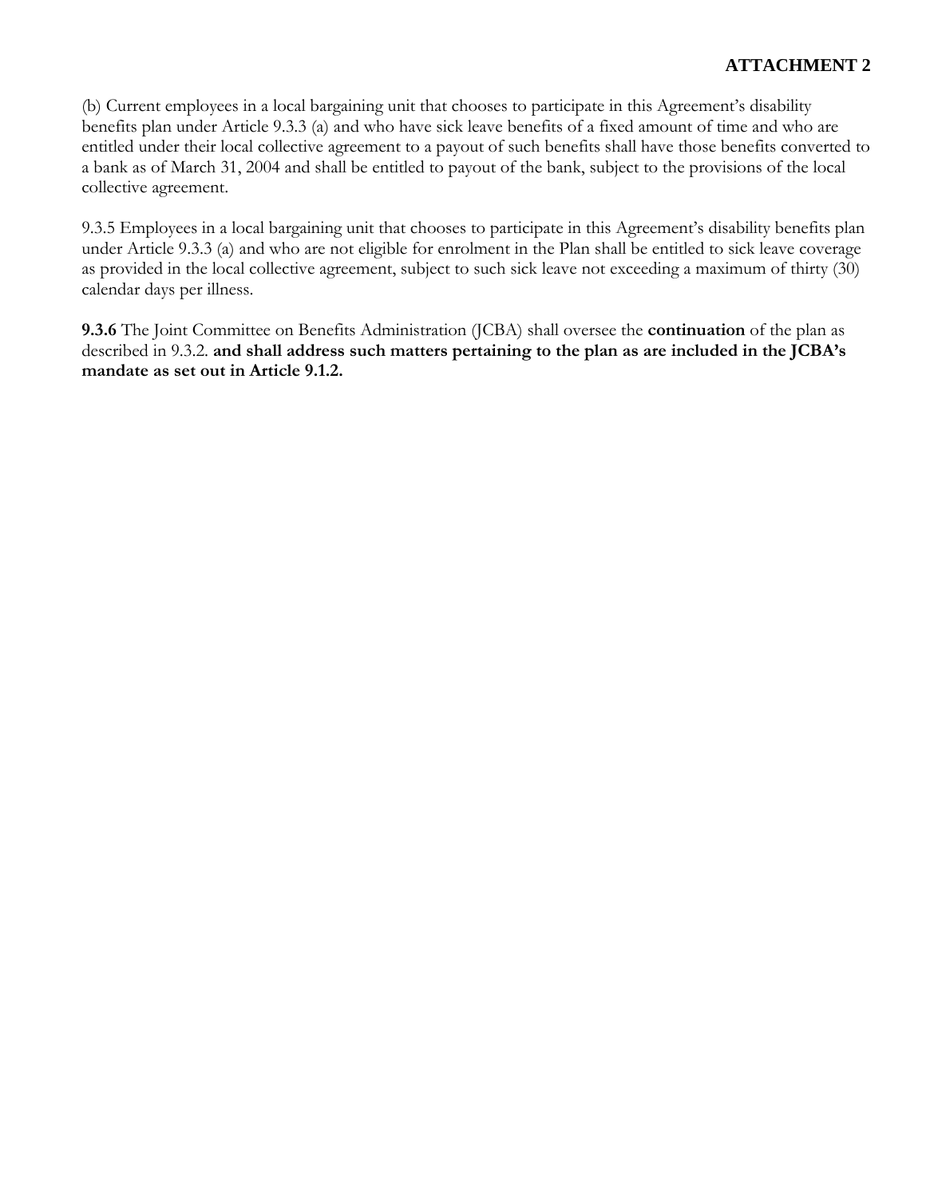**ATTACHMENT 2**

(b) Current employees in a local bargaining unit that chooses to participate in this Agreement's disability benefits plan under Article 9.3.3 (a) and who have sick leave benefits of a fixed amount of time and who are entitled under their local collective agreement to a payout of such benefits shall have those benefits converted to a bank as of March 31, 2004 and shall be entitled to payout of the bank, subject to the provisions of the local collective agreement.

9.3.5 Employees in a local bargaining unit that chooses to participate in this Agreement's disability benefits plan under Article 9.3.3 (a) and who are not eligible for enrolment in the Plan shall be entitled to sick leave coverage as provided in the local collective agreement, subject to such sick leave not exceeding a maximum of thirty (30) calendar days per illness.

**9.3.6** The Joint Committee on Benefits Administration (JCBA) shall oversee the **continuation** of the plan as described in 9.3.2. **and shall address such matters pertaining to the plan as are included in the JCBA's mandate as set out in Article 9.1.2.**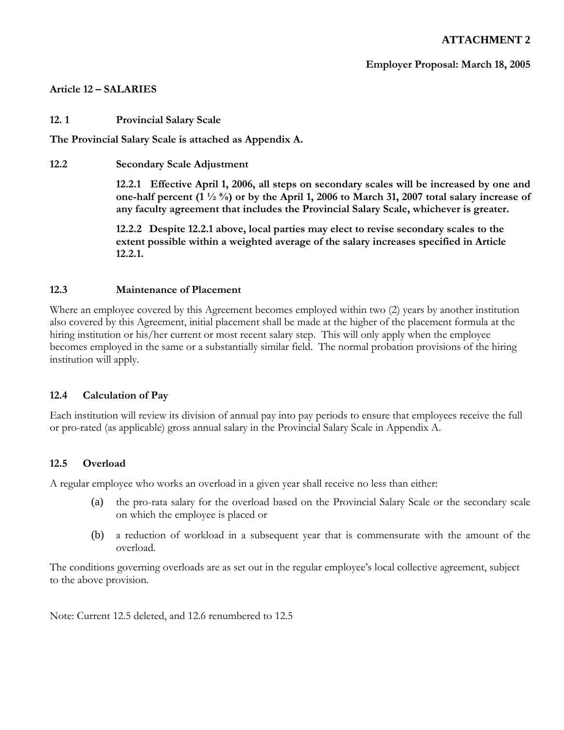**ATTACHMENT 2**

**Employer Proposal: March 18, 2005**

**Article 12 – SALARIES**

**12. 1 Provincial Salary Scale**

**The Provincial Salary Scale is attached as Appendix A.**

**12.2 Secondary Scale Adjustment**

**12.2.1 Effective April 1, 2006, all steps on secondary scales will be increased by one and one-half percent (1 ½ %) or by the April 1, 2006 to March 31, 2007 total salary increase of any faculty agreement that includes the Provincial Salary Scale, whichever is greater.**

**12.2.2 Despite 12.2.1 above, local parties may elect to revise secondary scales to the extent possible within a weighted average of the salary increases specified in Article 12.2.1.**

**12.3 Maintenance of Placement**

Where an employee covered by this Agreement becomes employed within two (2) years by another institution also covered by this Agreement, initial placement shall be made at the higher of the placement formula at the hiring institution or his/her current or most recent salary step. This will only apply when the employee becomes employed in the same or a substantially similar field. The normal probation provisions of the hiring institution will apply.

**12.4 Calculation of Pay**

Each institution will review its division of annual pay into pay periods to ensure that employees receive the full or pro-rated (as applicable) gross annual salary in the Provincial Salary Scale in Appendix A.

**12.5 Overload**

A regular employee who works an overload in a given year shall receive no less than either:

(a) the pro-rata salary for the overload based on the Provincial Salary Scale or the secondary scale on which the employee is placed or

(b) a reduction of workload in a subsequent year that is commensurate with the amount of the overload.

The conditions governing overloads are as set out in the regular employee's local collective agreement, subject to the above provision.

Note: Current 12.5 deleted, and 12.6 renumbered to 12.5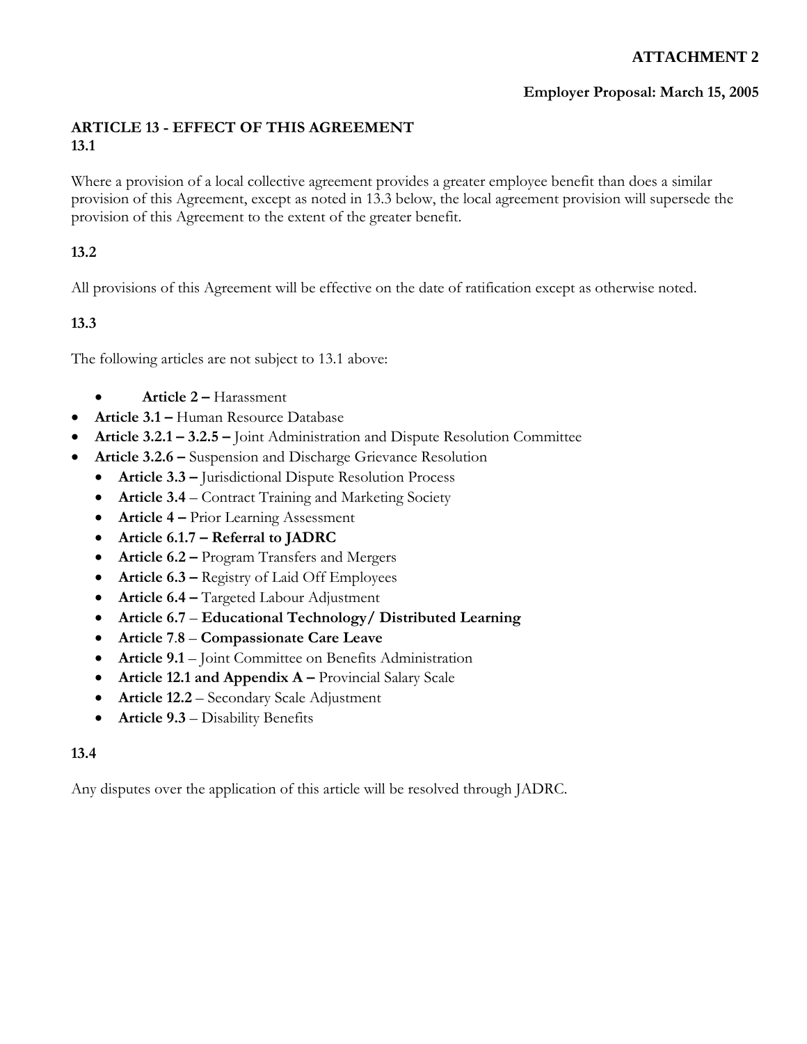**ATTACHMENT 2**

**Employer Proposal: March 15, 2005**

## ARTICLE 13 - EFFECT OF THIS AGREEMENT

### 13.1

Where a provision of a local collective agreement provides a greater employee benefit than does a similar provision of this Agreement, except as noted in 13.3 below, the local agreement provision will supersede the provision of this Agreement to the extent of the greater benefit.

### 13.2

All provisions of this Agreement will be effective on the date of ratification except as otherwise noted.

### 13.3

The following articles are not subject to 13.1 above:

- **Article 2 –** Harassment
- **Article 3.1 –** Human Resource Database
- **Article 3.2.1 – 3.2.5 –** Joint Administration and Dispute Resolution Committee
- **Article 3.2.6 –** Suspension and Discharge Grievance Resolution
- **Article 3.3 –** Jurisdictional Dispute Resolution Process
- **Article 3.4** – Contract Training and Marketing Society
- **Article 4 –** Prior Learning Assessment
- **Article 6.1.7 – Referral to JADRC**
- **Article 6.2 –** Program Transfers and Mergers
- **Article 6.3 –** Registry of Laid Off Employees
- **Article 6.4 –** Targeted Labour Adjustment
- **Article 6.7** – **Educational Technology/ Distributed Learning**
- **Article 7.8** – **Compassionate Care Leave**
- **Article 9.1** – Joint Committee on Benefits Administration
- **Article 12.1 and Appendix A –** Provincial Salary Scale
- **Article 12.2** – Secondary Scale Adjustment
- **Article 9.3** – Disability Benefits

### 13.4

Any disputes over the application of this article will be resolved through JADRC.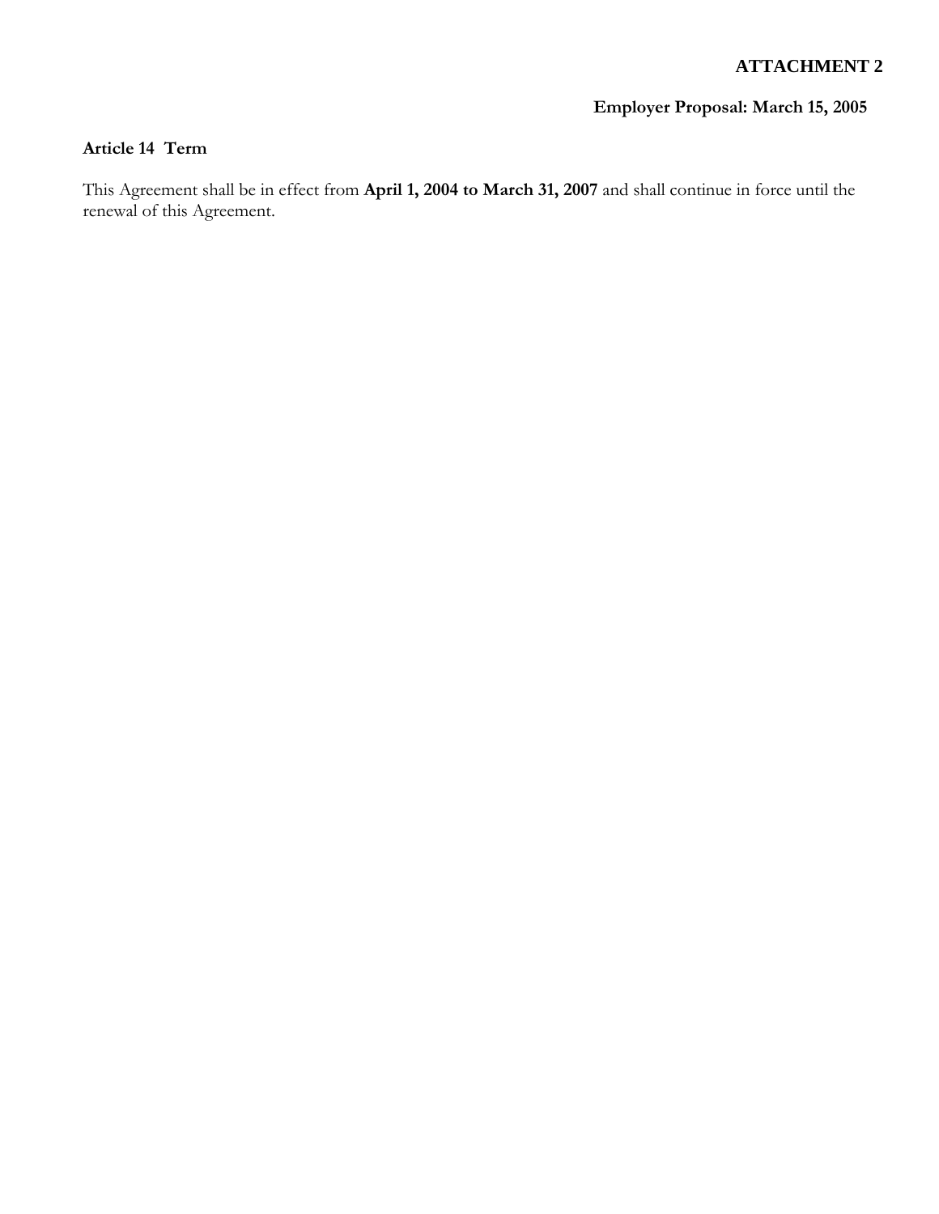**ATTACHMENT 2**

**Employer Proposal: March 15, 2005**

**Article 14 Term**

This Agreement shall be in effect from **April 1, 2004 to March 31, 2007** and shall continue in force until the renewal of this Agreement.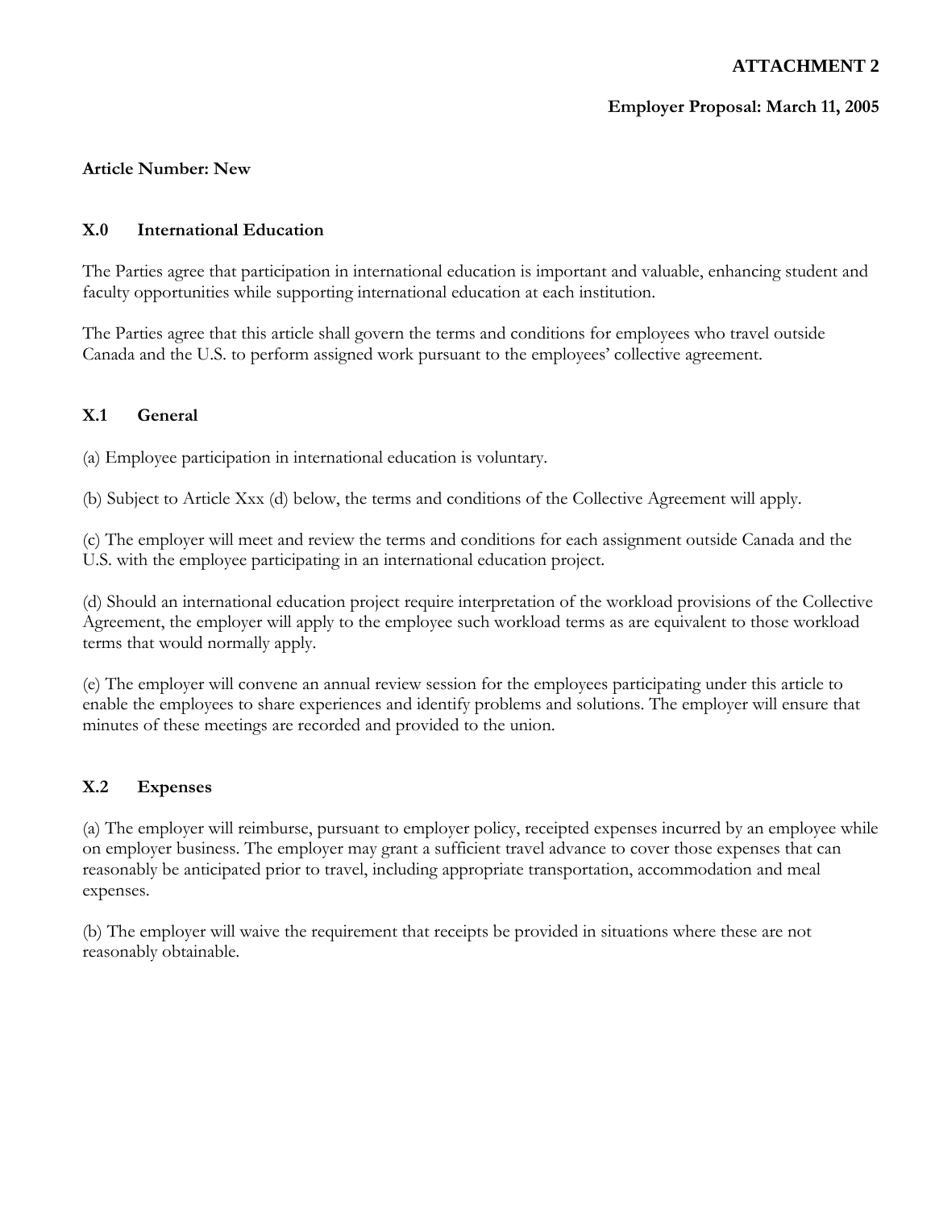**ATTACHMENT 2**

**Employer Proposal: March 11, 2005**

**Article Number: New**

## X.0 International Education

The Parties agree that participation in international education is important and valuable, enhancing student and faculty opportunities while supporting international education at each institution.

The Parties agree that this article shall govern the terms and conditions for employees who travel outside Canada and the U.S. to perform assigned work pursuant to the employees' collective agreement.

## X.1 General

(a) Employee participation in international education is voluntary.

(b) Subject to Article Xxx (d) below, the terms and conditions of the Collective Agreement will apply.

(c) The employer will meet and review the terms and conditions for each assignment outside Canada and the U.S. with the employee participating in an international education project.

(d) Should an international education project require interpretation of the workload provisions of the Collective Agreement, the employer will apply to the employee such workload terms as are equivalent to those workload terms that would normally apply.

(e) The employer will convene an annual review session for the employees participating under this article to enable the employees to share experiences and identify problems and solutions. The employer will ensure that minutes of these meetings are recorded and provided to the union.

## X.2 Expenses

(a) The employer will reimburse, pursuant to employer policy, receipted expenses incurred by an employee while on employer business. The employer may grant a sufficient travel advance to cover those expenses that can reasonably be anticipated prior to travel, including appropriate transportation, accommodation and meal expenses.

(b) The employer will waive the requirement that receipts be provided in situations where these are not reasonably obtainable.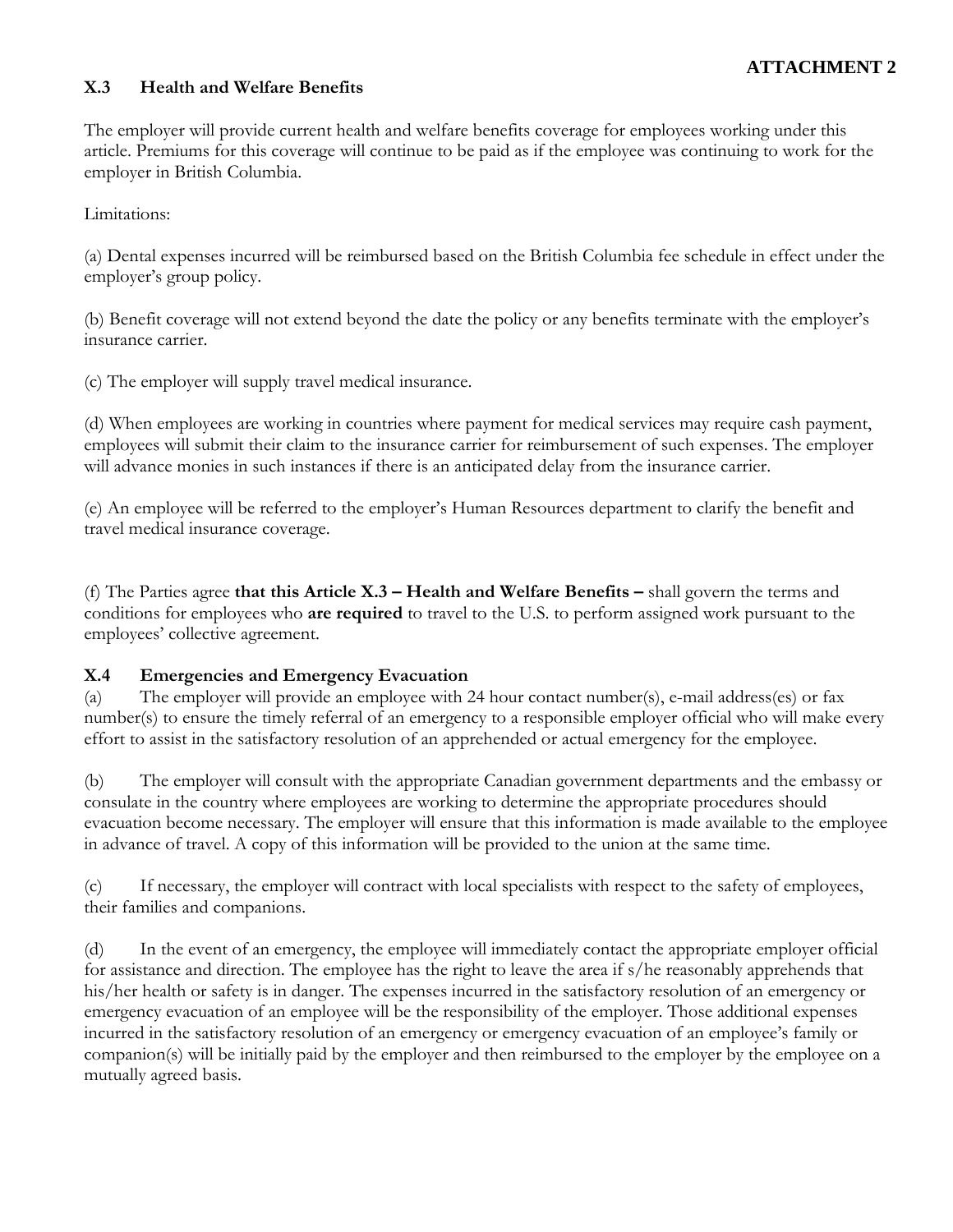**ATTACHMENT 2**

### X.3 Health and Welfare Benefits

The employer will provide current health and welfare benefits coverage for employees working under this article. Premiums for this coverage will continue to be paid as if the employee was continuing to work for the employer in British Columbia.

Limitations:

(a) Dental expenses incurred will be reimbursed based on the British Columbia fee schedule in effect under the employer's group policy.

(b) Benefit coverage will not extend beyond the date the policy or any benefits terminate with the employer's insurance carrier.

(c) The employer will supply travel medical insurance.

(d) When employees are working in countries where payment for medical services may require cash payment, employees will submit their claim to the insurance carrier for reimbursement of such expenses. The employer will advance monies in such instances if there is an anticipated delay from the insurance carrier.

(e) An employee will be referred to the employer's Human Resources department to clarify the benefit and travel medical insurance coverage.

(f) The Parties agree **that this Article X.3 – Health and Welfare Benefits –** shall govern the terms and conditions for employees who **are required** to travel to the U.S. to perform assigned work pursuant to the employees' collective agreement.

### X.4 Emergencies and Emergency Evacuation

(a) The employer will provide an employee with 24 hour contact number(s), e-mail address(es) or fax number(s) to ensure the timely referral of an emergency to a responsible employer official who will make every effort to assist in the satisfactory resolution of an apprehended or actual emergency for the employee.

(b) The employer will consult with the appropriate Canadian government departments and the embassy or consulate in the country where employees are working to determine the appropriate procedures should evacuation become necessary. The employer will ensure that this information is made available to the employee in advance of travel. A copy of this information will be provided to the union at the same time.

(c) If necessary, the employer will contract with local specialists with respect to the safety of employees, their families and companions.

(d) In the event of an emergency, the employee will immediately contact the appropriate employer official for assistance and direction. The employee has the right to leave the area if s/he reasonably apprehends that his/her health or safety is in danger. The expenses incurred in the satisfactory resolution of an emergency or emergency evacuation of an employee will be the responsibility of the employer. Those additional expenses incurred in the satisfactory resolution of an emergency or emergency evacuation of an employee's family or companion(s) will be initially paid by the employer and then reimbursed to the employer by the employee on a mutually agreed basis.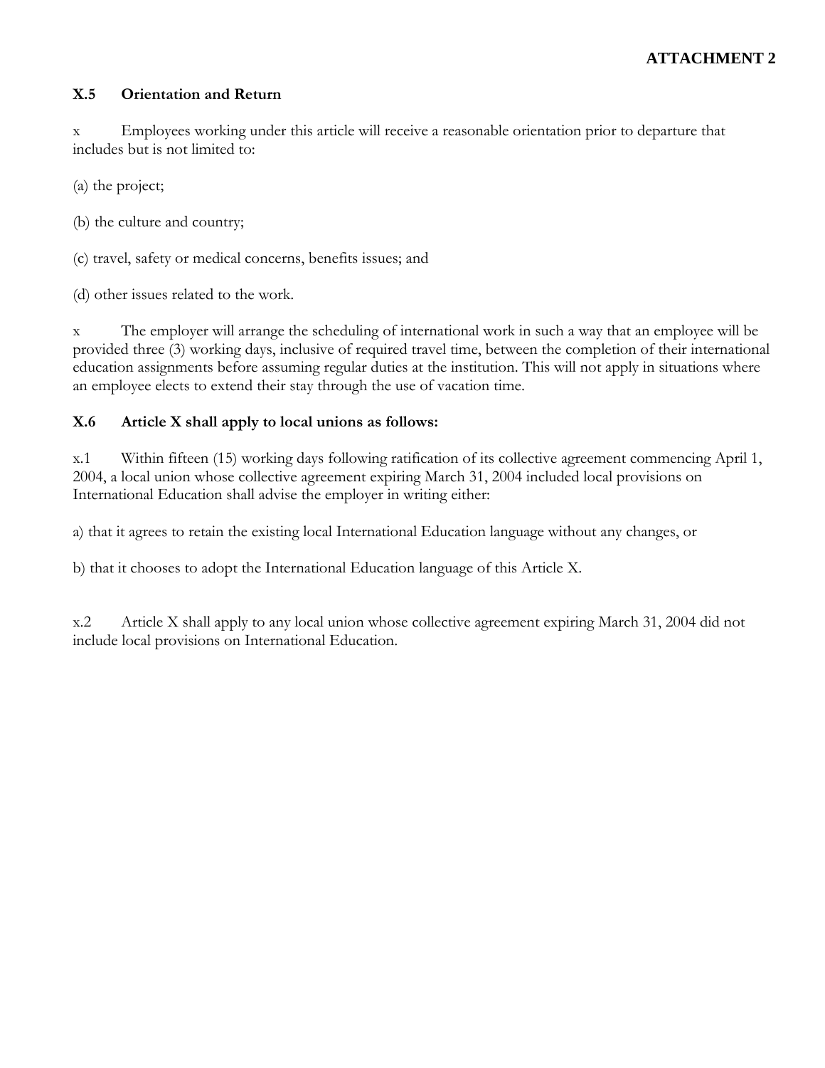**ATTACHMENT 2**

**X.5 Orientation and Return**

x Employees working under this article will receive a reasonable orientation prior to departure that includes but is not limited to:

(a) the project;

(b) the culture and country;

(c) travel, safety or medical concerns, benefits issues; and

(d) other issues related to the work.

x The employer will arrange the scheduling of international work in such a way that an employee will be provided three (3) working days, inclusive of required travel time, between the completion of their international education assignments before assuming regular duties at the institution. This will not apply in situations where an employee elects to extend their stay through the use of vacation time.

**X.6 Article X shall apply to local unions as follows:**

x.1 Within fifteen (15) working days following ratification of its collective agreement commencing April 1, 2004, a local union whose collective agreement expiring March 31, 2004 included local provisions on International Education shall advise the employer in writing either:

a) that it agrees to retain the existing local International Education language without any changes, or

b) that it chooses to adopt the International Education language of this Article X.

x.2 Article X shall apply to any local union whose collective agreement expiring March 31, 2004 did not include local provisions on International Education.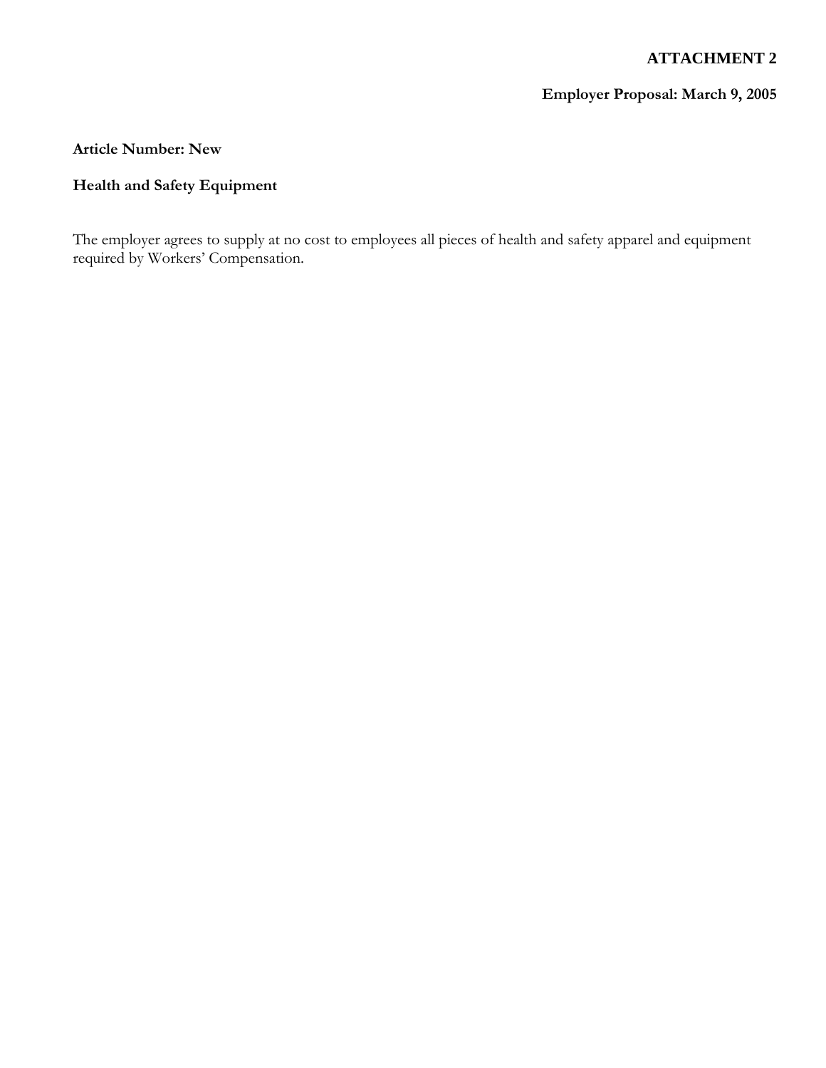**ATTACHMENT 2**

**Employer Proposal: March 9, 2005**

**Article Number: New**

**Health and Safety Equipment**

The employer agrees to supply at no cost to employees all pieces of health and safety apparel and equipment required by Workers' Compensation.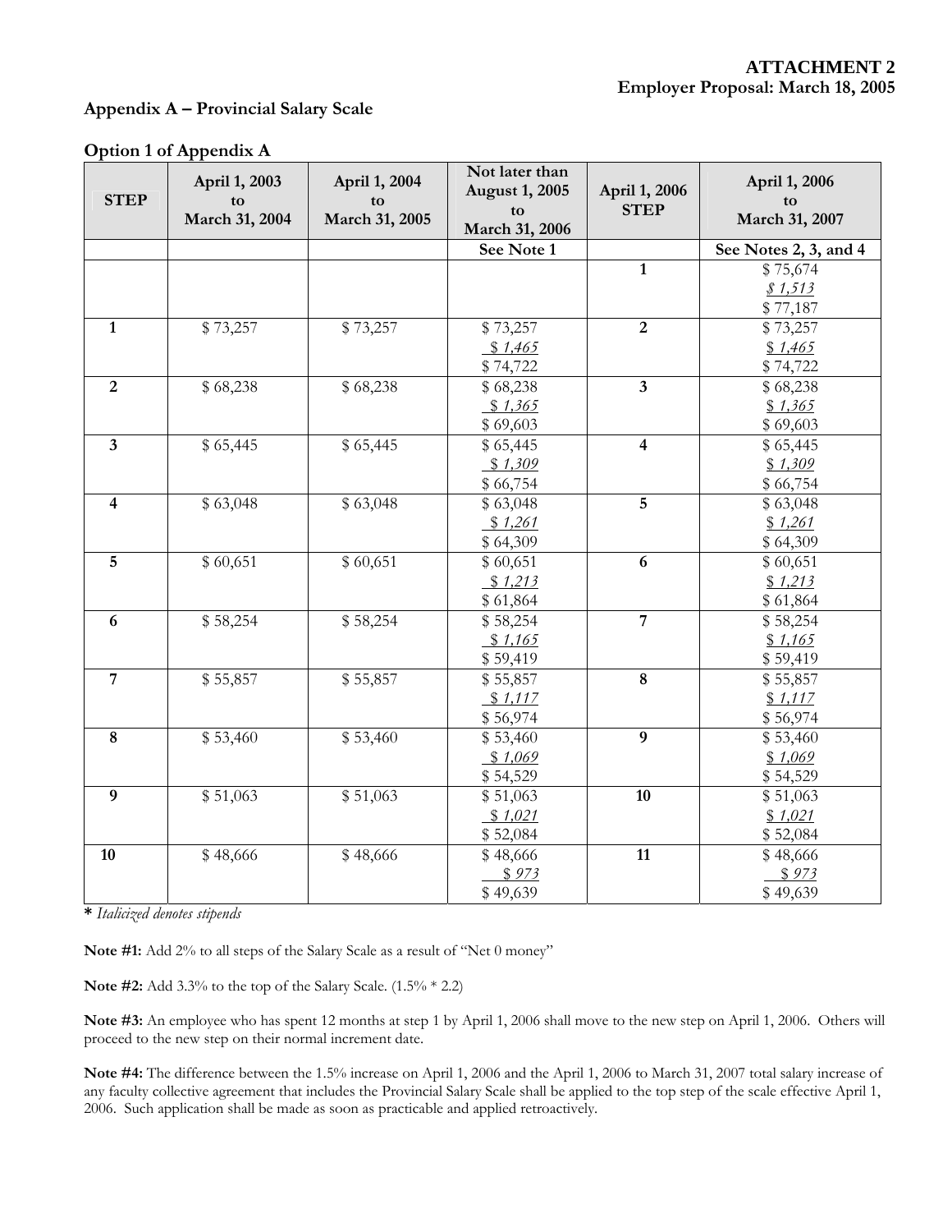**ATTACHMENT 2**
**Employer Proposal: March 18, 2005**

### Appendix A – Provincial Salary Scale

### Option 1 of Appendix A

| STEP | April 1, 2003 to March 31, 2004 | April 1, 2004 to March 31, 2005 | Not later than August 1, 2005 to March 31, 2006 | April 1, 2006 STEP | April 1, 2006 to March 31, 2007 |
|---|---|---|---|---|---|
| | | | **See Note 1** | | **See Notes 2, 3, and 4** |
| | | | | **1** | $ 75,674<br>*$ 1,513*<br>$ 77,187 |
| **1** | $ 73,257 | $ 73,257 | $ 73,257<br>*$ 1,465*<br>$ 74,722 | **2** | $ 73,257<br>*$ 1,465*<br>$ 74,722 |
| **2** | $ 68,238 | $ 68,238 | $ 68,238<br>*$ 1,365*<br>$ 69,603 | **3** | $ 68,238<br>*$ 1,365*<br>$ 69,603 |
| **3** | $ 65,445 | $ 65,445 | $ 65,445<br>*$ 1,309*<br>$ 66,754 | **4** | $ 65,445<br>*$ 1,309*<br>$ 66,754 |
| **4** | $ 63,048 | $ 63,048 | $ 63,048<br>*$ 1,261*<br>$ 64,309 | **5** | $ 63,048<br>*$ 1,261*<br>$ 64,309 |
| **5** | $ 60,651 | $ 60,651 | $ 60,651<br>*$ 1,213*<br>$ 61,864 | **6** | $ 60,651<br>*$ 1,213*<br>$ 61,864 |
| **6** | $ 58,254 | $ 58,254 | $ 58,254<br>*$ 1,165*<br>$ 59,419 | **7** | $ 58,254<br>*$ 1,165*<br>$ 59,419 |
| **7** | $ 55,857 | $ 55,857 | $ 55,857<br>*$ 1,117*<br>$ 56,974 | **8** | $ 55,857<br>*$ 1,117*<br>$ 56,974 |
| **8** | $ 53,460 | $ 53,460 | $ 53,460<br>*$ 1,069*<br>$ 54,529 | **9** | $ 53,460<br>*$ 1,069*<br>$ 54,529 |
| **9** | $ 51,063 | $ 51,063 | $ 51,063<br>*$ 1,021*<br>$ 52,084 | **10** | $ 51,063<br>*$ 1,021*<br>$ 52,084 |
| **10** | $ 48,666 | $ 48,666 | $ 48,666<br>*$ 973*<br>$ 49,639 | **11** | $ 48,666<br>*$ 973*<br>$ 49,639 |

**\*** *Italicized denotes stipends*

**Note #1:** Add 2% to all steps of the Salary Scale as a result of "Net 0 money"

**Note #2:** Add 3.3% to the top of the Salary Scale. (1.5% * 2.2)

**Note #3:** An employee who has spent 12 months at step 1 by April 1, 2006 shall move to the new step on April 1, 2006. Others will proceed to the new step on their normal increment date.

**Note #4:** The difference between the 1.5% increase on April 1, 2006 and the April 1, 2006 to March 31, 2007 total salary increase of any faculty collective agreement that includes the Provincial Salary Scale shall be applied to the top step of the scale effective April 1, 2006. Such application shall be made as soon as practicable and applied retroactively.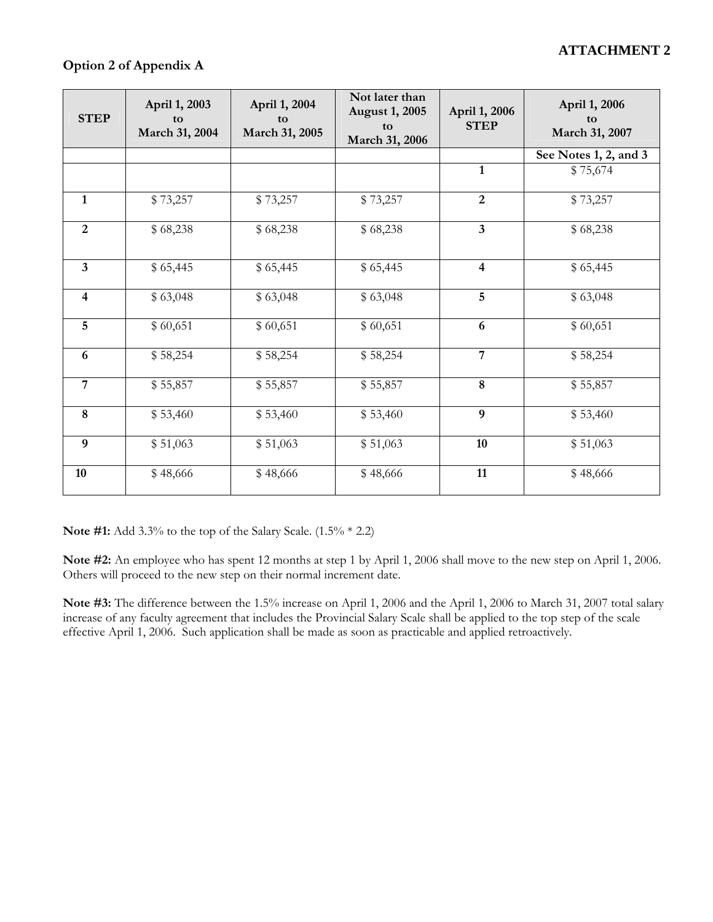**ATTACHMENT 2**

**Option 2 of Appendix A**

| STEP | April 1, 2003 to March 31, 2004 | April 1, 2004 to March 31, 2005 | Not later than August 1, 2005 to March 31, 2006 | April 1, 2006 STEP | April 1, 2006 to March 31, 2007 |
|---|---|---|---|---|---|
| | | | | | **See Notes 1, 2, and 3** |
| | | | | **1** | $ 75,674 |
| **1** | $ 73,257 | $ 73,257 | $ 73,257 | **2** | $ 73,257 |
| **2** | $ 68,238 | $ 68,238 | $ 68,238 | **3** | $ 68,238 |
| **3** | $ 65,445 | $ 65,445 | $ 65,445 | **4** | $ 65,445 |
| **4** | $ 63,048 | $ 63,048 | $ 63,048 | **5** | $ 63,048 |
| **5** | $ 60,651 | $ 60,651 | $ 60,651 | **6** | $ 60,651 |
| **6** | $ 58,254 | $ 58,254 | $ 58,254 | **7** | $ 58,254 |
| **7** | $ 55,857 | $ 55,857 | $ 55,857 | **8** | $ 55,857 |
| **8** | $ 53,460 | $ 53,460 | $ 53,460 | **9** | $ 53,460 |
| **9** | $ 51,063 | $ 51,063 | $ 51,063 | **10** | $ 51,063 |
| **10** | $ 48,666 | $ 48,666 | $ 48,666 | **11** | $ 48,666 |

**Note #1:** Add 3.3% to the top of the Salary Scale. (1.5% * 2.2)

**Note #2:** An employee who has spent 12 months at step 1 by April 1, 2006 shall move to the new step on April 1, 2006. Others will proceed to the new step on their normal increment date.

**Note #3:** The difference between the 1.5% increase on April 1, 2006 and the April 1, 2006 to March 31, 2007 total salary increase of any faculty agreement that includes the Provincial Salary Scale shall be applied to the top step of the scale effective April 1, 2006. Such application shall be made as soon as practicable and applied retroactively.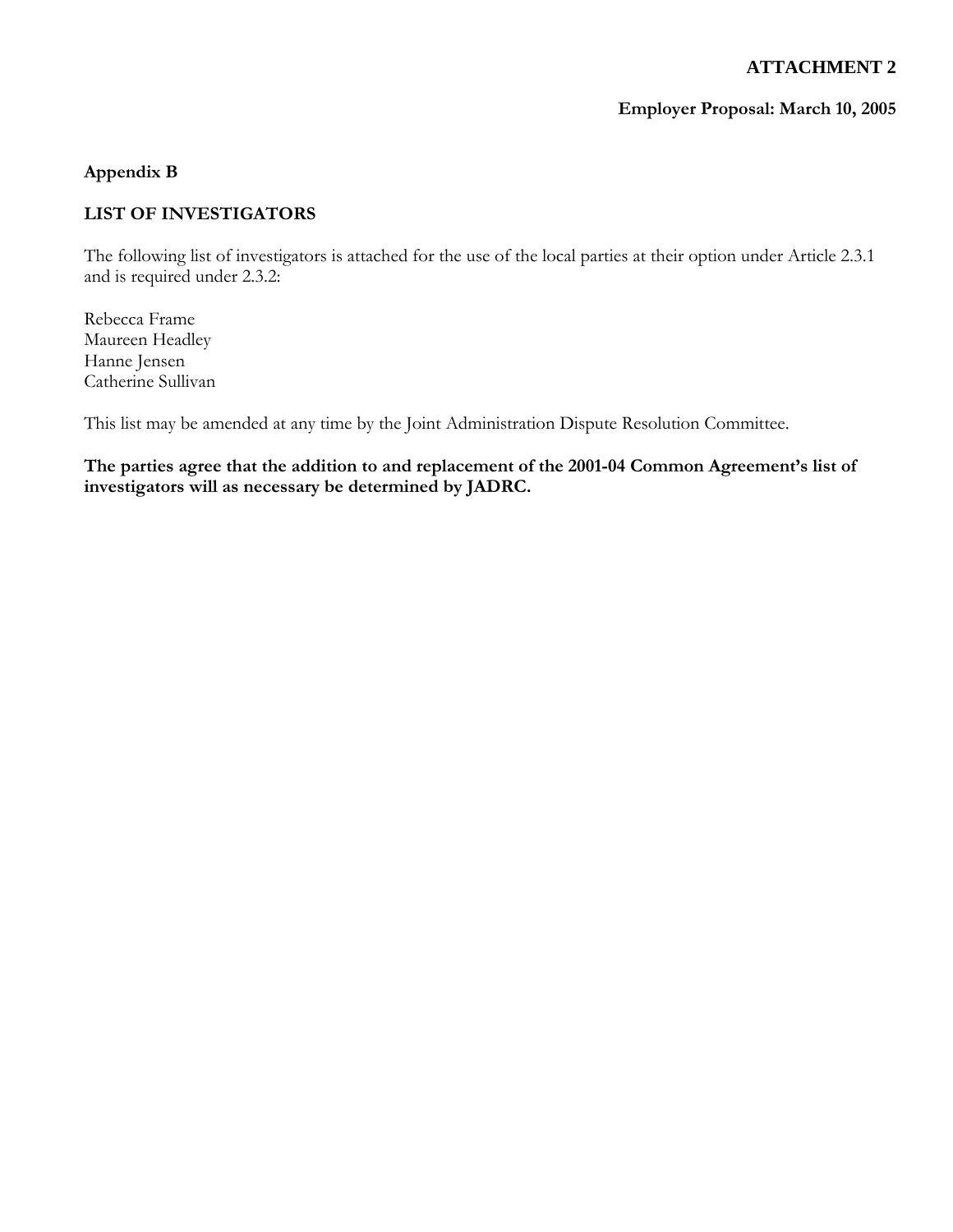**ATTACHMENT 2**

**Employer Proposal: March 10, 2005**

## Appendix B

## LIST OF INVESTIGATORS

The following list of investigators is attached for the use of the local parties at their option under Article 2.3.1 and is required under 2.3.2:

Rebecca Frame
Maureen Headley
Hanne Jensen
Catherine Sullivan

This list may be amended at any time by the Joint Administration Dispute Resolution Committee.

**The parties agree that the addition to and replacement of the 2001-04 Common Agreement's list of investigators will as necessary be determined by JADRC.**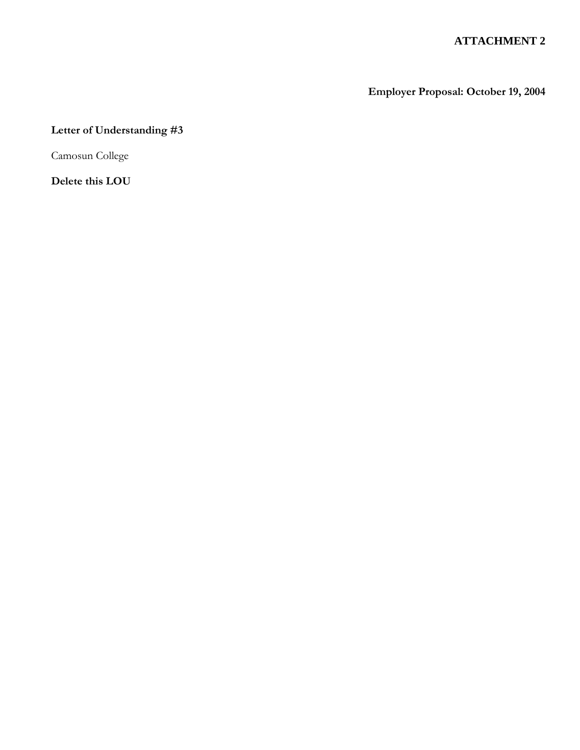**ATTACHMENT 2**

**Employer Proposal: October 19, 2004**

**Letter of Understanding #3**

Camosun College

**Delete this LOU**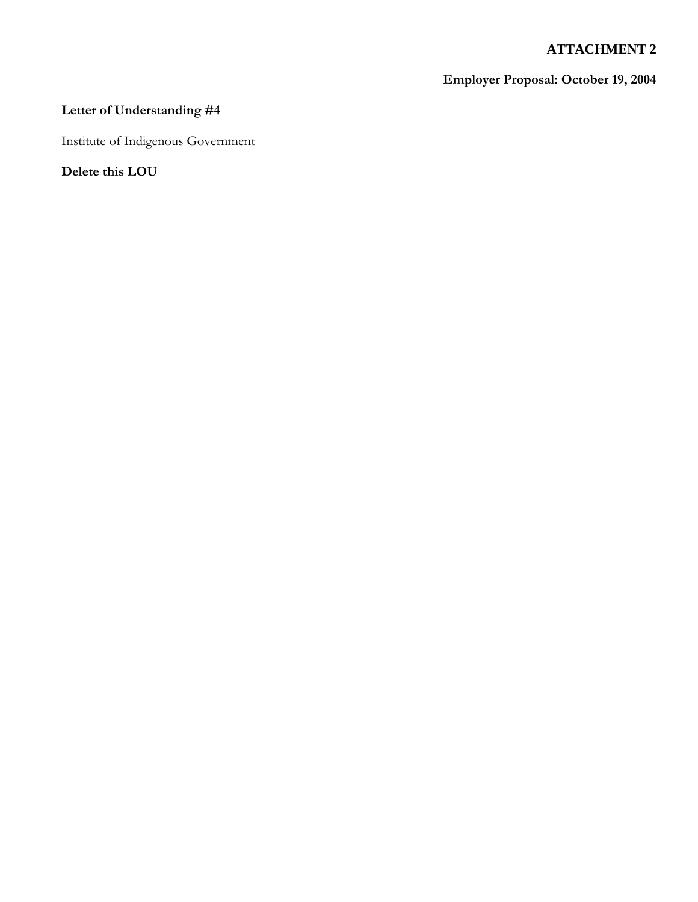**ATTACHMENT 2**

**Employer Proposal: October 19, 2004**

**Letter of Understanding #4**

Institute of Indigenous Government

**Delete this LOU**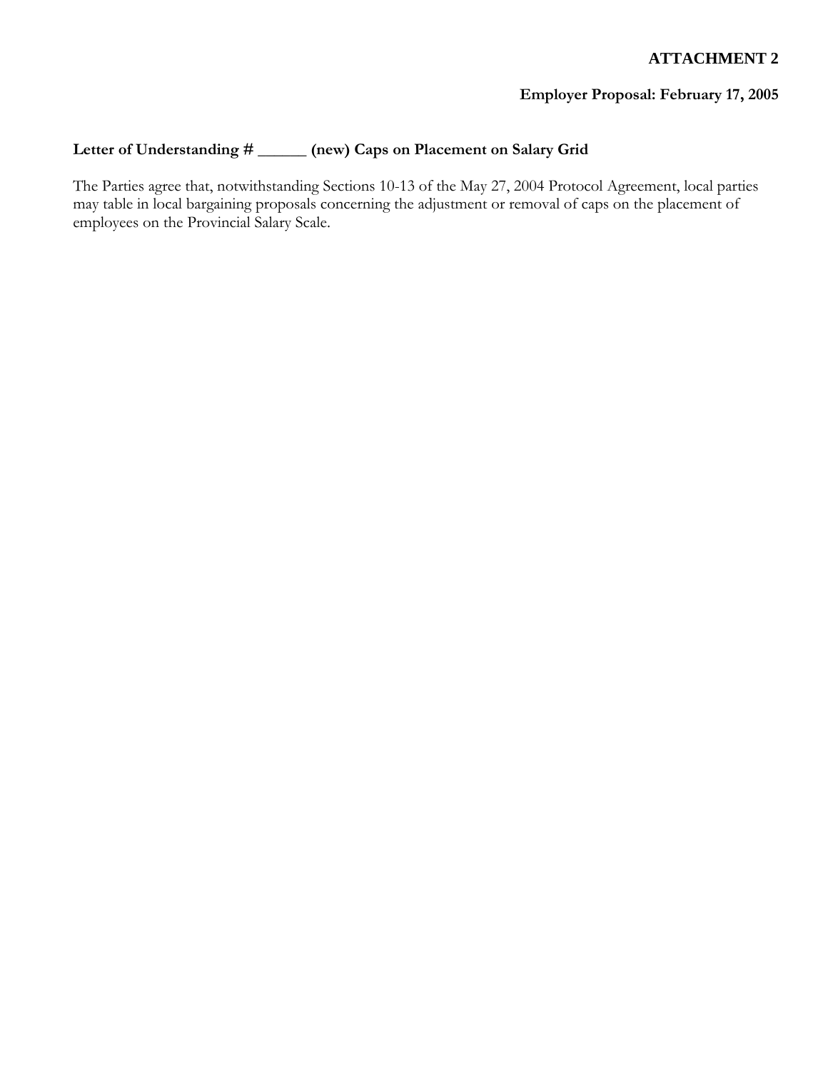**ATTACHMENT 2**

**Employer Proposal: February 17, 2005**

**Letter of Understanding # ______ (new) Caps on Placement on Salary Grid**

The Parties agree that, notwithstanding Sections 10-13 of the May 27, 2004 Protocol Agreement, local parties may table in local bargaining proposals concerning the adjustment or removal of caps on the placement of employees on the Provincial Salary Scale.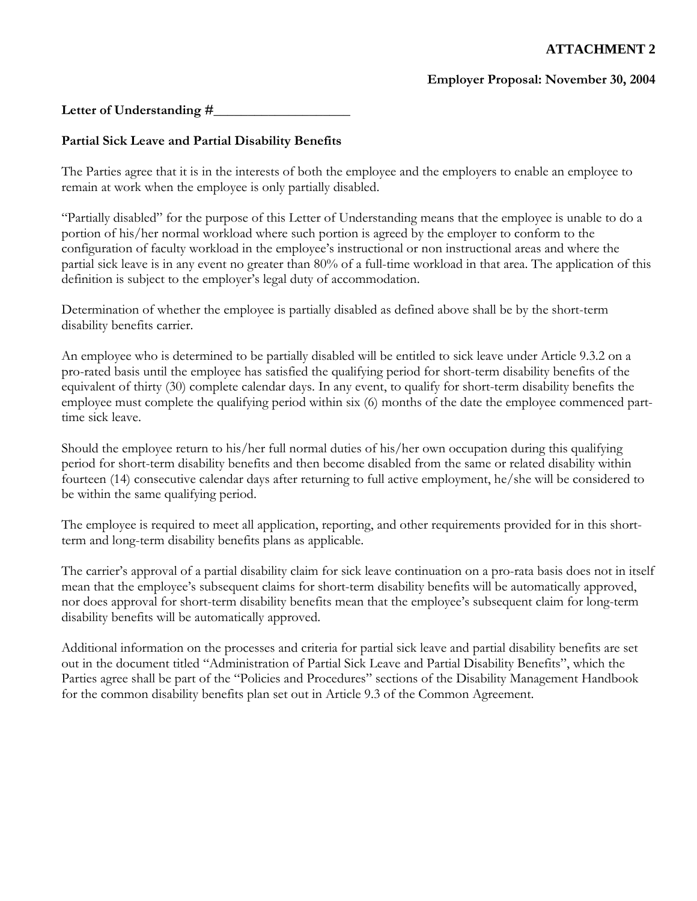**ATTACHMENT 2**

**Employer Proposal: November 30, 2004**

**Letter of Understanding #____________________**

**Partial Sick Leave and Partial Disability Benefits**

The Parties agree that it is in the interests of both the employee and the employers to enable an employee to remain at work when the employee is only partially disabled.

"Partially disabled" for the purpose of this Letter of Understanding means that the employee is unable to do a portion of his/her normal workload where such portion is agreed by the employer to conform to the configuration of faculty workload in the employee's instructional or non instructional areas and where the partial sick leave is in any event no greater than 80% of a full-time workload in that area. The application of this definition is subject to the employer's legal duty of accommodation.

Determination of whether the employee is partially disabled as defined above shall be by the short-term disability benefits carrier.

An employee who is determined to be partially disabled will be entitled to sick leave under Article 9.3.2 on a pro-rated basis until the employee has satisfied the qualifying period for short-term disability benefits of the equivalent of thirty (30) complete calendar days. In any event, to qualify for short-term disability benefits the employee must complete the qualifying period within six (6) months of the date the employee commenced part-time sick leave.

Should the employee return to his/her full normal duties of his/her own occupation during this qualifying period for short-term disability benefits and then become disabled from the same or related disability within fourteen (14) consecutive calendar days after returning to full active employment, he/she will be considered to be within the same qualifying period.

The employee is required to meet all application, reporting, and other requirements provided for in this short-term and long-term disability benefits plans as applicable.

The carrier's approval of a partial disability claim for sick leave continuation on a pro-rata basis does not in itself mean that the employee's subsequent claims for short-term disability benefits will be automatically approved, nor does approval for short-term disability benefits mean that the employee's subsequent claim for long-term disability benefits will be automatically approved.

Additional information on the processes and criteria for partial sick leave and partial disability benefits are set out in the document titled "Administration of Partial Sick Leave and Partial Disability Benefits", which the Parties agree shall be part of the "Policies and Procedures" sections of the Disability Management Handbook for the common disability benefits plan set out in Article 9.3 of the Common Agreement.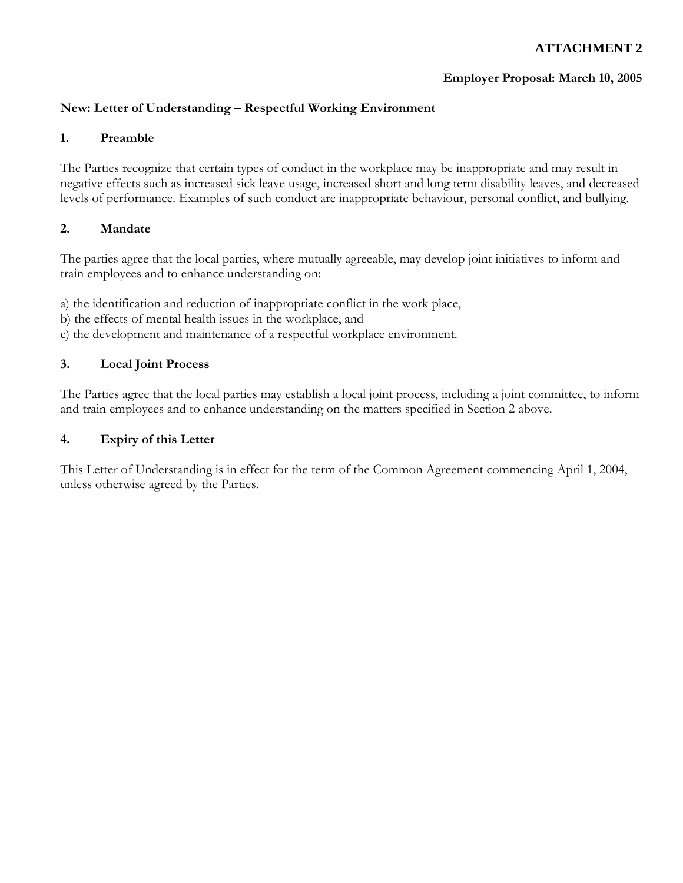**ATTACHMENT 2**

**Employer Proposal: March 10, 2005**

**New: Letter of Understanding – Respectful Working Environment**

**1. Preamble**

The Parties recognize that certain types of conduct in the workplace may be inappropriate and may result in negative effects such as increased sick leave usage, increased short and long term disability leaves, and decreased levels of performance. Examples of such conduct are inappropriate behaviour, personal conflict, and bullying.

**2. Mandate**

The parties agree that the local parties, where mutually agreeable, may develop joint initiatives to inform and train employees and to enhance understanding on:

a) the identification and reduction of inappropriate conflict in the work place,
b) the effects of mental health issues in the workplace, and
c) the development and maintenance of a respectful workplace environment.

**3. Local Joint Process**

The Parties agree that the local parties may establish a local joint process, including a joint committee, to inform and train employees and to enhance understanding on the matters specified in Section 2 above.

**4. Expiry of this Letter**

This Letter of Understanding is in effect for the term of the Common Agreement commencing April 1, 2004, unless otherwise agreed by the Parties.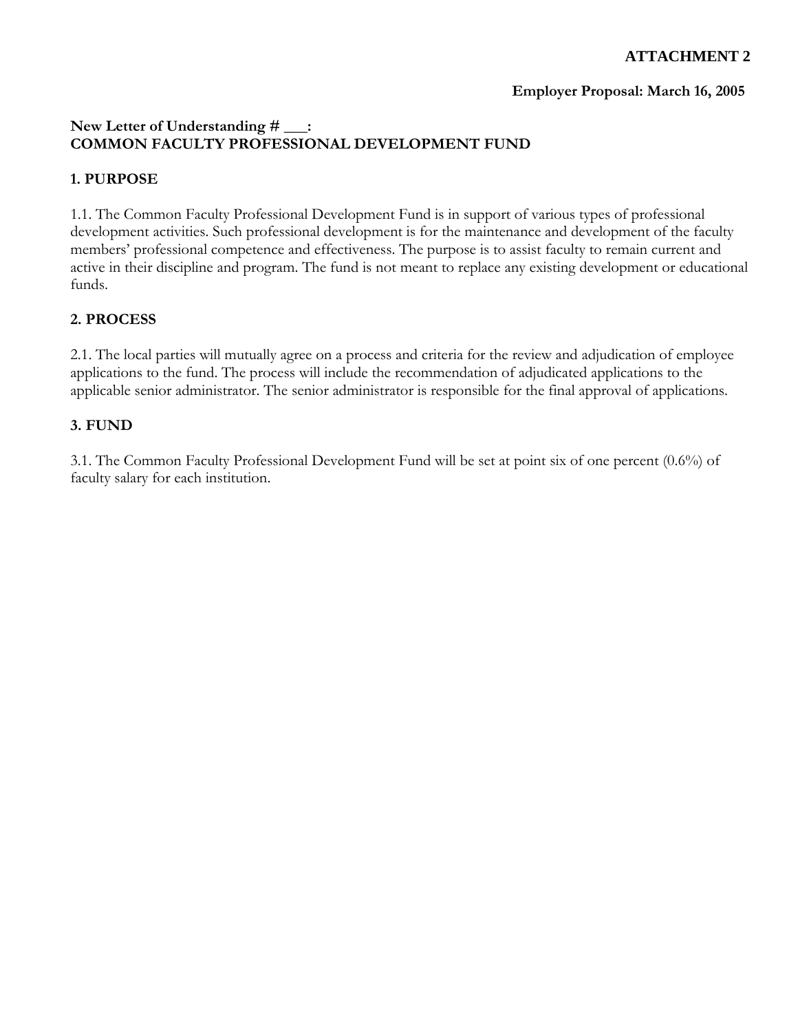**ATTACHMENT 2**

**Employer Proposal: March 16, 2005**

**New Letter of Understanding # ___:**
**COMMON FACULTY PROFESSIONAL DEVELOPMENT FUND**

## 1. PURPOSE

1.1. The Common Faculty Professional Development Fund is in support of various types of professional development activities. Such professional development is for the maintenance and development of the faculty members' professional competence and effectiveness. The purpose is to assist faculty to remain current and active in their discipline and program. The fund is not meant to replace any existing development or educational funds.

## 2. PROCESS

2.1. The local parties will mutually agree on a process and criteria for the review and adjudication of employee applications to the fund. The process will include the recommendation of adjudicated applications to the applicable senior administrator. The senior administrator is responsible for the final approval of applications.

## 3. FUND

3.1. The Common Faculty Professional Development Fund will be set at point six of one percent (0.6%) of faculty salary for each institution.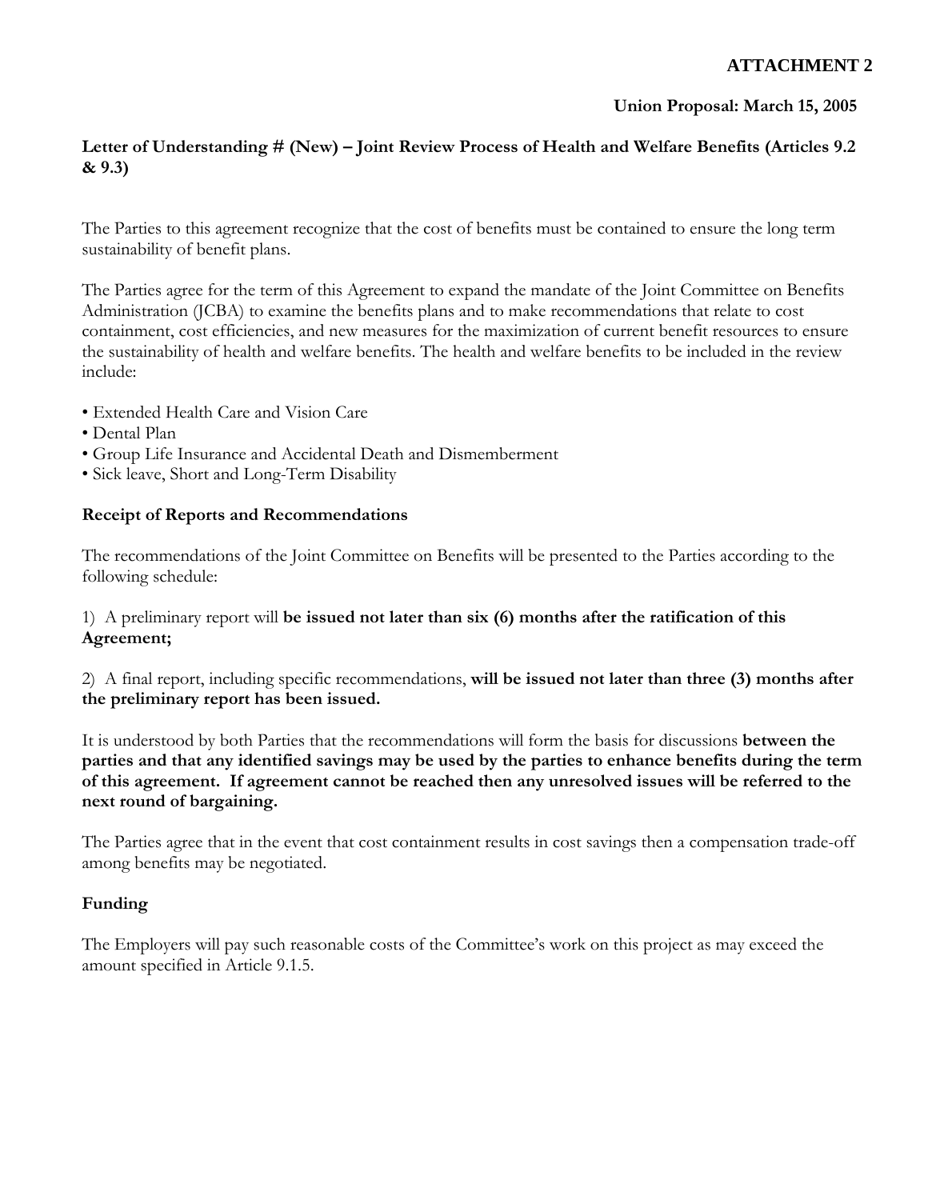**ATTACHMENT 2**

**Union Proposal: March 15, 2005**

**Letter of Understanding # (New) – Joint Review Process of Health and Welfare Benefits (Articles 9.2 & 9.3)**

The Parties to this agreement recognize that the cost of benefits must be contained to ensure the long term sustainability of benefit plans.

The Parties agree for the term of this Agreement to expand the mandate of the Joint Committee on Benefits Administration (JCBA) to examine the benefits plans and to make recommendations that relate to cost containment, cost efficiencies, and new measures for the maximization of current benefit resources to ensure the sustainability of health and welfare benefits. The health and welfare benefits to be included in the review include:

- Extended Health Care and Vision Care
- Dental Plan
- Group Life Insurance and Accidental Death and Dismemberment
- Sick leave, Short and Long-Term Disability

**Receipt of Reports and Recommendations**

The recommendations of the Joint Committee on Benefits will be presented to the Parties according to the following schedule:

1) A preliminary report will **be issued not later than six (6) months after the ratification of this Agreement;**

2) A final report, including specific recommendations, **will be issued not later than three (3) months after the preliminary report has been issued.**

It is understood by both Parties that the recommendations will form the basis for discussions **between the parties and that any identified savings may be used by the parties to enhance benefits during the term of this agreement. If agreement cannot be reached then any unresolved issues will be referred to the next round of bargaining.**

The Parties agree that in the event that cost containment results in cost savings then a compensation trade-off among benefits may be negotiated.

**Funding**

The Employers will pay such reasonable costs of the Committee's work on this project as may exceed the amount specified in Article 9.1.5.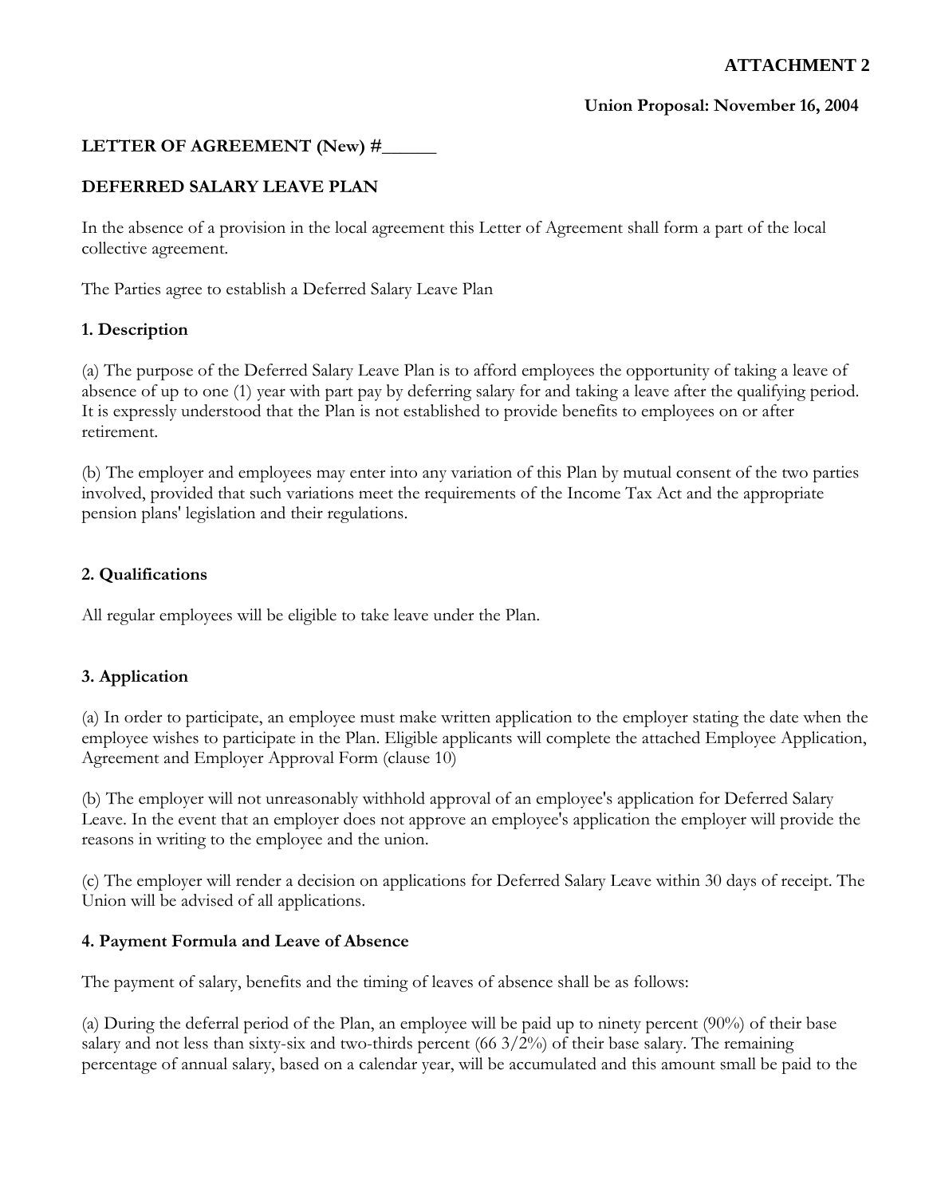**ATTACHMENT 2**

**Union Proposal: November 16, 2004**

**LETTER OF AGREEMENT (New) #______**

**DEFERRED SALARY LEAVE PLAN**

In the absence of a provision in the local agreement this Letter of Agreement shall form a part of the local collective agreement.

The Parties agree to establish a Deferred Salary Leave Plan

**1. Description**

(a) The purpose of the Deferred Salary Leave Plan is to afford employees the opportunity of taking a leave of absence of up to one (1) year with part pay by deferring salary for and taking a leave after the qualifying period. It is expressly understood that the Plan is not established to provide benefits to employees on or after retirement.

(b) The employer and employees may enter into any variation of this Plan by mutual consent of the two parties involved, provided that such variations meet the requirements of the Income Tax Act and the appropriate pension plans' legislation and their regulations.

**2. Qualifications**

All regular employees will be eligible to take leave under the Plan.

**3. Application**

(a) In order to participate, an employee must make written application to the employer stating the date when the employee wishes to participate in the Plan. Eligible applicants will complete the attached Employee Application, Agreement and Employer Approval Form (clause 10)

(b) The employer will not unreasonably withhold approval of an employee's application for Deferred Salary Leave. In the event that an employer does not approve an employee's application the employer will provide the reasons in writing to the employee and the union.

(c) The employer will render a decision on applications for Deferred Salary Leave within 30 days of receipt. The Union will be advised of all applications.

**4. Payment Formula and Leave of Absence**

The payment of salary, benefits and the timing of leaves of absence shall be as follows:

(a) During the deferral period of the Plan, an employee will be paid up to ninety percent (90%) of their base salary and not less than sixty-six and two-thirds percent (66 3/2%) of their base salary. The remaining percentage of annual salary, based on a calendar year, will be accumulated and this amount small be paid to the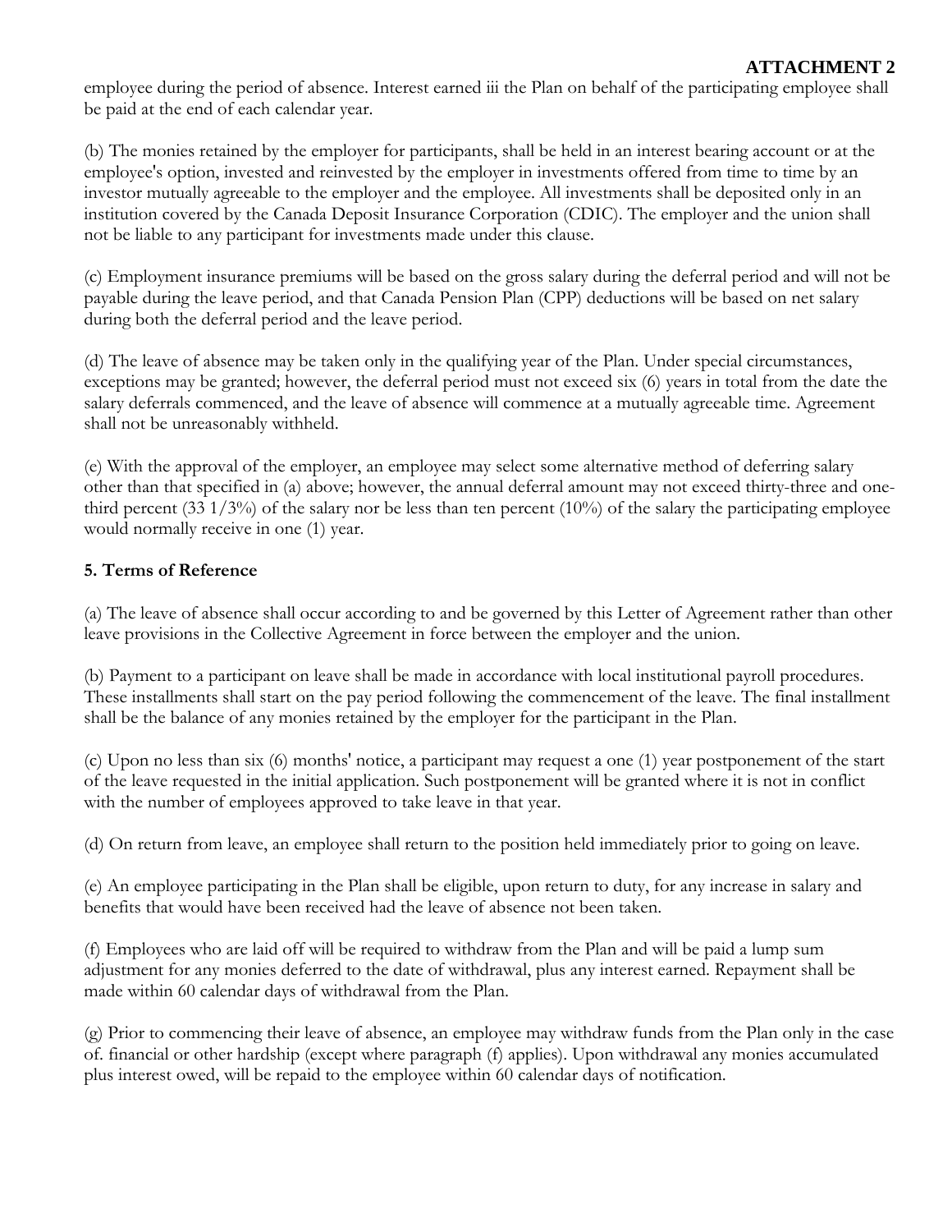employee during the period of absence. Interest earned iii the Plan on behalf of the participating employee shall be paid at the end of each calendar year.

(b) The monies retained by the employer for participants, shall be held in an interest bearing account or at the employee's option, invested and reinvested by the employer in investments offered from time to time by an investor mutually agreeable to the employer and the employee. All investments shall be deposited only in an institution covered by the Canada Deposit Insurance Corporation (CDIC). The employer and the union shall not be liable to any participant for investments made under this clause.

(c) Employment insurance premiums will be based on the gross salary during the deferral period and will not be payable during the leave period, and that Canada Pension Plan (CPP) deductions will be based on net salary during both the deferral period and the leave period.

(d) The leave of absence may be taken only in the qualifying year of the Plan. Under special circumstances, exceptions may be granted; however, the deferral period must not exceed six (6) years in total from the date the salary deferrals commenced, and the leave of absence will commence at a mutually agreeable time. Agreement shall not be unreasonably withheld.

(e) With the approval of the employer, an employee may select some alternative method of deferring salary other than that specified in (a) above; however, the annual deferral amount may not exceed thirty-three and one-third percent (33 1/3%) of the salary nor be less than ten percent (10%) of the salary the participating employee would normally receive in one (1) year.

**5. Terms of Reference**

(a) The leave of absence shall occur according to and be governed by this Letter of Agreement rather than other leave provisions in the Collective Agreement in force between the employer and the union.

(b) Payment to a participant on leave shall be made in accordance with local institutional payroll procedures. These installments shall start on the pay period following the commencement of the leave. The final installment shall be the balance of any monies retained by the employer for the participant in the Plan.

(c) Upon no less than six (6) months' notice, a participant may request a one (1) year postponement of the start of the leave requested in the initial application. Such postponement will be granted where it is not in conflict with the number of employees approved to take leave in that year.

(d) On return from leave, an employee shall return to the position held immediately prior to going on leave.

(e) An employee participating in the Plan shall be eligible, upon return to duty, for any increase in salary and benefits that would have been received had the leave of absence not been taken.

(f) Employees who are laid off will be required to withdraw from the Plan and will be paid a lump sum adjustment for any monies deferred to the date of withdrawal, plus any interest earned. Repayment shall be made within 60 calendar days of withdrawal from the Plan.

(g) Prior to commencing their leave of absence, an employee may withdraw funds from the Plan only in the case of. financial or other hardship (except where paragraph (f) applies). Upon withdrawal any monies accumulated plus interest owed, will be repaid to the employee within 60 calendar days of notification.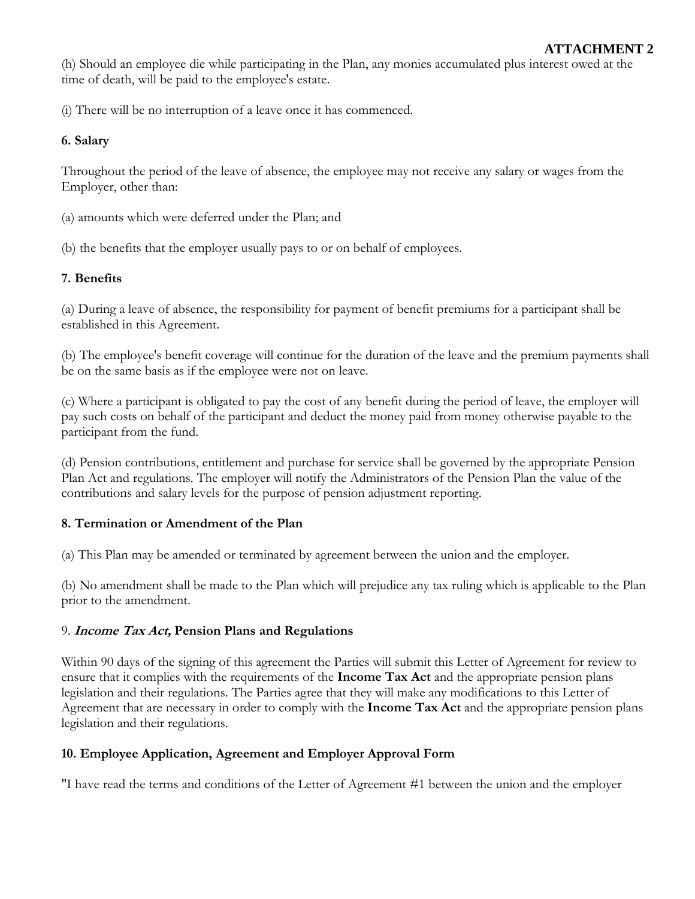**ATTACHMENT 2**

(h) Should an employee die while participating in the Plan, any monies accumulated plus interest owed at the time of death, will be paid to the employee's estate.

(i) There will be no interruption of a leave once it has commenced.

### 6. Salary

Throughout the period of the leave of absence, the employee may not receive any salary or wages from the Employer, other than:

(a) amounts which were deferred under the Plan; and

(b) the benefits that the employer usually pays to or on behalf of employees.

### 7. Benefits

(a) During a leave of absence, the responsibility for payment of benefit premiums for a participant shall be established in this Agreement.

(b) The employee's benefit coverage will continue for the duration of the leave and the premium payments shall be on the same basis as if the employee were not on leave.

(c) Where a participant is obligated to pay the cost of any benefit during the period of leave, the employer will pay such costs on behalf of the participant and deduct the money paid from money otherwise payable to the participant from the fund.

(d) Pension contributions, entitlement and purchase for service shall be governed by the appropriate Pension Plan Act and regulations. The employer will notify the Administrators of the Pension Plan the value of the contributions and salary levels for the purpose of pension adjustment reporting.

### 8. Termination or Amendment of the Plan

(a) This Plan may be amended or terminated by agreement between the union and the employer.

(b) No amendment shall be made to the Plan which will prejudice any tax ruling which is applicable to the Plan prior to the amendment.

### 9. ***Income Tax Act,*** Pension Plans and Regulations

Within 90 days of the signing of this agreement the Parties will submit this Letter of Agreement for review to ensure that it complies with the requirements of the **Income Tax Act** and the appropriate pension plans legislation and their regulations. The Parties agree that they will make any modifications to this Letter of Agreement that are necessary in order to comply with the **Income Tax Act** and the appropriate pension plans legislation and their regulations.

### 10. Employee Application, Agreement and Employer Approval Form

"I have read the terms and conditions of the Letter of Agreement #1 between the union and the employer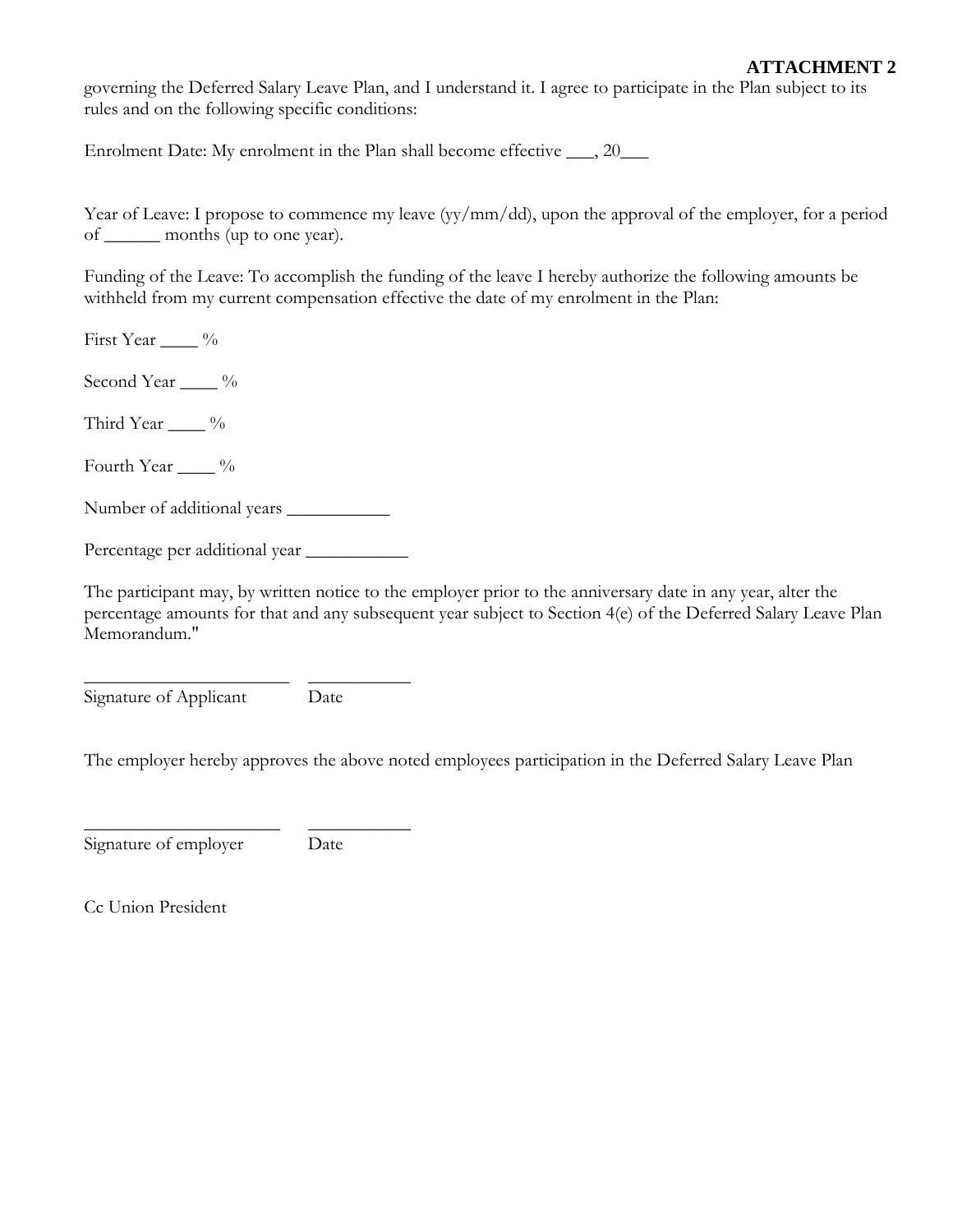**ATTACHMENT 2**

governing the Deferred Salary Leave Plan, and I understand it. I agree to participate in the Plan subject to its rules and on the following specific conditions:

Enrolment Date: My enrolment in the Plan shall become effective ___, 20___

Year of Leave: I propose to commence my leave (yy/mm/dd), upon the approval of the employer, for a period of ______ months (up to one year).

Funding of the Leave: To accomplish the funding of the leave I hereby authorize the following amounts be withheld from my current compensation effective the date of my enrolment in the Plan:

First Year ____ %

Second Year ____ %

Third Year ____ %

Fourth Year ____ %

Number of additional years ___________

Percentage per additional year ___________

The participant may, by written notice to the employer prior to the anniversary date in any year, alter the percentage amounts for that and any subsequent year subject to Section 4(e) of the Deferred Salary Leave Plan Memorandum."

_______________________ ___________
Signature of Applicant Date

The employer hereby approves the above noted employees participation in the Deferred Salary Leave Plan

_____________________ ___________
Signature of employer Date

Cc Union President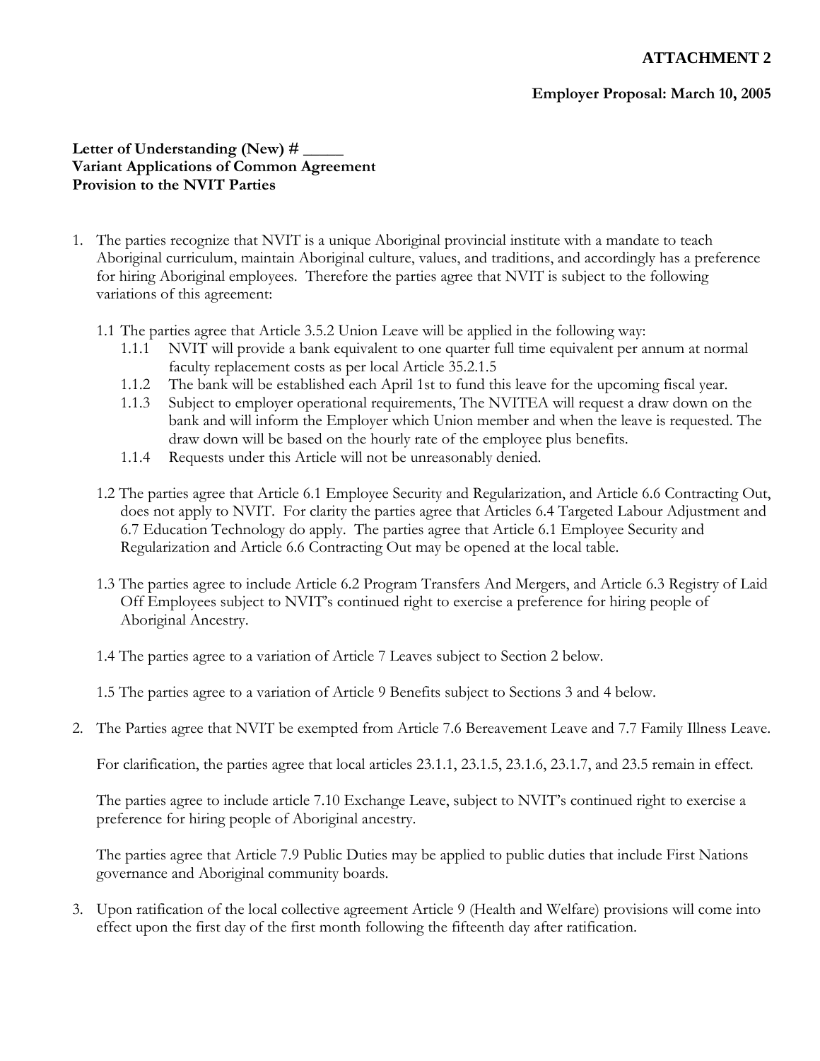**ATTACHMENT 2**

**Employer Proposal: March 10, 2005**

**Letter of Understanding (New) # _____**
**Variant Applications of Common Agreement Provision to the NVIT Parties**

1. The parties recognize that NVIT is a unique Aboriginal provincial institute with a mandate to teach Aboriginal curriculum, maintain Aboriginal culture, values, and traditions, and accordingly has a preference for hiring Aboriginal employees. Therefore the parties agree that NVIT is subject to the following variations of this agreement:

   1.1 The parties agree that Article 3.5.2 Union Leave will be applied in the following way:

   - 1.1.1 NVIT will provide a bank equivalent to one quarter full time equivalent per annum at normal faculty replacement costs as per local Article 35.2.1.5
   - 1.1.2 The bank will be established each April 1st to fund this leave for the upcoming fiscal year.
   - 1.1.3 Subject to employer operational requirements, The NVITEA will request a draw down on the bank and will inform the Employer which Union member and when the leave is requested. The draw down will be based on the hourly rate of the employee plus benefits.
   - 1.1.4 Requests under this Article will not be unreasonably denied.

   1.2 The parties agree that Article 6.1 Employee Security and Regularization, and Article 6.6 Contracting Out, does not apply to NVIT. For clarity the parties agree that Articles 6.4 Targeted Labour Adjustment and 6.7 Education Technology do apply. The parties agree that Article 6.1 Employee Security and Regularization and Article 6.6 Contracting Out may be opened at the local table.

   1.3 The parties agree to include Article 6.2 Program Transfers And Mergers, and Article 6.3 Registry of Laid Off Employees subject to NVIT's continued right to exercise a preference for hiring people of Aboriginal Ancestry.

   1.4 The parties agree to a variation of Article 7 Leaves subject to Section 2 below.

   1.5 The parties agree to a variation of Article 9 Benefits subject to Sections 3 and 4 below.

2. The Parties agree that NVIT be exempted from Article 7.6 Bereavement Leave and 7.7 Family Illness Leave.

   For clarification, the parties agree that local articles 23.1.1, 23.1.5, 23.1.6, 23.1.7, and 23.5 remain in effect.

   The parties agree to include article 7.10 Exchange Leave, subject to NVIT's continued right to exercise a preference for hiring people of Aboriginal ancestry.

   The parties agree that Article 7.9 Public Duties may be applied to public duties that include First Nations governance and Aboriginal community boards.

3. Upon ratification of the local collective agreement Article 9 (Health and Welfare) provisions will come into effect upon the first day of the first month following the fifteenth day after ratification.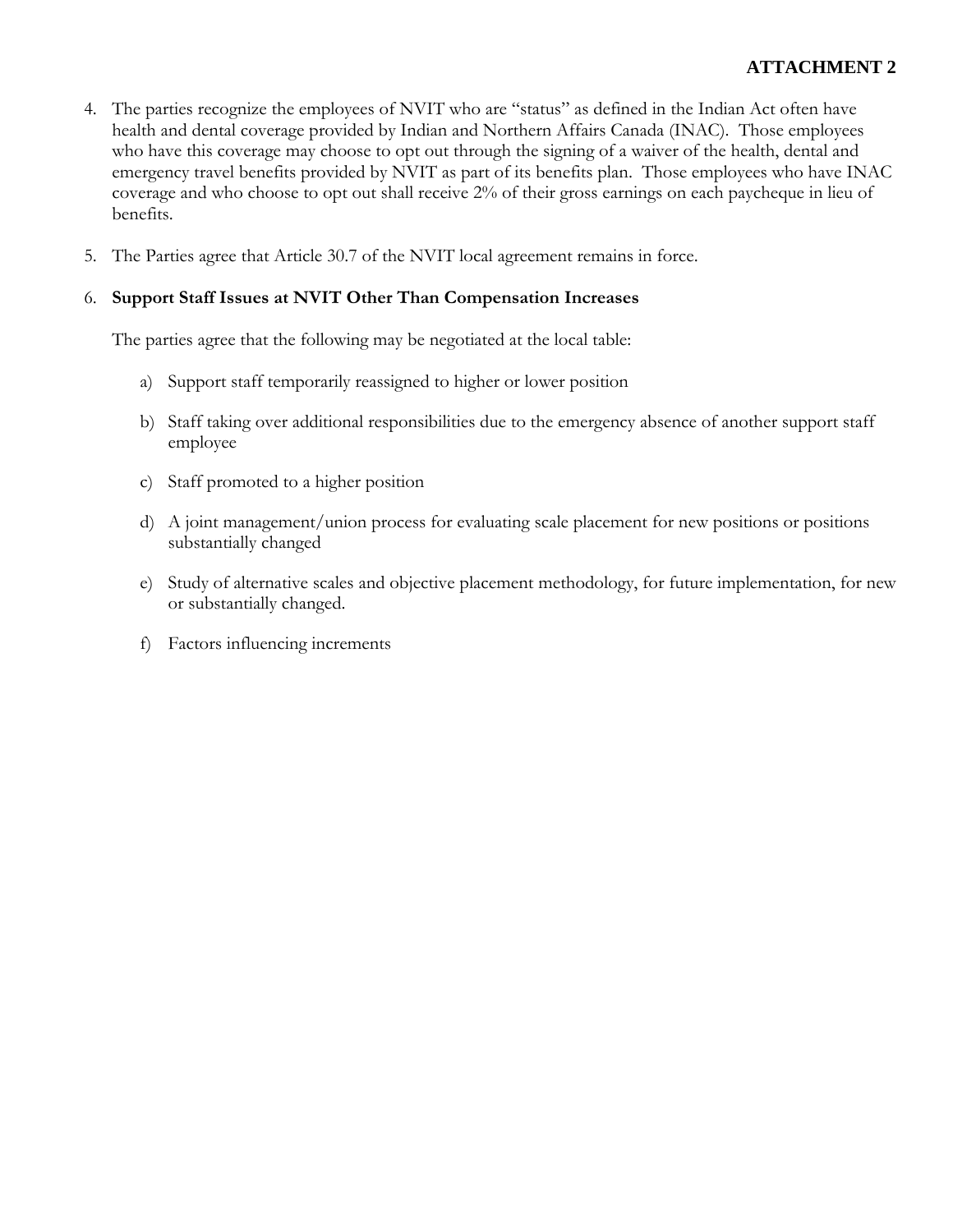**ATTACHMENT 2**

4. The parties recognize the employees of NVIT who are "status" as defined in the Indian Act often have health and dental coverage provided by Indian and Northern Affairs Canada (INAC). Those employees who have this coverage may choose to opt out through the signing of a waiver of the health, dental and emergency travel benefits provided by NVIT as part of its benefits plan. Those employees who have INAC coverage and who choose to opt out shall receive 2% of their gross earnings on each paycheque in lieu of benefits.

5. The Parties agree that Article 30.7 of the NVIT local agreement remains in force.

6. **Support Staff Issues at NVIT Other Than Compensation Increases**

   The parties agree that the following may be negotiated at the local table:

   a) Support staff temporarily reassigned to higher or lower position

   b) Staff taking over additional responsibilities due to the emergency absence of another support staff employee

   c) Staff promoted to a higher position

   d) A joint management/union process for evaluating scale placement for new positions or positions substantially changed

   e) Study of alternative scales and objective placement methodology, for future implementation, for new or substantially changed.

   f) Factors influencing increments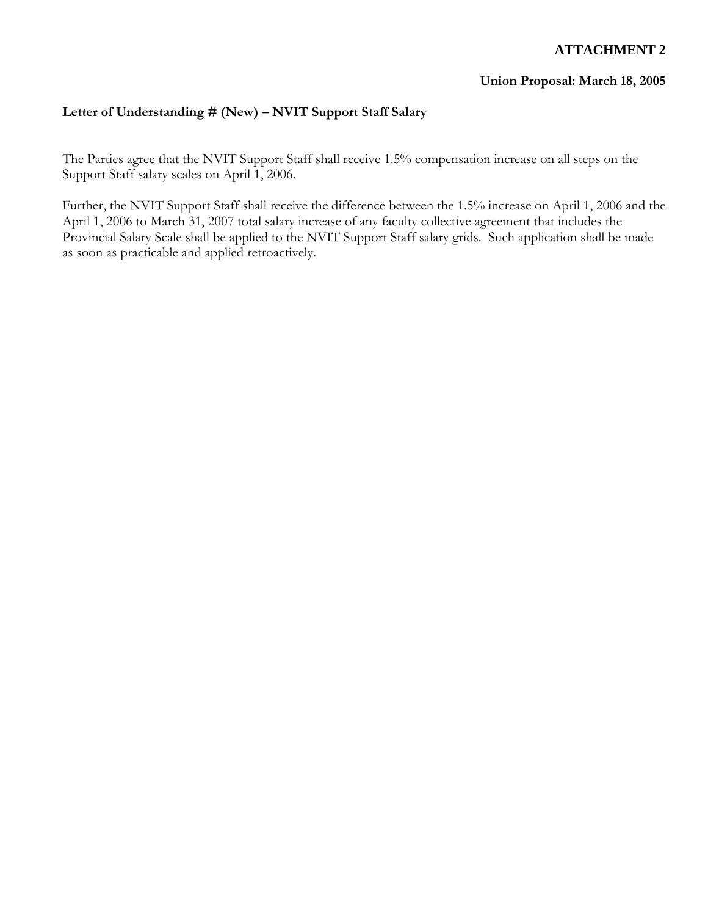**ATTACHMENT 2**

**Union Proposal: March 18, 2005**

**Letter of Understanding # (New) – NVIT Support Staff Salary**

The Parties agree that the NVIT Support Staff shall receive 1.5% compensation increase on all steps on the Support Staff salary scales on April 1, 2006.

Further, the NVIT Support Staff shall receive the difference between the 1.5% increase on April 1, 2006 and the April 1, 2006 to March 31, 2007 total salary increase of any faculty collective agreement that includes the Provincial Salary Scale shall be applied to the NVIT Support Staff salary grids. Such application shall be made as soon as practicable and applied retroactively.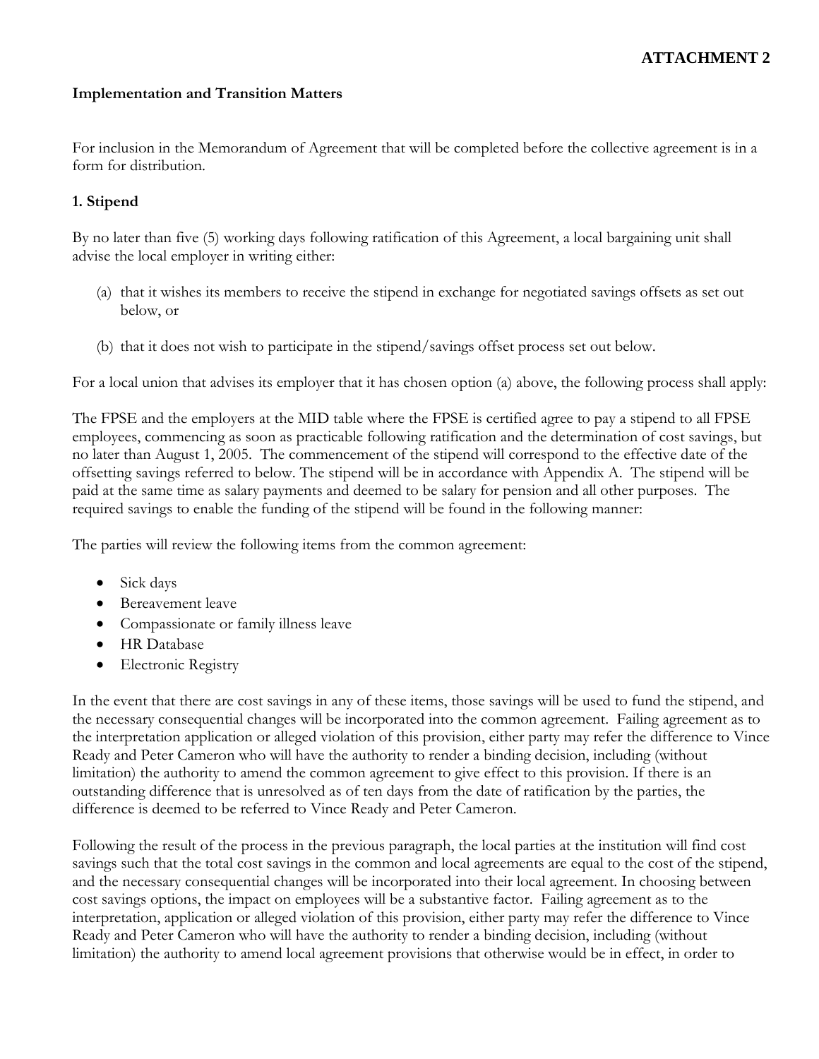**ATTACHMENT 2**

**Implementation and Transition Matters**

For inclusion in the Memorandum of Agreement that will be completed before the collective agreement is in a form for distribution.

**1. Stipend**

By no later than five (5) working days following ratification of this Agreement, a local bargaining unit shall advise the local employer in writing either:

(a) that it wishes its members to receive the stipend in exchange for negotiated savings offsets as set out below, or

(b) that it does not wish to participate in the stipend/savings offset process set out below.

For a local union that advises its employer that it has chosen option (a) above, the following process shall apply:

The FPSE and the employers at the MID table where the FPSE is certified agree to pay a stipend to all FPSE employees, commencing as soon as practicable following ratification and the determination of cost savings, but no later than August 1, 2005. The commencement of the stipend will correspond to the effective date of the offsetting savings referred to below. The stipend will be in accordance with Appendix A. The stipend will be paid at the same time as salary payments and deemed to be salary for pension and all other purposes. The required savings to enable the funding of the stipend will be found in the following manner:

The parties will review the following items from the common agreement:

- Sick days
- Bereavement leave
- Compassionate or family illness leave
- HR Database
- Electronic Registry

In the event that there are cost savings in any of these items, those savings will be used to fund the stipend, and the necessary consequential changes will be incorporated into the common agreement. Failing agreement as to the interpretation application or alleged violation of this provision, either party may refer the difference to Vince Ready and Peter Cameron who will have the authority to render a binding decision, including (without limitation) the authority to amend the common agreement to give effect to this provision. If there is an outstanding difference that is unresolved as of ten days from the date of ratification by the parties, the difference is deemed to be referred to Vince Ready and Peter Cameron.

Following the result of the process in the previous paragraph, the local parties at the institution will find cost savings such that the total cost savings in the common and local agreements are equal to the cost of the stipend, and the necessary consequential changes will be incorporated into their local agreement. In choosing between cost savings options, the impact on employees will be a substantive factor. Failing agreement as to the interpretation, application or alleged violation of this provision, either party may refer the difference to Vince Ready and Peter Cameron who will have the authority to render a binding decision, including (without limitation) the authority to amend local agreement provisions that otherwise would be in effect, in order to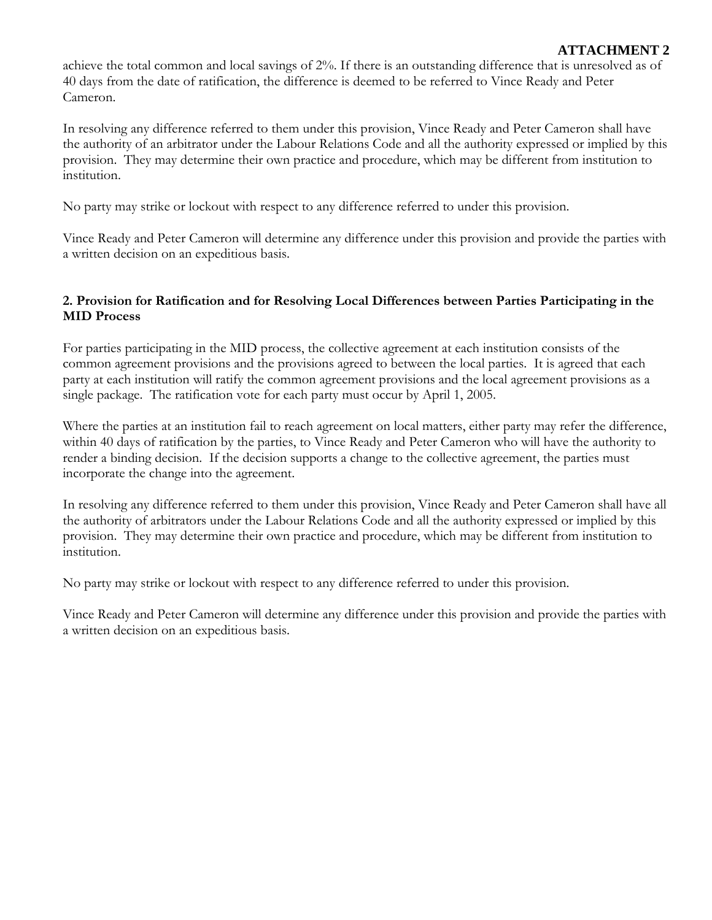**ATTACHMENT 2**

achieve the total common and local savings of 2%. If there is an outstanding difference that is unresolved as of 40 days from the date of ratification, the difference is deemed to be referred to Vince Ready and Peter Cameron.

In resolving any difference referred to them under this provision, Vince Ready and Peter Cameron shall have the authority of an arbitrator under the Labour Relations Code and all the authority expressed or implied by this provision. They may determine their own practice and procedure, which may be different from institution to institution.

No party may strike or lockout with respect to any difference referred to under this provision.

Vince Ready and Peter Cameron will determine any difference under this provision and provide the parties with a written decision on an expeditious basis.

### 2. Provision for Ratification and for Resolving Local Differences between Parties Participating in the MID Process

For parties participating in the MID process, the collective agreement at each institution consists of the common agreement provisions and the provisions agreed to between the local parties. It is agreed that each party at each institution will ratify the common agreement provisions and the local agreement provisions as a single package. The ratification vote for each party must occur by April 1, 2005.

Where the parties at an institution fail to reach agreement on local matters, either party may refer the difference, within 40 days of ratification by the parties, to Vince Ready and Peter Cameron who will have the authority to render a binding decision. If the decision supports a change to the collective agreement, the parties must incorporate the change into the agreement.

In resolving any difference referred to them under this provision, Vince Ready and Peter Cameron shall have all the authority of arbitrators under the Labour Relations Code and all the authority expressed or implied by this provision. They may determine their own practice and procedure, which may be different from institution to institution.

No party may strike or lockout with respect to any difference referred to under this provision.

Vince Ready and Peter Cameron will determine any difference under this provision and provide the parties with a written decision on an expeditious basis.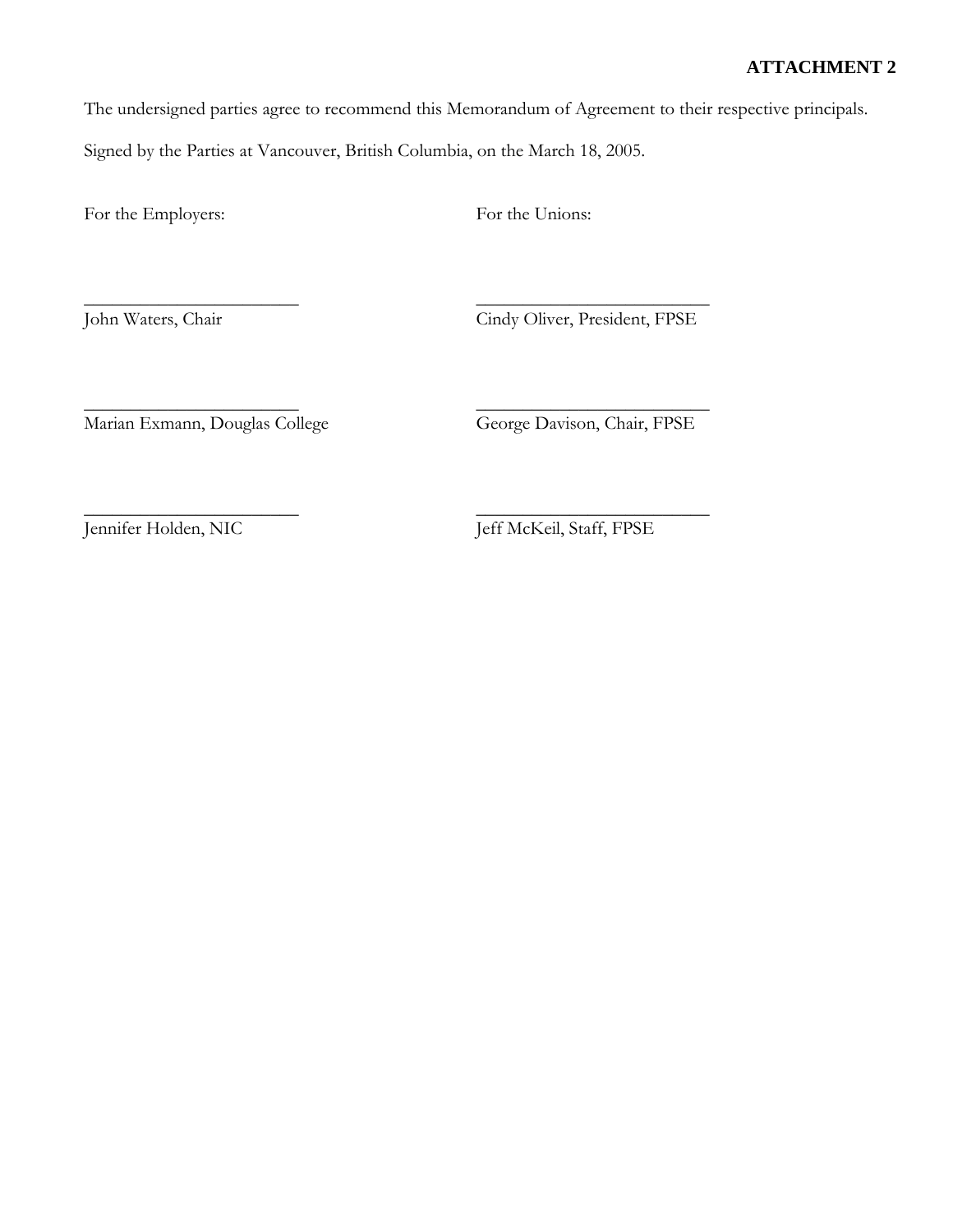**ATTACHMENT 2**

The undersigned parties agree to recommend this Memorandum of Agreement to their respective principals.

Signed by the Parties at Vancouver, British Columbia, on the March 18, 2005.

| For the Employers: | For the Unions: |
|---|---|
| ________________________<br>John Waters, Chair | ________________________<br>Cindy Oliver, President, FPSE |
| ________________________<br>Marian Exmann, Douglas College | ________________________<br>George Davison, Chair, FPSE |
| ________________________<br>Jennifer Holden, NIC | ________________________<br>Jeff McKeil, Staff, FPSE |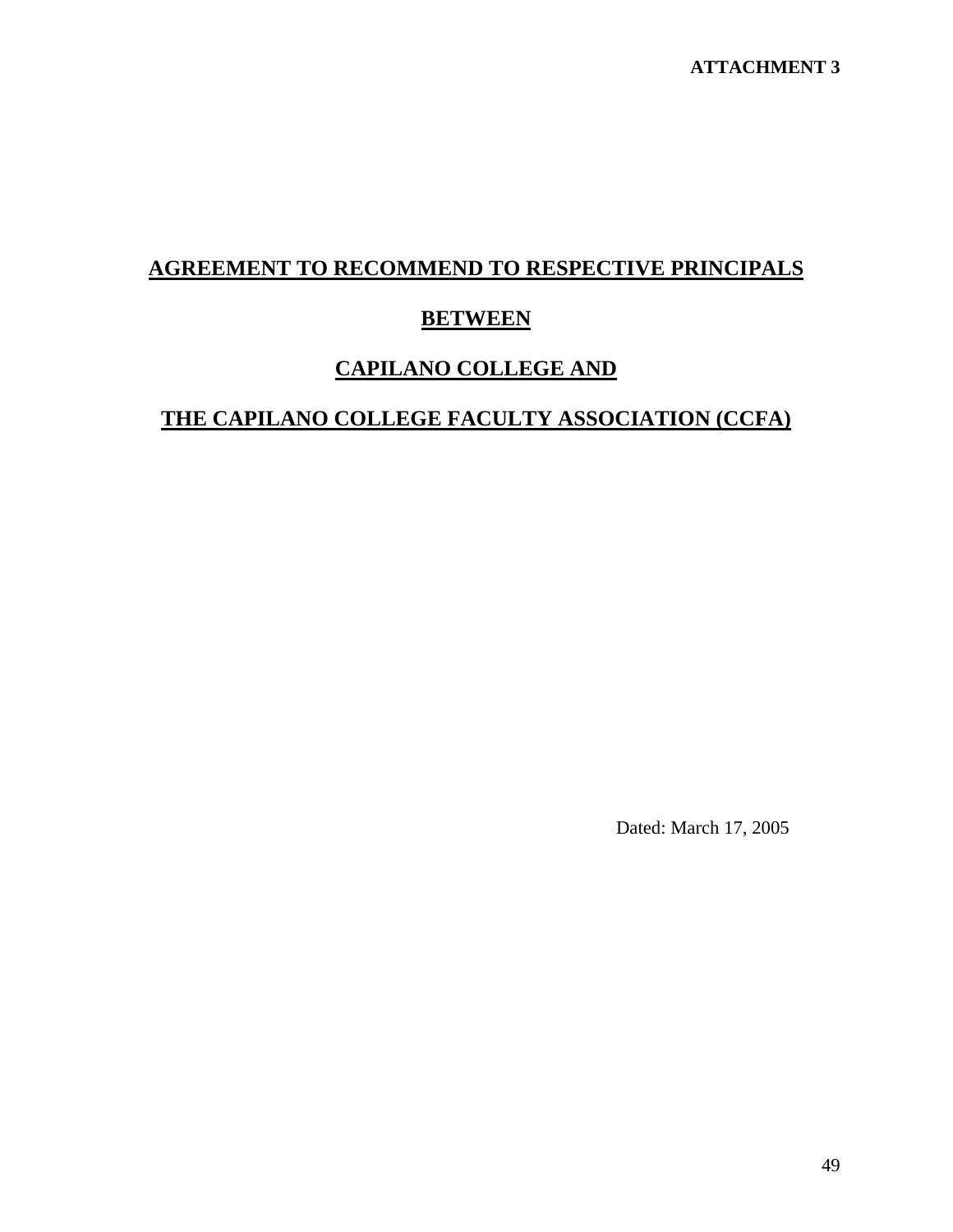**ATTACHMENT 3**

# AGREEMENT TO RECOMMEND TO RESPECTIVE PRINCIPALS

# BETWEEN

# CAPILANO COLLEGE AND

# THE CAPILANO COLLEGE FACULTY ASSOCIATION (CCFA)

Dated: March 17, 2005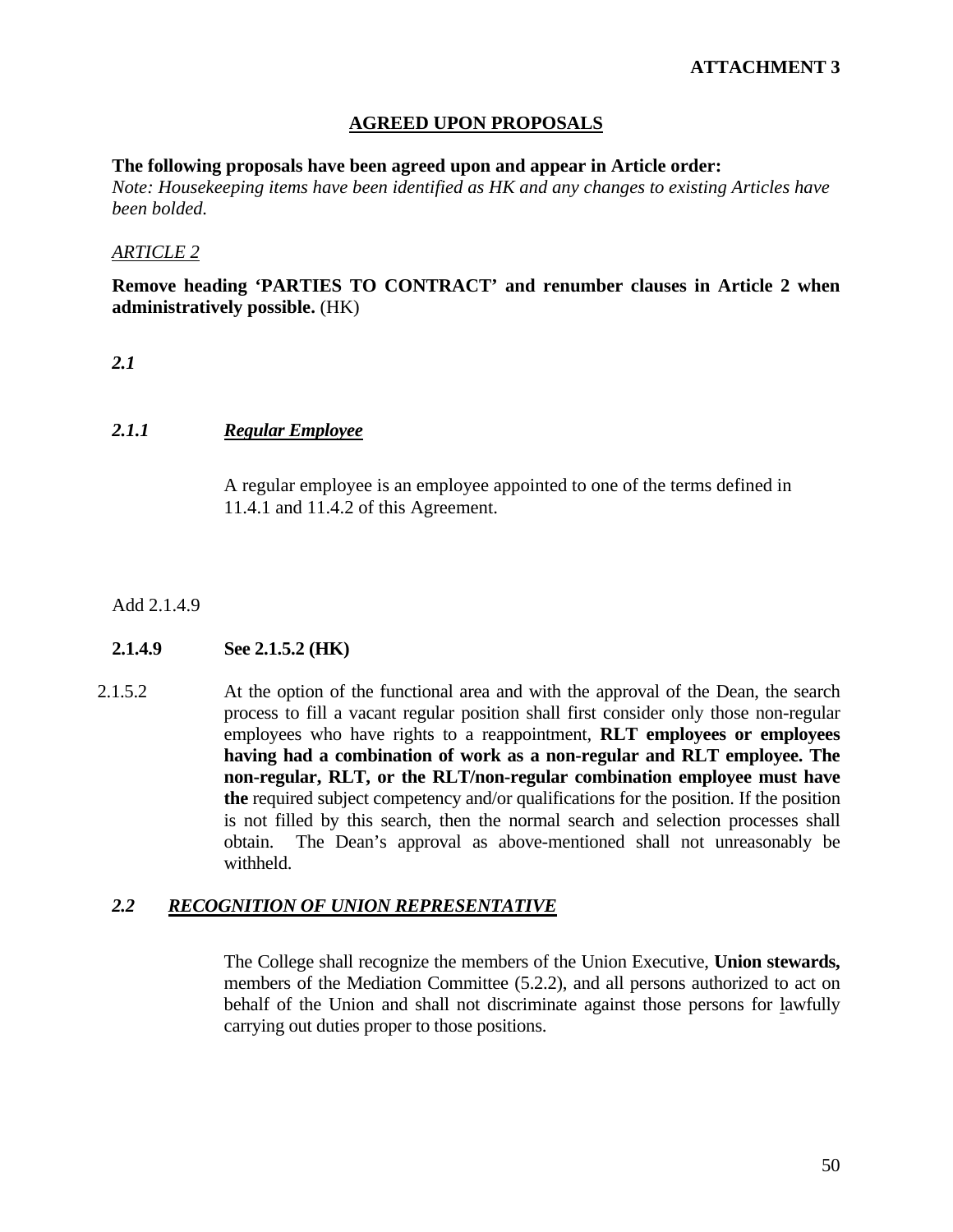**ATTACHMENT 3**

## AGREED UPON PROPOSALS

**The following proposals have been agreed upon and appear in Article order:**
*Note: Housekeeping items have been identified as HK and any changes to existing Articles have been bolded.*

*ARTICLE 2*

**Remove heading 'PARTIES TO CONTRACT' and renumber clauses in Article 2 when administratively possible.** (HK)

***2.1***

***2.1.1 Regular Employee***

A regular employee is an employee appointed to one of the terms defined in 11.4.1 and 11.4.2 of this Agreement.

Add 2.1.4.9

**2.1.4.9 See 2.1.5.2 (HK)**

2.1.5.2 At the option of the functional area and with the approval of the Dean, the search process to fill a vacant regular position shall first consider only those non-regular employees who have rights to a reappointment, **RLT employees or employees having had a combination of work as a non-regular and RLT employee. The non-regular, RLT, or the RLT/non-regular combination employee must have the** required subject competency and/or qualifications for the position. If the position is not filled by this search, then the normal search and selection processes shall obtain. The Dean's approval as above-mentioned shall not unreasonably be withheld.

***2.2 RECOGNITION OF UNION REPRESENTATIVE***

The College shall recognize the members of the Union Executive, **Union stewards,** members of the Mediation Committee (5.2.2), and all persons authorized to act on behalf of the Union and shall not discriminate against those persons for lawfully carrying out duties proper to those positions.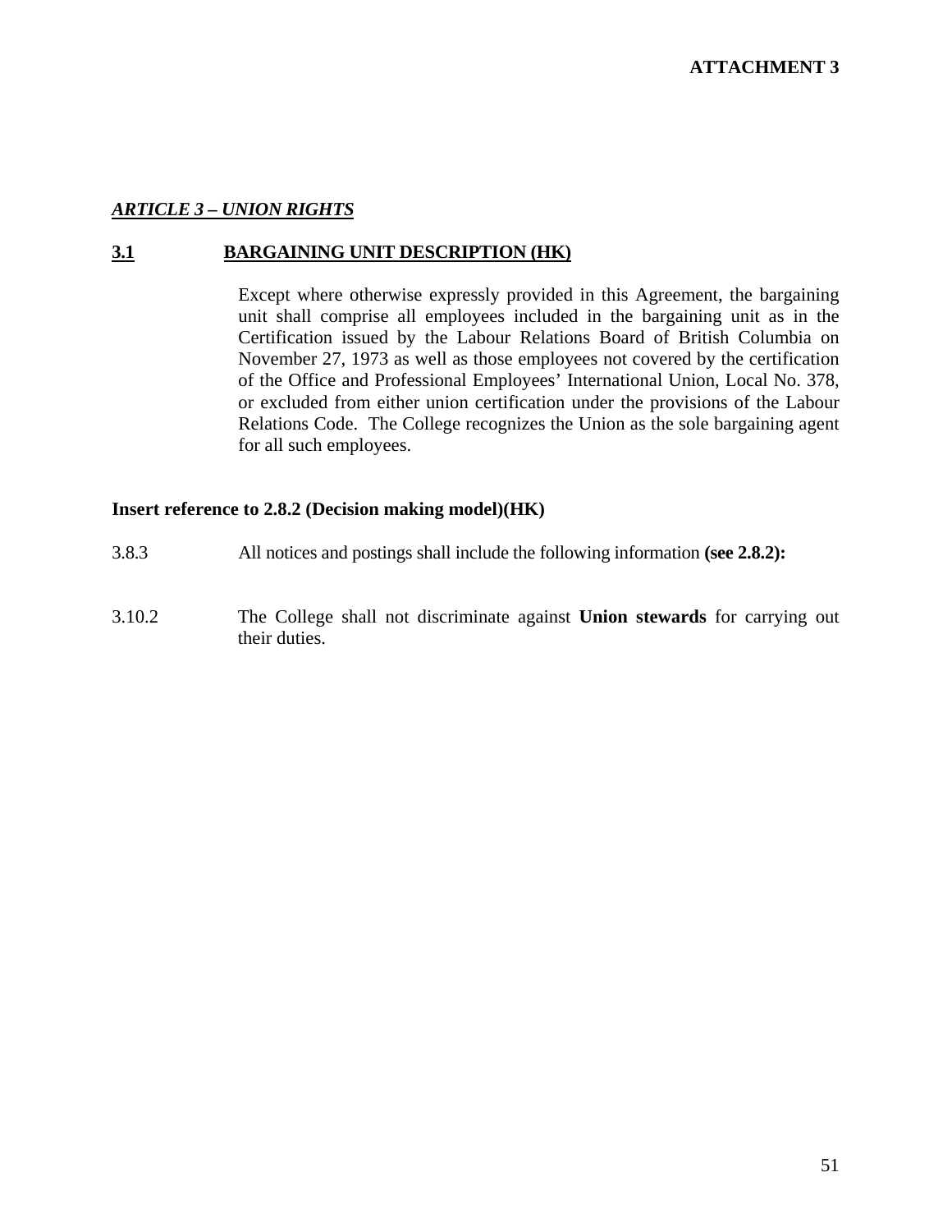**ATTACHMENT 3**

## ***ARTICLE 3 – UNION RIGHTS***

### **3.1 BARGAINING UNIT DESCRIPTION (HK)**

Except where otherwise expressly provided in this Agreement, the bargaining unit shall comprise all employees included in the bargaining unit as in the Certification issued by the Labour Relations Board of British Columbia on November 27, 1973 as well as those employees not covered by the certification of the Office and Professional Employees' International Union, Local No. 378, or excluded from either union certification under the provisions of the Labour Relations Code. The College recognizes the Union as the sole bargaining agent for all such employees.

**Insert reference to 2.8.2 (Decision making model)(HK)**

3.8.3 All notices and postings shall include the following information **(see 2.8.2):**

3.10.2 The College shall not discriminate against **Union stewards** for carrying out their duties.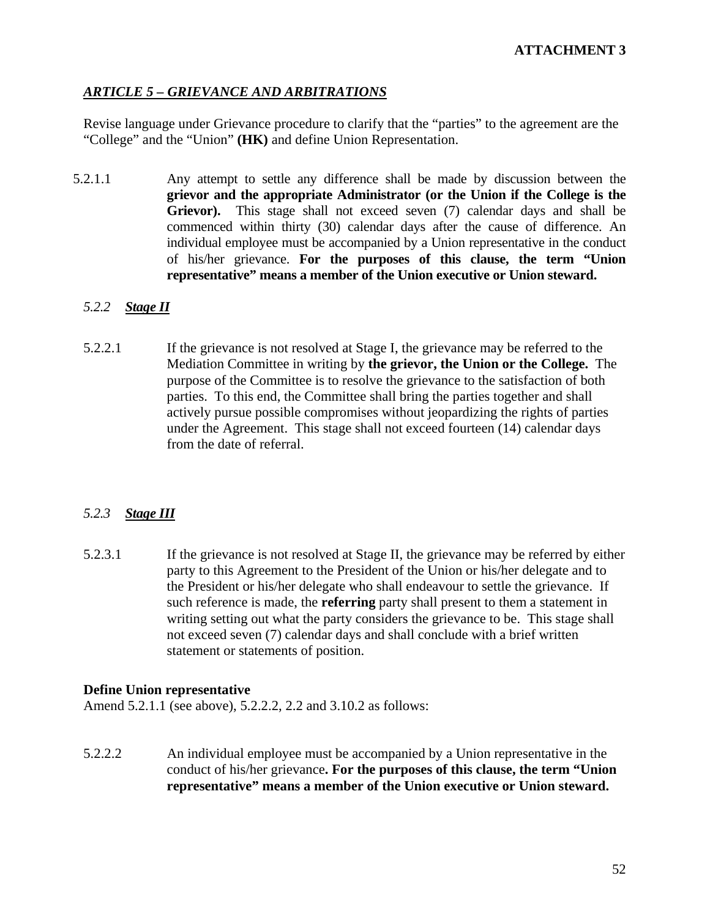**ATTACHMENT 3**

## ***ARTICLE 5 – GRIEVANCE AND ARBITRATIONS***

Revise language under Grievance procedure to clarify that the "parties" to the agreement are the "College" and the "Union" **(HK)** and define Union Representation.

5.2.1.1 Any attempt to settle any difference shall be made by discussion between the **grievor and the appropriate Administrator (or the Union if the College is the Grievor).** This stage shall not exceed seven (7) calendar days and shall be commenced within thirty (30) calendar days after the cause of difference. An individual employee must be accompanied by a Union representative in the conduct of his/her grievance. **For the purposes of this clause, the term "Union representative" means a member of the Union executive or Union steward.**

### *5.2.2* ***Stage II***

5.2.2.1 If the grievance is not resolved at Stage I, the grievance may be referred to the Mediation Committee in writing by **the grievor, the Union or the College.** The purpose of the Committee is to resolve the grievance to the satisfaction of both parties. To this end, the Committee shall bring the parties together and shall actively pursue possible compromises without jeopardizing the rights of parties under the Agreement. This stage shall not exceed fourteen (14) calendar days from the date of referral.

### *5.2.3* ***Stage III***

5.2.3.1 If the grievance is not resolved at Stage II, the grievance may be referred by either party to this Agreement to the President of the Union or his/her delegate and to the President or his/her delegate who shall endeavour to settle the grievance. If such reference is made, the **referring** party shall present to them a statement in writing setting out what the party considers the grievance to be. This stage shall not exceed seven (7) calendar days and shall conclude with a brief written statement or statements of position.

**Define Union representative**

Amend 5.2.1.1 (see above), 5.2.2.2, 2.2 and 3.10.2 as follows:

5.2.2.2 An individual employee must be accompanied by a Union representative in the conduct of his/her grievance**. For the purposes of this clause, the term "Union representative" means a member of the Union executive or Union steward.**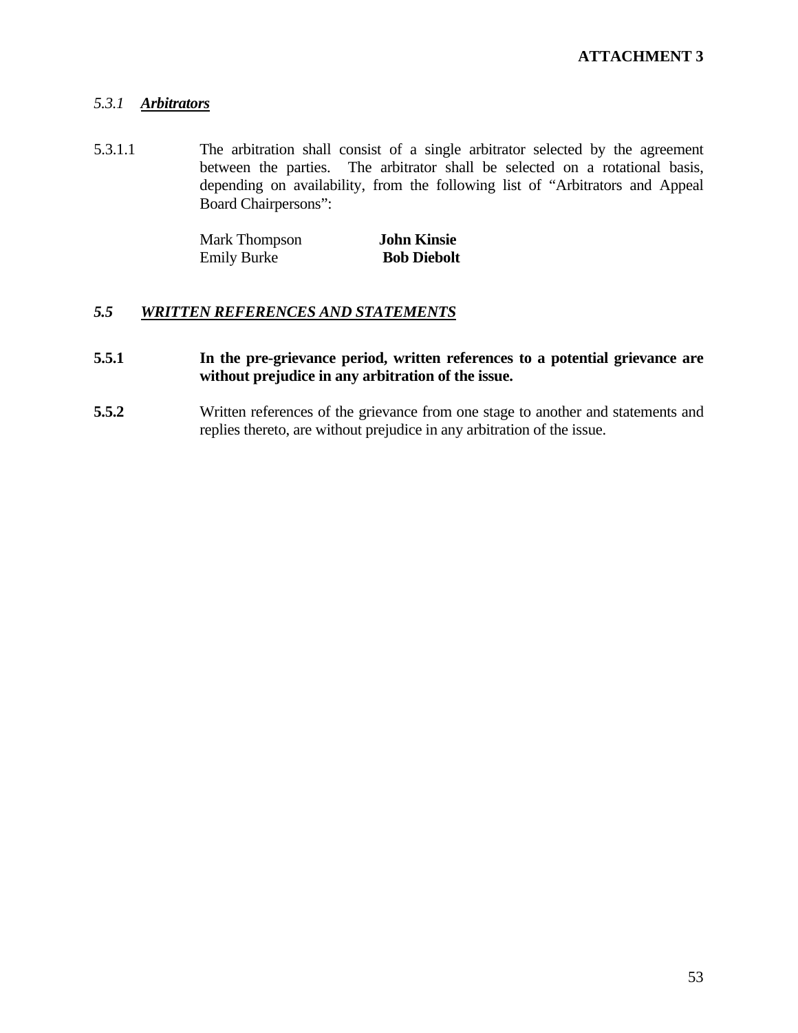**ATTACHMENT 3**

*5.3.1* ***Arbitrators***

5.3.1.1 The arbitration shall consist of a single arbitrator selected by the agreement between the parties. The arbitrator shall be selected on a rotational basis, depending on availability, from the following list of "Arbitrators and Appeal Board Chairpersons":

| | |
|---|---|
| Mark Thompson | **John Kinsie** |
| Emily Burke | **Bob Diebolt** |

***5.5*** ***WRITTEN REFERENCES AND STATEMENTS***

**5.5.1** **In the pre-grievance period, written references to a potential grievance are without prejudice in any arbitration of the issue.**

**5.5.2** Written references of the grievance from one stage to another and statements and replies thereto, are without prejudice in any arbitration of the issue.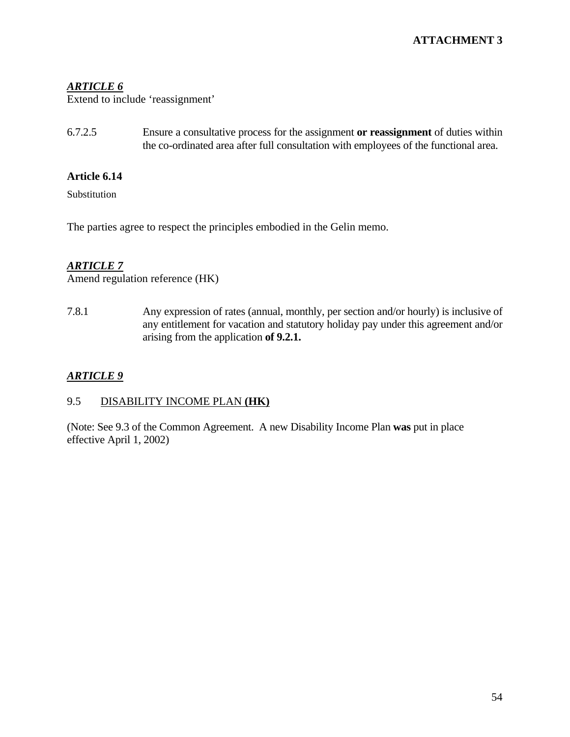**ATTACHMENT 3**

***ARTICLE 6***

Extend to include 'reassignment'

6.7.2.5 Ensure a consultative process for the assignment **or reassignment** of duties within the co-ordinated area after full consultation with employees of the functional area.

**Article 6.14**

Substitution

The parties agree to respect the principles embodied in the Gelin memo.

***ARTICLE 7***

Amend regulation reference (HK)

7.8.1 Any expression of rates (annual, monthly, per section and/or hourly) is inclusive of any entitlement for vacation and statutory holiday pay under this agreement and/or arising from the application **of 9.2.1.**

***ARTICLE 9***

9.5 DISABILITY INCOME PLAN **(HK)**

(Note: See 9.3 of the Common Agreement. A new Disability Income Plan **was** put in place effective April 1, 2002)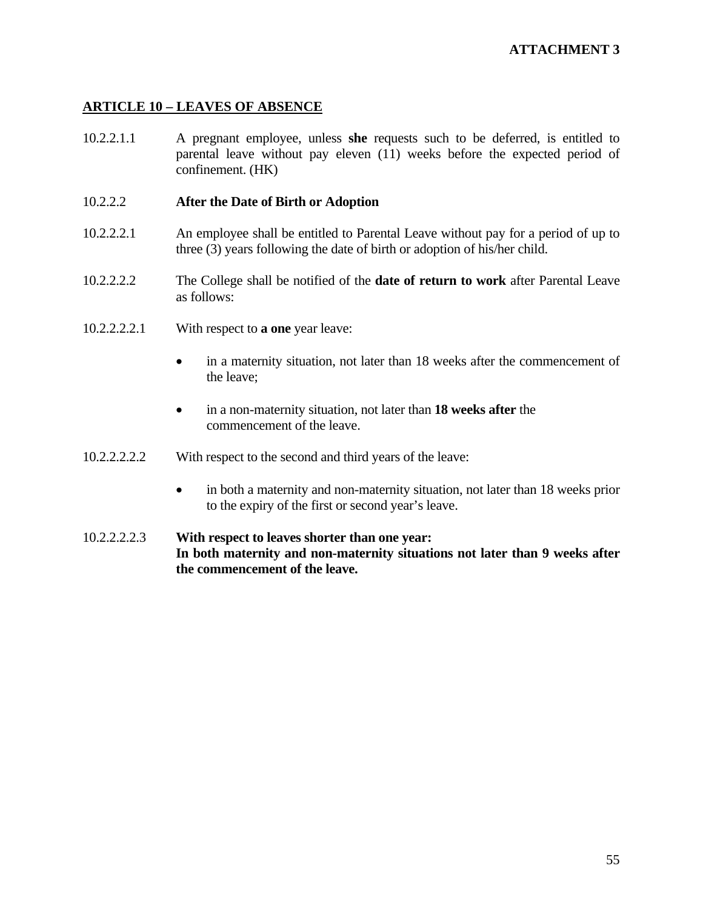**ATTACHMENT 3**

## ARTICLE 10 – LEAVES OF ABSENCE

10.2.2.1.1 A pregnant employee, unless **she** requests such to be deferred, is entitled to parental leave without pay eleven (11) weeks before the expected period of confinement. (HK)

10.2.2.2 **After the Date of Birth or Adoption**

10.2.2.2.1 An employee shall be entitled to Parental Leave without pay for a period of up to three (3) years following the date of birth or adoption of his/her child.

10.2.2.2.2 The College shall be notified of the **date of return to work** after Parental Leave as follows:

10.2.2.2.2.1 With respect to **a one** year leave:

- in a maternity situation, not later than 18 weeks after the commencement of the leave;
- in a non-maternity situation, not later than **18 weeks after** the commencement of the leave.

10.2.2.2.2.2 With respect to the second and third years of the leave:

- in both a maternity and non-maternity situation, not later than 18 weeks prior to the expiry of the first or second year's leave.

10.2.2.2.2.3 **With respect to leaves shorter than one year: In both maternity and non-maternity situations not later than 9 weeks after the commencement of the leave.**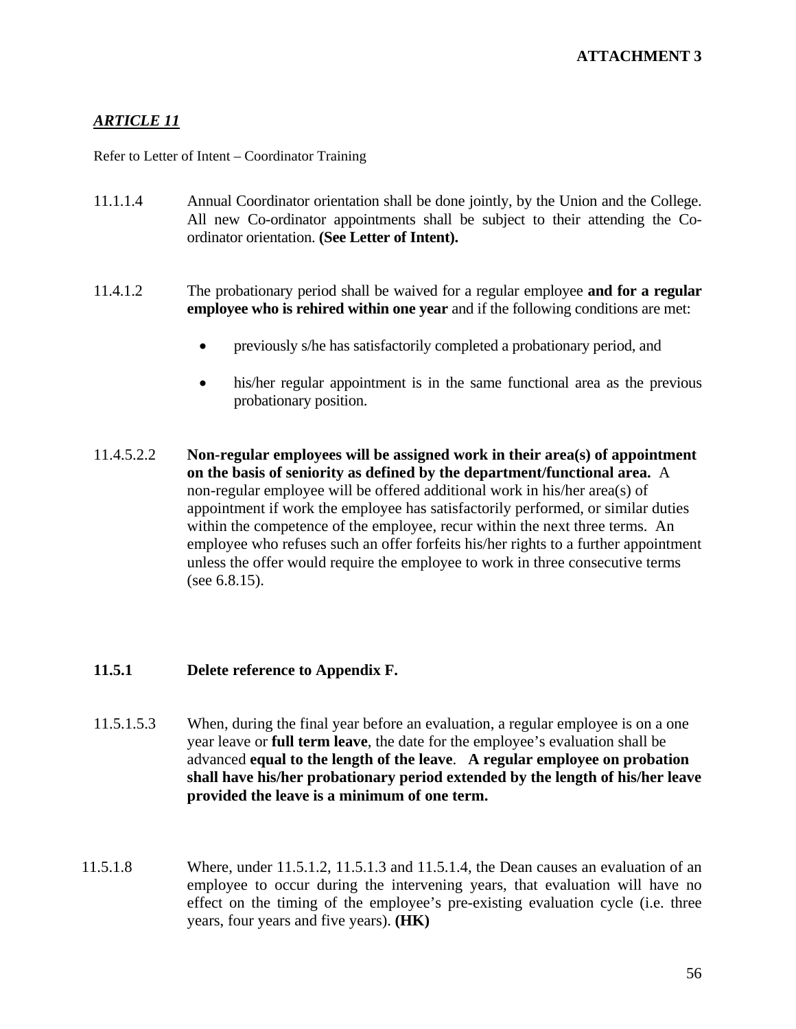**ATTACHMENT 3**

## *ARTICLE 11*

Refer to Letter of Intent – Coordinator Training

11.1.1.4 Annual Coordinator orientation shall be done jointly, by the Union and the College. All new Co-ordinator appointments shall be subject to their attending the Co-ordinator orientation. **(See Letter of Intent).**

11.4.1.2 The probationary period shall be waived for a regular employee **and for a regular employee who is rehired within one year** and if the following conditions are met:

- previously s/he has satisfactorily completed a probationary period, and
- his/her regular appointment is in the same functional area as the previous probationary position.

11.4.5.2.2 **Non-regular employees will be assigned work in their area(s) of appointment on the basis of seniority as defined by the department/functional area.** A non-regular employee will be offered additional work in his/her area(s) of appointment if work the employee has satisfactorily performed, or similar duties within the competence of the employee, recur within the next three terms. An employee who refuses such an offer forfeits his/her rights to a further appointment unless the offer would require the employee to work in three consecutive terms (see 6.8.15).

**11.5.1 Delete reference to Appendix F.**

11.5.1.5.3 When, during the final year before an evaluation, a regular employee is on a one year leave or **full term leave**, the date for the employee's evaluation shall be advanced **equal to the length of the leave**. **A regular employee on probation shall have his/her probationary period extended by the length of his/her leave provided the leave is a minimum of one term.**

11.5.1.8 Where, under 11.5.1.2, 11.5.1.3 and 11.5.1.4, the Dean causes an evaluation of an employee to occur during the intervening years, that evaluation will have no effect on the timing of the employee's pre-existing evaluation cycle (i.e. three years, four years and five years). **(HK)**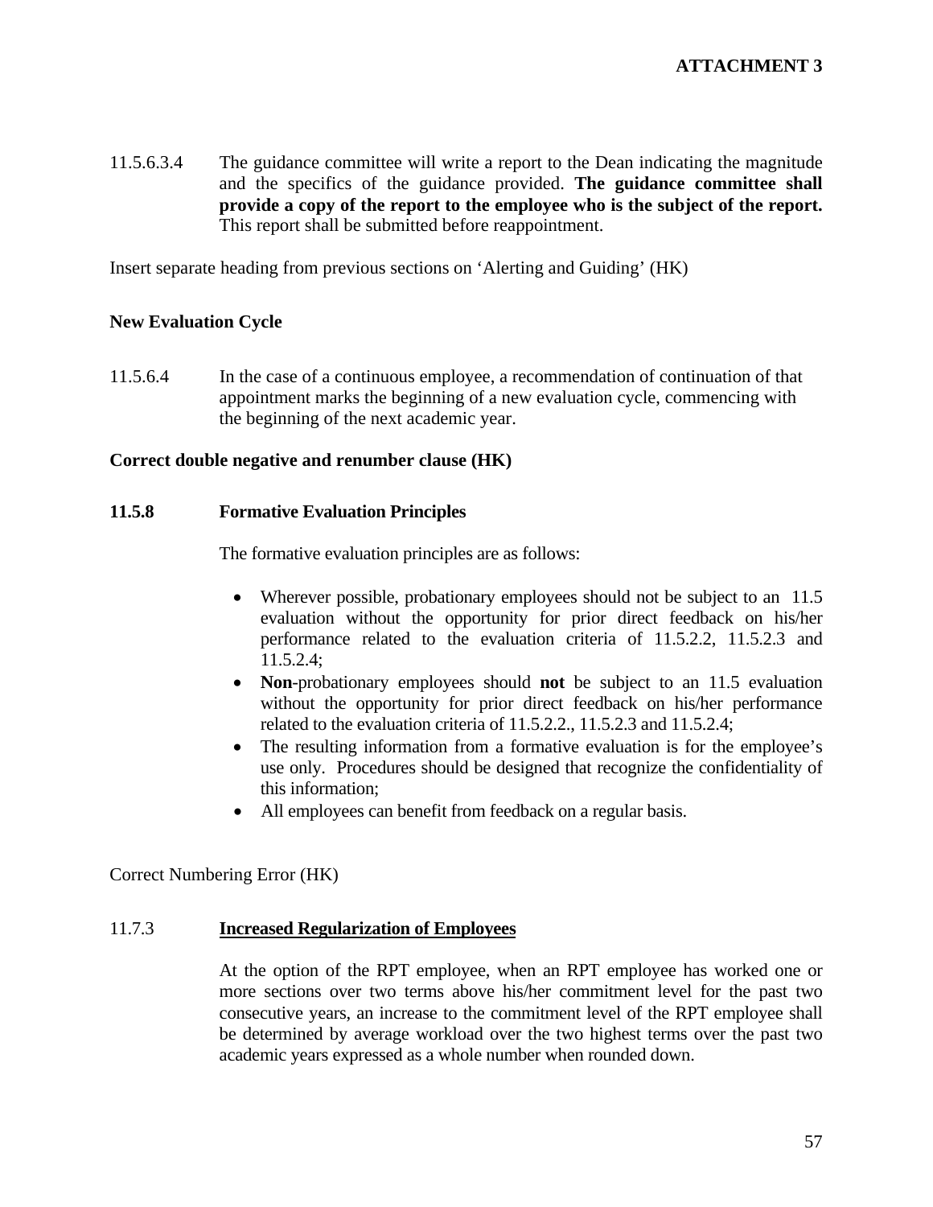**ATTACHMENT 3**

11.5.6.3.4 The guidance committee will write a report to the Dean indicating the magnitude and the specifics of the guidance provided. **The guidance committee shall provide a copy of the report to the employee who is the subject of the report.** This report shall be submitted before reappointment.

Insert separate heading from previous sections on 'Alerting and Guiding' (HK)

**New Evaluation Cycle**

11.5.6.4 In the case of a continuous employee, a recommendation of continuation of that appointment marks the beginning of a new evaluation cycle, commencing with the beginning of the next academic year.

**Correct double negative and renumber clause (HK)**

**11.5.8 Formative Evaluation Principles**

The formative evaluation principles are as follows:

- Wherever possible, probationary employees should not be subject to an 11.5 evaluation without the opportunity for prior direct feedback on his/her performance related to the evaluation criteria of 11.5.2.2, 11.5.2.3 and 11.5.2.4;
- **Non**-probationary employees should **not** be subject to an 11.5 evaluation without the opportunity for prior direct feedback on his/her performance related to the evaluation criteria of 11.5.2.2., 11.5.2.3 and 11.5.2.4;
- The resulting information from a formative evaluation is for the employee's use only. Procedures should be designed that recognize the confidentiality of this information;
- All employees can benefit from feedback on a regular basis.

Correct Numbering Error (HK)

11.7.3 **Increased Regularization of Employees**

At the option of the RPT employee, when an RPT employee has worked one or more sections over two terms above his/her commitment level for the past two consecutive years, an increase to the commitment level of the RPT employee shall be determined by average workload over the two highest terms over the past two academic years expressed as a whole number when rounded down.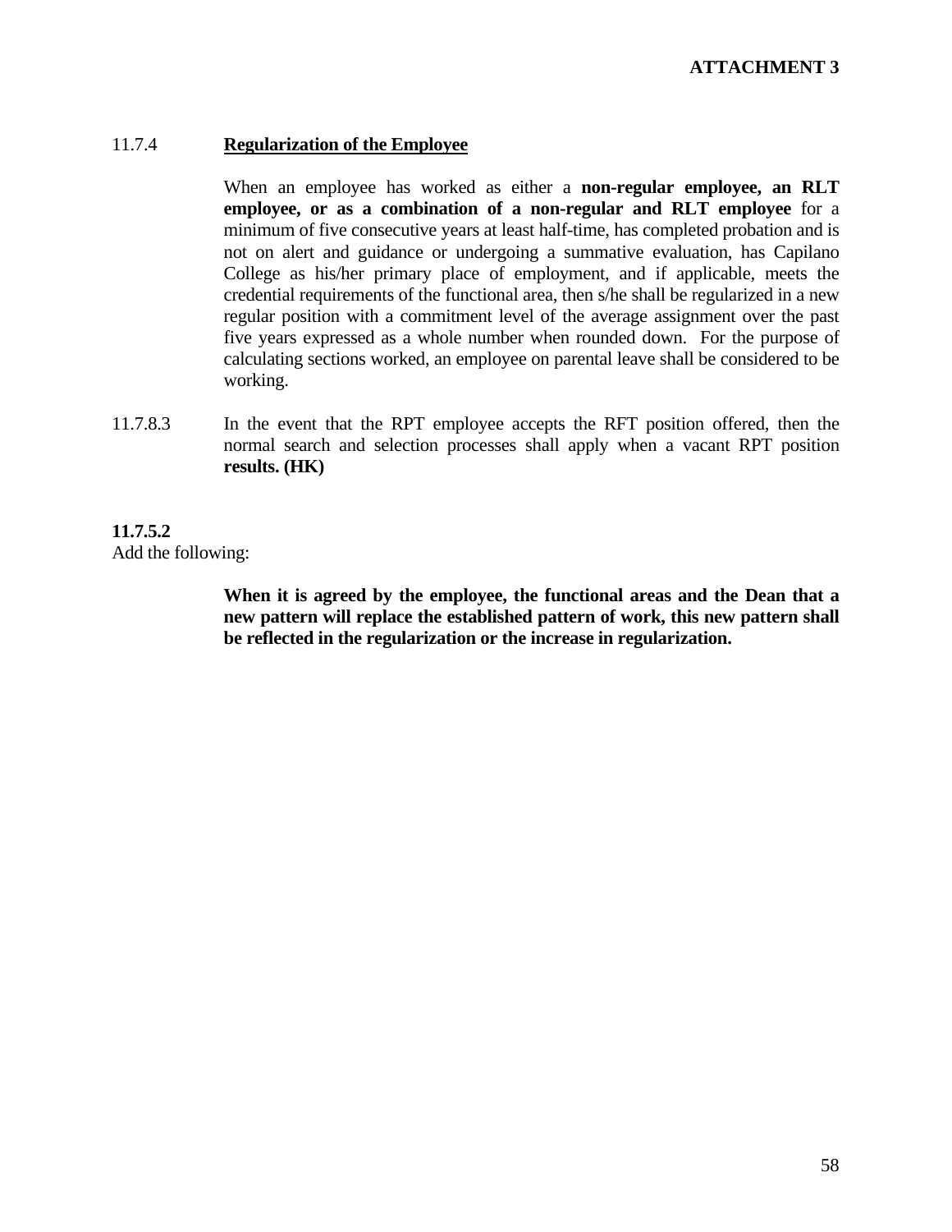**ATTACHMENT 3**

11.7.4 **Regularization of the Employee**

When an employee has worked as either a **non-regular employee, an RLT employee, or as a combination of a non-regular and RLT employee** for a minimum of five consecutive years at least half-time, has completed probation and is not on alert and guidance or undergoing a summative evaluation, has Capilano College as his/her primary place of employment, and if applicable, meets the credential requirements of the functional area, then s/he shall be regularized in a new regular position with a commitment level of the average assignment over the past five years expressed as a whole number when rounded down. For the purpose of calculating sections worked, an employee on parental leave shall be considered to be working.

11.7.8.3 In the event that the RPT employee accepts the RFT position offered, then the normal search and selection processes shall apply when a vacant RPT position **results. (HK)**

**11.7.5.2**

Add the following:

**When it is agreed by the employee, the functional areas and the Dean that a new pattern will replace the established pattern of work, this new pattern shall be reflected in the regularization or the increase in regularization.**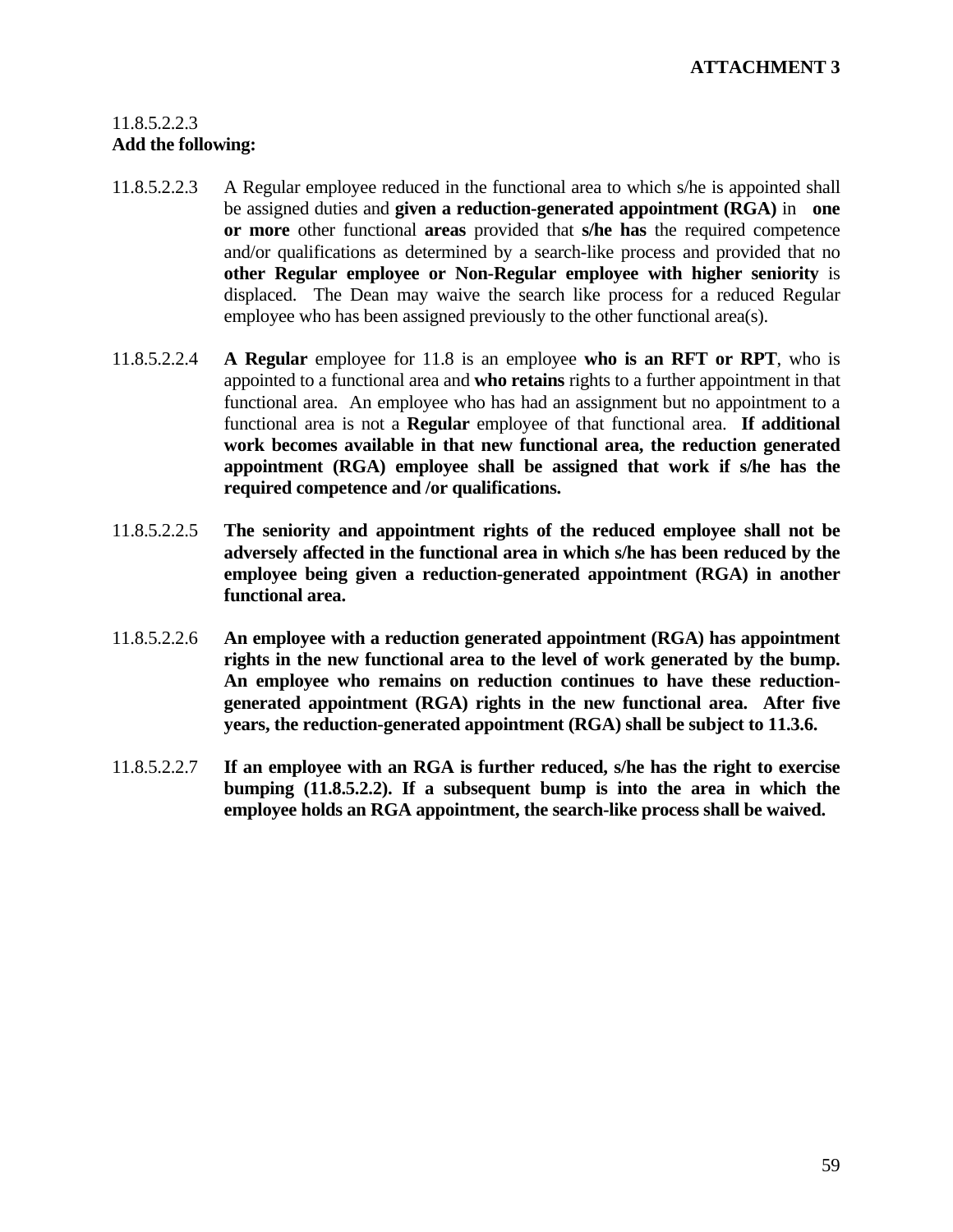**ATTACHMENT 3**

11.8.5.2.2.3
**Add the following:**

11.8.5.2.2.3 A Regular employee reduced in the functional area to which s/he is appointed shall be assigned duties and **given a reduction-generated appointment (RGA)** in **one or more** other functional **areas** provided that **s/he has** the required competence and/or qualifications as determined by a search-like process and provided that no **other Regular employee or Non-Regular employee with higher seniority** is displaced. The Dean may waive the search like process for a reduced Regular employee who has been assigned previously to the other functional area(s).

11.8.5.2.2.4 **A Regular** employee for 11.8 is an employee **who is an RFT or RPT**, who is appointed to a functional area and **who retains** rights to a further appointment in that functional area. An employee who has had an assignment but no appointment to a functional area is not a **Regular** employee of that functional area. **If additional work becomes available in that new functional area, the reduction generated appointment (RGA) employee shall be assigned that work if s/he has the required competence and /or qualifications.**

11.8.5.2.2.5 **The seniority and appointment rights of the reduced employee shall not be adversely affected in the functional area in which s/he has been reduced by the employee being given a reduction-generated appointment (RGA) in another functional area.**

11.8.5.2.2.6 **An employee with a reduction generated appointment (RGA) has appointment rights in the new functional area to the level of work generated by the bump. An employee who remains on reduction continues to have these reduction-generated appointment (RGA) rights in the new functional area. After five years, the reduction-generated appointment (RGA) shall be subject to 11.3.6.**

11.8.5.2.2.7 **If an employee with an RGA is further reduced, s/he has the right to exercise bumping (11.8.5.2.2). If a subsequent bump is into the area in which the employee holds an RGA appointment, the search-like process shall be waived.**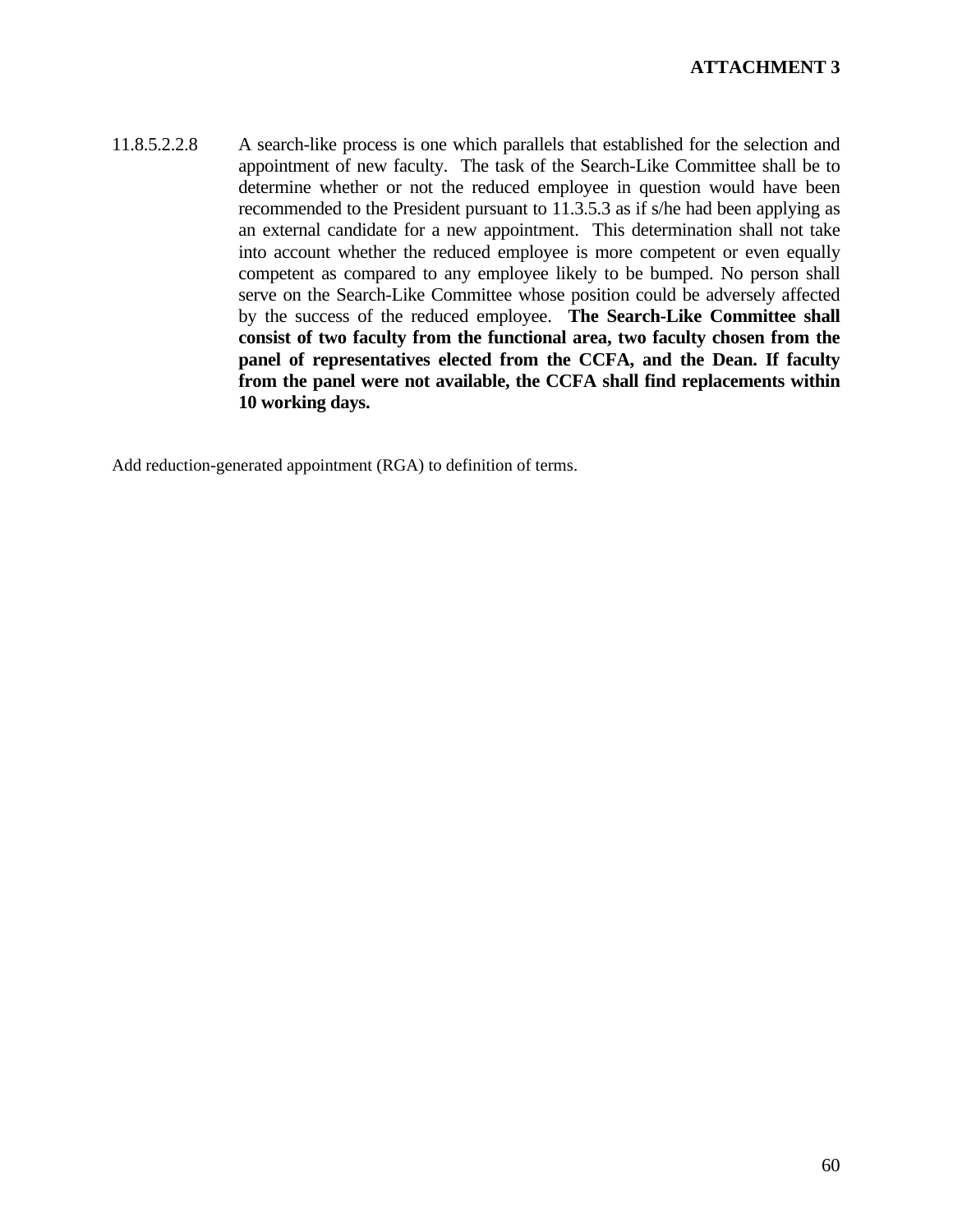**ATTACHMENT 3**

11.8.5.2.2.8 A search-like process is one which parallels that established for the selection and appointment of new faculty. The task of the Search-Like Committee shall be to determine whether or not the reduced employee in question would have been recommended to the President pursuant to 11.3.5.3 as if s/he had been applying as an external candidate for a new appointment. This determination shall not take into account whether the reduced employee is more competent or even equally competent as compared to any employee likely to be bumped. No person shall serve on the Search-Like Committee whose position could be adversely affected by the success of the reduced employee. **The Search-Like Committee shall consist of two faculty from the functional area, two faculty chosen from the panel of representatives elected from the CCFA, and the Dean. If faculty from the panel were not available, the CCFA shall find replacements within 10 working days.**

Add reduction-generated appointment (RGA) to definition of terms.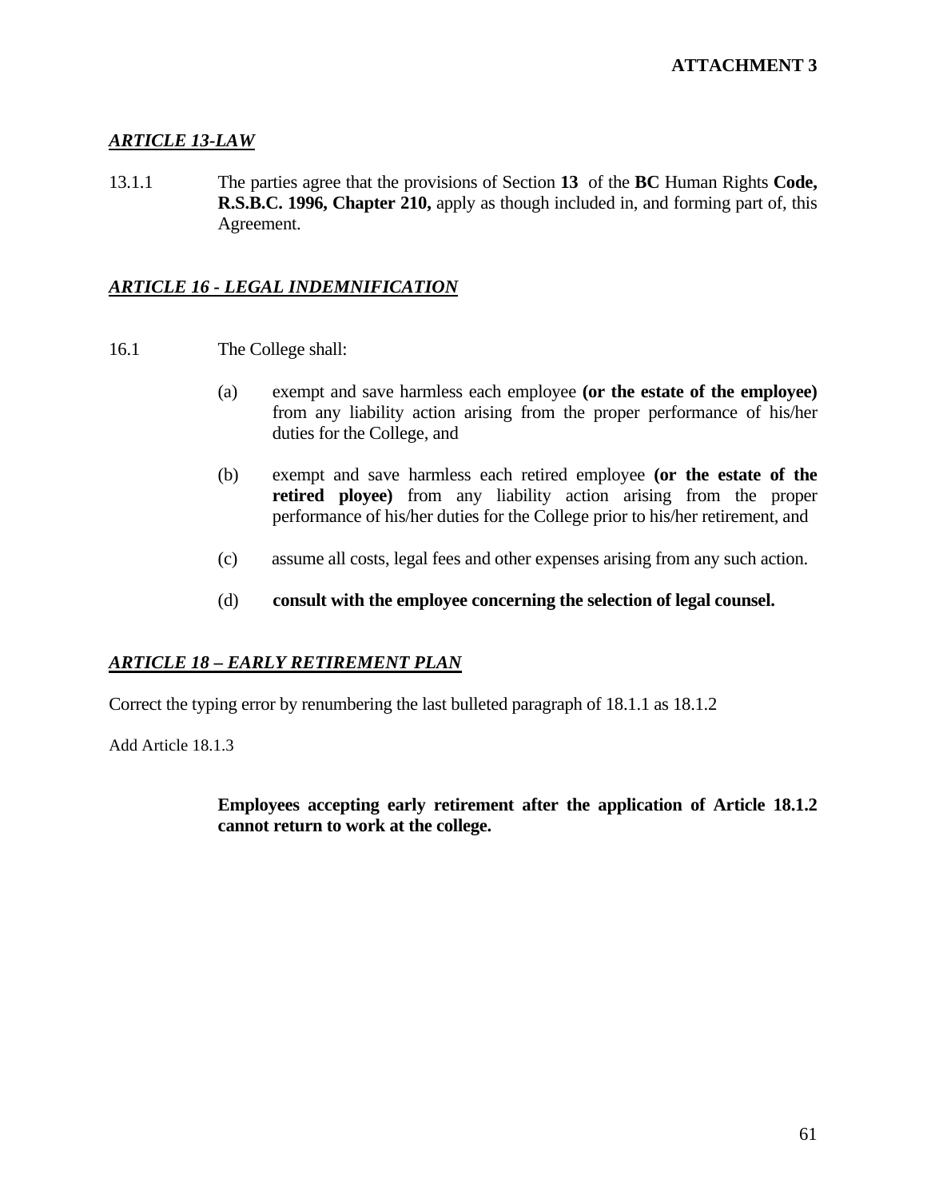**ATTACHMENT 3**

***ARTICLE 13-LAW***

13.1.1 The parties agree that the provisions of Section **13** of the **BC** Human Rights **Code, R.S.B.C. 1996, Chapter 210,** apply as though included in, and forming part of, this Agreement.

***ARTICLE 16 - LEGAL INDEMNIFICATION***

16.1 The College shall:

(a) exempt and save harmless each employee **(or the estate of the employee)** from any liability action arising from the proper performance of his/her duties for the College, and

(b) exempt and save harmless each retired employee **(or the estate of the retired ployee)** from any liability action arising from the proper performance of his/her duties for the College prior to his/her retirement, and

(c) assume all costs, legal fees and other expenses arising from any such action.

(d) **consult with the employee concerning the selection of legal counsel.**

***ARTICLE 18 – EARLY RETIREMENT PLAN***

Correct the typing error by renumbering the last bulleted paragraph of 18.1.1 as 18.1.2

Add Article 18.1.3

**Employees accepting early retirement after the application of Article 18.1.2 cannot return to work at the college.**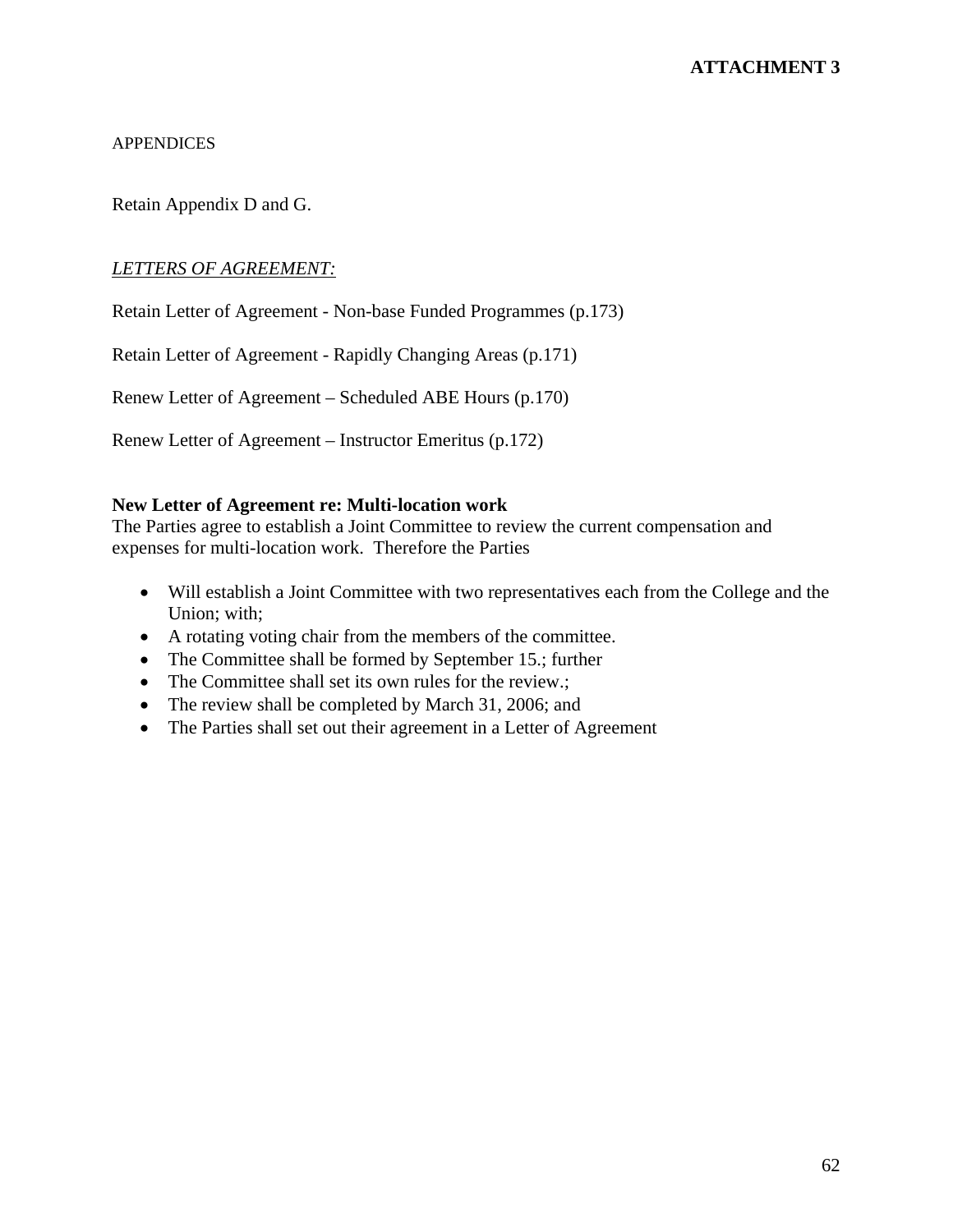**ATTACHMENT 3**

APPENDICES

Retain Appendix D and G.

*LETTERS OF AGREEMENT:*

Retain Letter of Agreement - Non-base Funded Programmes (p.173)

Retain Letter of Agreement - Rapidly Changing Areas (p.171)

Renew Letter of Agreement – Scheduled ABE Hours (p.170)

Renew Letter of Agreement – Instructor Emeritus (p.172)

**New Letter of Agreement re: Multi-location work**

The Parties agree to establish a Joint Committee to review the current compensation and expenses for multi-location work. Therefore the Parties

- Will establish a Joint Committee with two representatives each from the College and the Union; with;
- A rotating voting chair from the members of the committee.
- The Committee shall be formed by September 15.; further
- The Committee shall set its own rules for the review.;
- The review shall be completed by March 31, 2006; and
- The Parties shall set out their agreement in a Letter of Agreement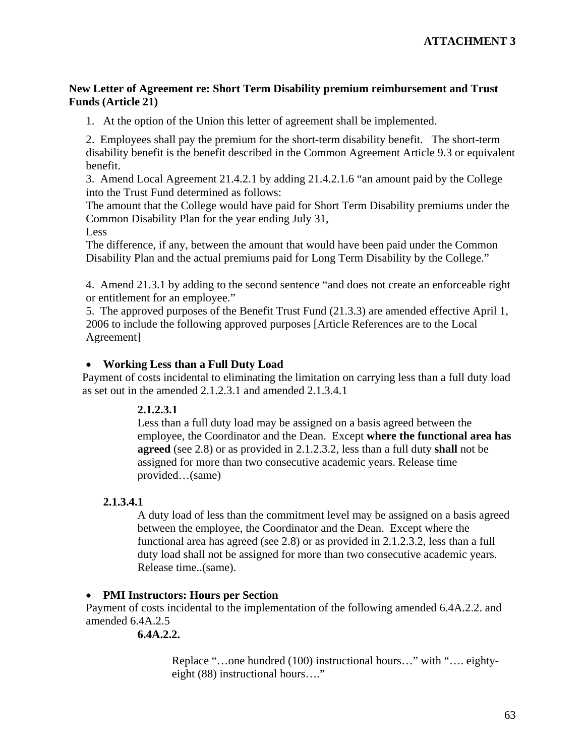**ATTACHMENT 3**

**New Letter of Agreement re: Short Term Disability premium reimbursement and Trust Funds (Article 21)**

1. At the option of the Union this letter of agreement shall be implemented.

2. Employees shall pay the premium for the short-term disability benefit. The short-term disability benefit is the benefit described in the Common Agreement Article 9.3 or equivalent benefit.

3. Amend Local Agreement 21.4.2.1 by adding 21.4.2.1.6 "an amount paid by the College into the Trust Fund determined as follows:
The amount that the College would have paid for Short Term Disability premiums under the Common Disability Plan for the year ending July 31,
Less
The difference, if any, between the amount that would have been paid under the Common Disability Plan and the actual premiums paid for Long Term Disability by the College."

4. Amend 21.3.1 by adding to the second sentence "and does not create an enforceable right or entitlement for an employee."

5. The approved purposes of the Benefit Trust Fund (21.3.3) are amended effective April 1, 2006 to include the following approved purposes [Article References are to the Local Agreement]

- **Working Less than a Full Duty Load**

Payment of costs incidental to eliminating the limitation on carrying less than a full duty load as set out in the amended 2.1.2.3.1 and amended 2.1.3.4.1

**2.1.2.3.1**
Less than a full duty load may be assigned on a basis agreed between the employee, the Coordinator and the Dean. Except **where the functional area has agreed** (see 2.8) or as provided in 2.1.2.3.2, less than a full duty **shall** not be assigned for more than two consecutive academic years. Release time provided…(same)

**2.1.3.4.1**
A duty load of less than the commitment level may be assigned on a basis agreed between the employee, the Coordinator and the Dean. Except where the functional area has agreed (see 2.8) or as provided in 2.1.2.3.2, less than a full duty load shall not be assigned for more than two consecutive academic years. Release time..(same).

- **PMI Instructors: Hours per Section**

Payment of costs incidental to the implementation of the following amended 6.4A.2.2. and amended 6.4A.2.5

**6.4A.2.2.**

Replace "…one hundred (100) instructional hours…" with "…. eighty-eight (88) instructional hours…."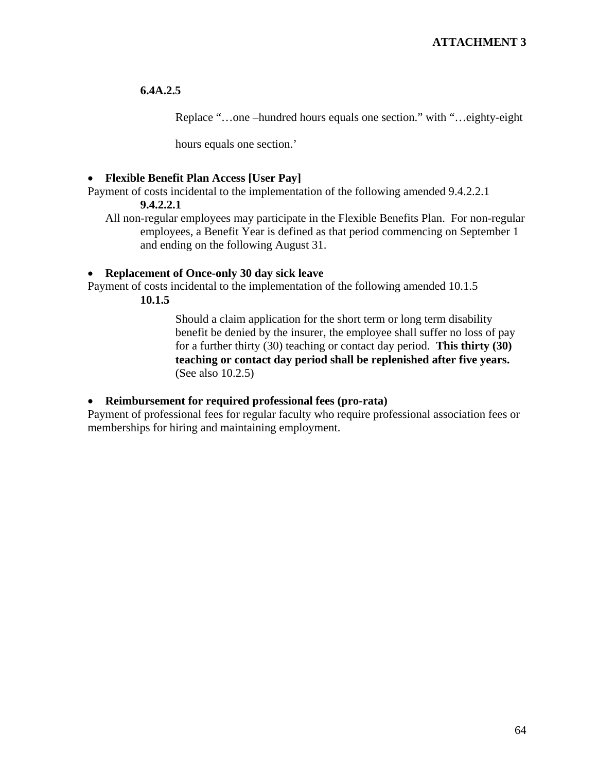**ATTACHMENT 3**

**6.4A.2.5**

Replace "…one –hundred hours equals one section." with "…eighty-eight hours equals one section.'

- **Flexible Benefit Plan Access [User Pay]**

Payment of costs incidental to the implementation of the following amended 9.4.2.2.1

**9.4.2.2.1**

All non-regular employees may participate in the Flexible Benefits Plan. For non-regular employees, a Benefit Year is defined as that period commencing on September 1 and ending on the following August 31.

- **Replacement of Once-only 30 day sick leave**

Payment of costs incidental to the implementation of the following amended 10.1.5

**10.1.5**

Should a claim application for the short term or long term disability benefit be denied by the insurer, the employee shall suffer no loss of pay for a further thirty (30) teaching or contact day period. **This thirty (30) teaching or contact day period shall be replenished after five years.** (See also 10.2.5)

- **Reimbursement for required professional fees (pro-rata)**

Payment of professional fees for regular faculty who require professional association fees or memberships for hiring and maintaining employment.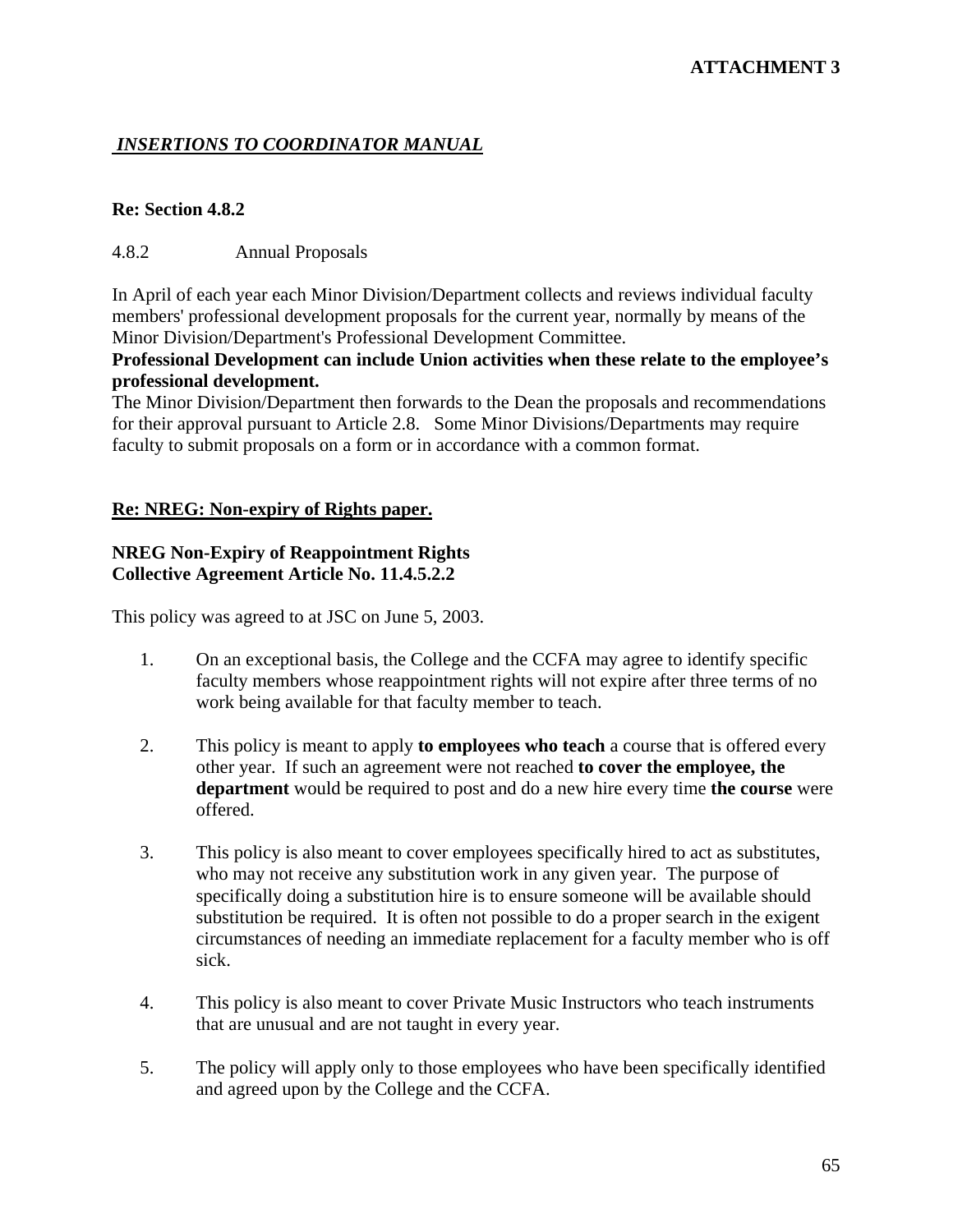**ATTACHMENT 3**

## *INSERTIONS TO COORDINATOR MANUAL*

**Re: Section 4.8.2**

4.8.2 Annual Proposals

In April of each year each Minor Division/Department collects and reviews individual faculty members' professional development proposals for the current year, normally by means of the Minor Division/Department's Professional Development Committee.
**Professional Development can include Union activities when these relate to the employee's professional development.**
The Minor Division/Department then forwards to the Dean the proposals and recommendations for their approval pursuant to Article 2.8. Some Minor Divisions/Departments may require faculty to submit proposals on a form or in accordance with a common format.

**Re: NREG: Non-expiry of Rights paper.**

**NREG Non-Expiry of Reappointment Rights**
**Collective Agreement Article No. 11.4.5.2.2**

This policy was agreed to at JSC on June 5, 2003.

1. On an exceptional basis, the College and the CCFA may agree to identify specific faculty members whose reappointment rights will not expire after three terms of no work being available for that faculty member to teach.

2. This policy is meant to apply **to employees who teach** a course that is offered every other year. If such an agreement were not reached **to cover the employee, the department** would be required to post and do a new hire every time **the course** were offered.

3. This policy is also meant to cover employees specifically hired to act as substitutes, who may not receive any substitution work in any given year. The purpose of specifically doing a substitution hire is to ensure someone will be available should substitution be required. It is often not possible to do a proper search in the exigent circumstances of needing an immediate replacement for a faculty member who is off sick.

4. This policy is also meant to cover Private Music Instructors who teach instruments that are unusual and are not taught in every year.

5. The policy will apply only to those employees who have been specifically identified and agreed upon by the College and the CCFA.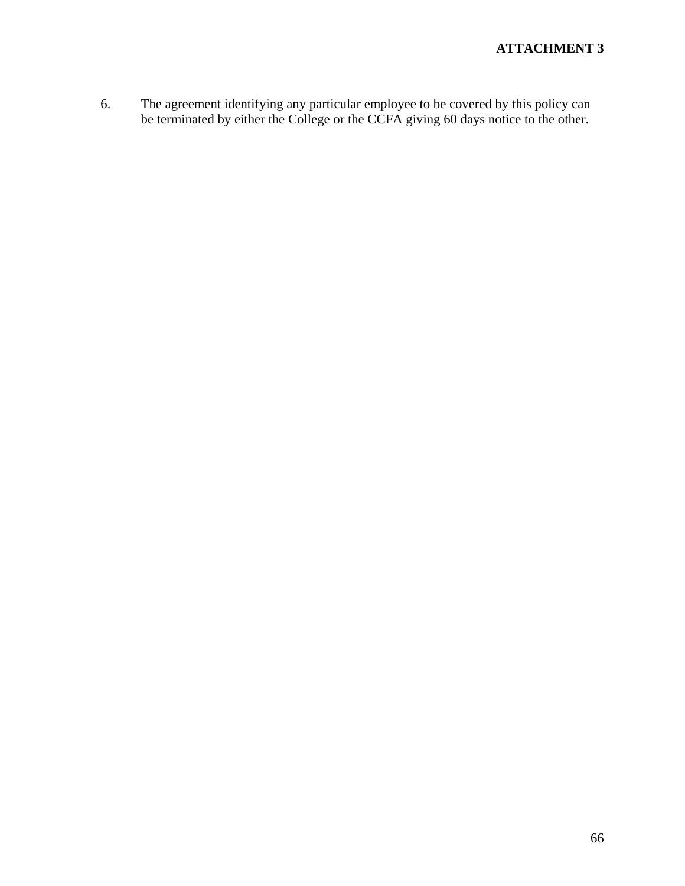**ATTACHMENT 3**

6. The agreement identifying any particular employee to be covered by this policy can be terminated by either the College or the CCFA giving 60 days notice to the other.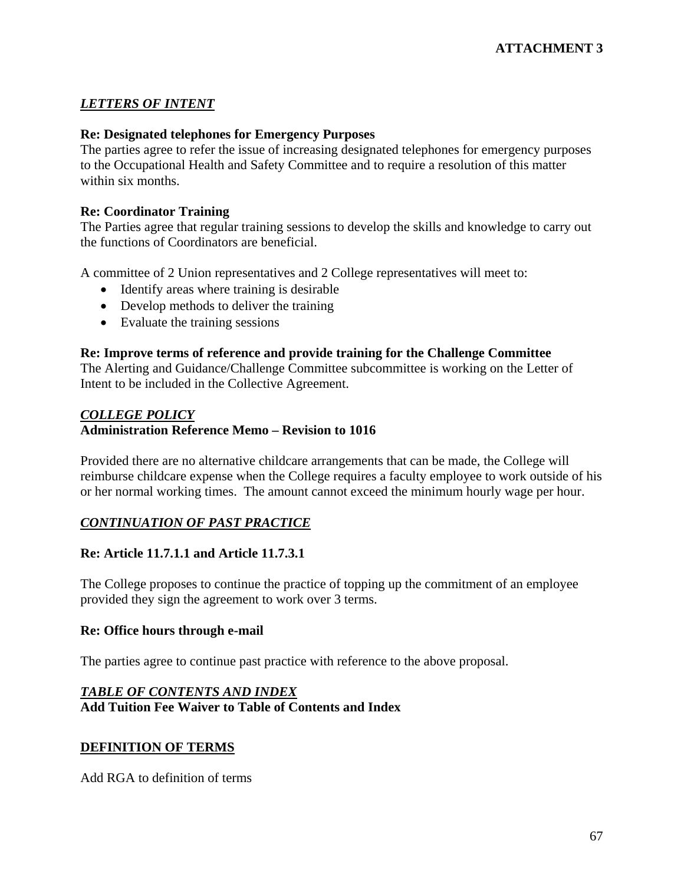**ATTACHMENT 3**

## *LETTERS OF INTENT*

**Re: Designated telephones for Emergency Purposes**
The parties agree to refer the issue of increasing designated telephones for emergency purposes to the Occupational Health and Safety Committee and to require a resolution of this matter within six months.

**Re: Coordinator Training**
The Parties agree that regular training sessions to develop the skills and knowledge to carry out the functions of Coordinators are beneficial.

A committee of 2 Union representatives and 2 College representatives will meet to:

- Identify areas where training is desirable
- Develop methods to deliver the training
- Evaluate the training sessions

**Re: Improve terms of reference and provide training for the Challenge Committee**
The Alerting and Guidance/Challenge Committee subcommittee is working on the Letter of Intent to be included in the Collective Agreement.

## *COLLEGE POLICY*

**Administration Reference Memo – Revision to 1016**

Provided there are no alternative childcare arrangements that can be made, the College will reimburse childcare expense when the College requires a faculty employee to work outside of his or her normal working times. The amount cannot exceed the minimum hourly wage per hour.

## *CONTINUATION OF PAST PRACTICE*

**Re: Article 11.7.1.1 and Article 11.7.3.1**

The College proposes to continue the practice of topping up the commitment of an employee provided they sign the agreement to work over 3 terms.

**Re: Office hours through e-mail**

The parties agree to continue past practice with reference to the above proposal.

## *TABLE OF CONTENTS AND INDEX*

**Add Tuition Fee Waiver to Table of Contents and Index**

## DEFINITION OF TERMS

Add RGA to definition of terms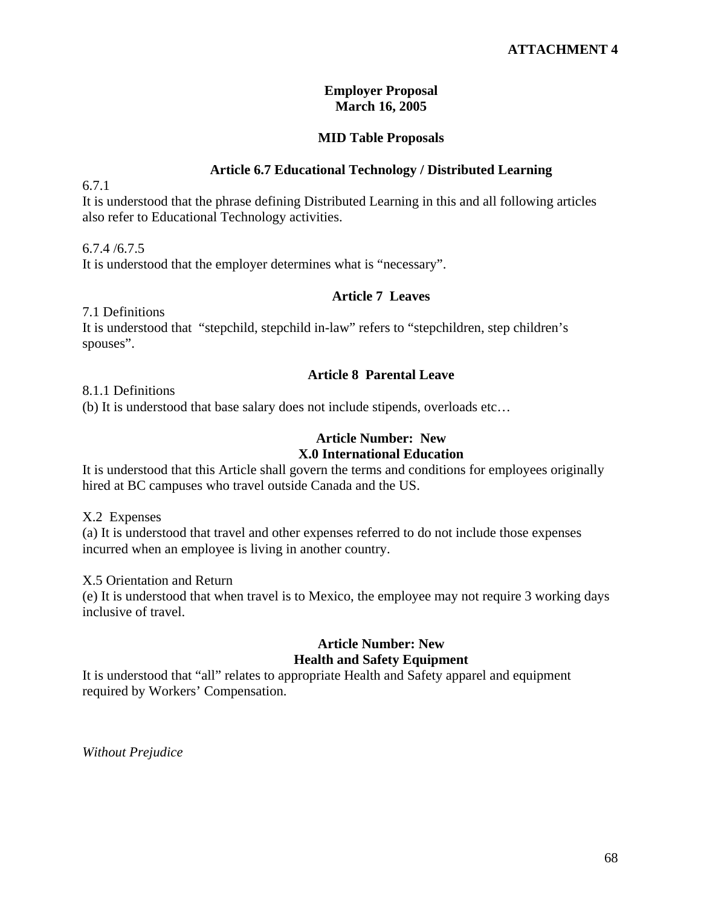**ATTACHMENT 4**

## Employer Proposal
## March 16, 2005

### MID Table Proposals

### Article 6.7 Educational Technology / Distributed Learning

6.7.1
It is understood that the phrase defining Distributed Learning in this and all following articles also refer to Educational Technology activities.

6.7.4 /6.7.5
It is understood that the employer determines what is "necessary".

### Article 7 Leaves

7.1 Definitions
It is understood that "stepchild, stepchild in-law" refers to "stepchildren, step children's spouses".

### Article 8 Parental Leave

8.1.1 Definitions
(b) It is understood that base salary does not include stipends, overloads etc…

### Article Number: New
### X.0 International Education

It is understood that this Article shall govern the terms and conditions for employees originally hired at BC campuses who travel outside Canada and the US.

X.2 Expenses
(a) It is understood that travel and other expenses referred to do not include those expenses incurred when an employee is living in another country.

X.5 Orientation and Return
(e) It is understood that when travel is to Mexico, the employee may not require 3 working days inclusive of travel.

### Article Number: New
### Health and Safety Equipment

It is understood that "all" relates to appropriate Health and Safety apparel and equipment required by Workers' Compensation.

*Without Prejudice*